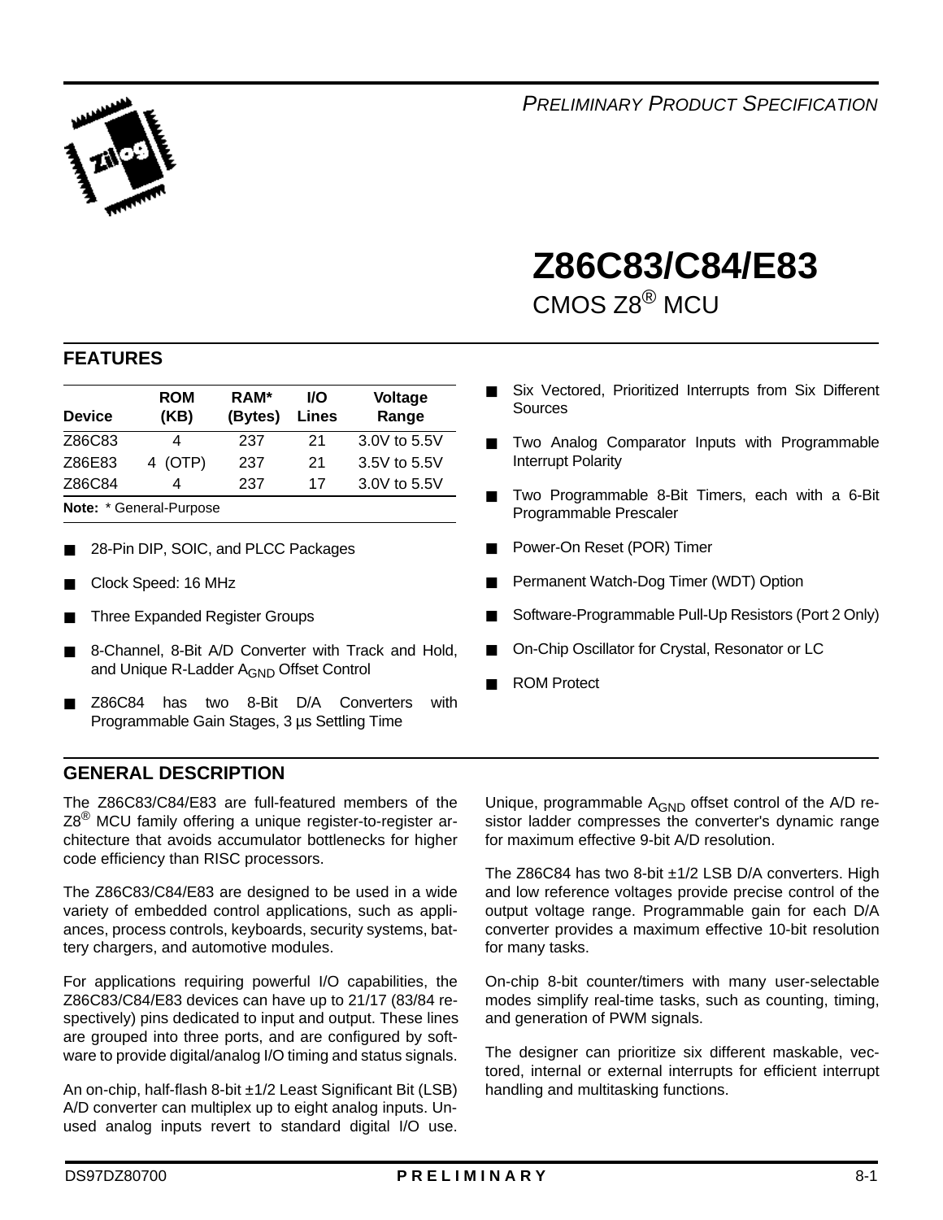*PRELIMINARY PRODUCT SPECIFICATION*

# Z86C83/C84/E83

CMOS Z8® MCU

## FEATURES

| Device | ROM (KB) | RAM* (Bytes) | I/O Lines | Voltage Range |
|---|---|---|---|---|
| Z86C83 | 4 | 237 | 21 | 3.0V to 5.5V |
| Z86E83 | 4 (OTP) | 237 | 21 | 3.5V to 5.5V |
| Z86C84 | 4 | 237 | 17 | 3.0V to 5.5V |

**Note:** * General-Purpose

- 28-Pin DIP, SOIC, and PLCC Packages
- Clock Speed: 16 MHz
- Three Expanded Register Groups
- 8-Channel, 8-Bit A/D Converter with Track and Hold, and Unique R-Ladder $A_{GND}$ Offset Control
- Z86C84 has two 8-Bit D/A Converters with Programmable Gain Stages, 3 µs Settling Time
- Six Vectored, Prioritized Interrupts from Six Different Sources
- Two Analog Comparator Inputs with Programmable Interrupt Polarity
- Two Programmable 8-Bit Timers, each with a 6-Bit Programmable Prescaler
- Power-On Reset (POR) Timer
- Permanent Watch-Dog Timer (WDT) Option
- Software-Programmable Pull-Up Resistors (Port 2 Only)
- On-Chip Oscillator for Crystal, Resonator or LC
- ROM Protect

## GENERAL DESCRIPTION

The Z86C83/C84/E83 are full-featured members of the Z8® MCU family offering a unique register-to-register architecture that avoids accumulator bottlenecks for higher code efficiency than RISC processors.

The Z86C83/C84/E83 are designed to be used in a wide variety of embedded control applications, such as appliances, process controls, keyboards, security systems, battery chargers, and automotive modules.

For applications requiring powerful I/O capabilities, the Z86C83/C84/E83 devices can have up to 21/17 (83/84 respectively) pins dedicated to input and output. These lines are grouped into three ports, and are configured by software to provide digital/analog I/O timing and status signals.

An on-chip, half-flash 8-bit ±1/2 Least Significant Bit (LSB) A/D converter can multiplex up to eight analog inputs. Unused analog inputs revert to standard digital I/O use. Unique, programmable $A_{GND}$ offset control of the A/D resistor ladder compresses the converter's dynamic range for maximum effective 9-bit A/D resolution.

The Z86C84 has two 8-bit ±1/2 LSB D/A converters. High and low reference voltages provide precise control of the output voltage range. Programmable gain for each D/A converter provides a maximum effective 10-bit resolution for many tasks.

On-chip 8-bit counter/timers with many user-selectable modes simplify real-time tasks, such as counting, timing, and generation of PWM signals.

The designer can prioritize six different maskable, vectored, internal or external interrupts for efficient interrupt handling and multitasking functions.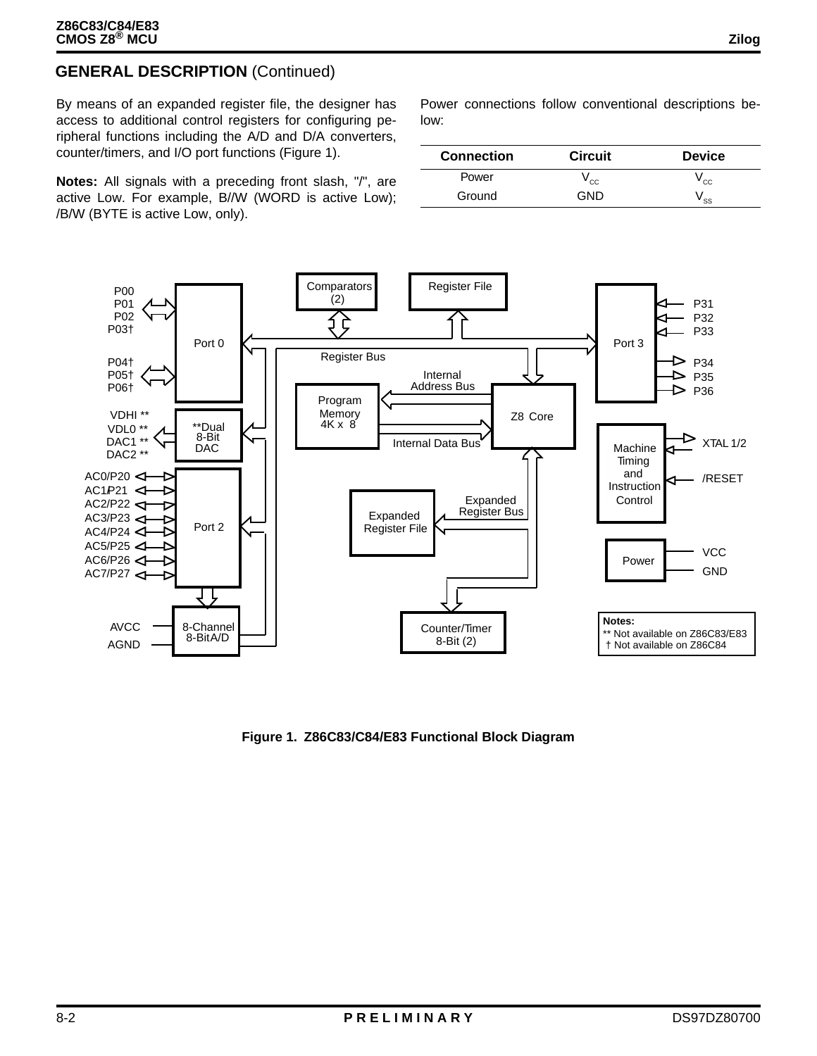## GENERAL DESCRIPTION (Continued)

By means of an expanded register file, the designer has access to additional control registers for configuring peripheral functions including the A/D and D/A converters, counter/timers, and I/O port functions (Figure 1).

**Notes:** All signals with a preceding front slash, "/", are active Low. For example, B//W (WORD is active Low); /B/W (BYTE is active Low, only).

Power connections follow conventional descriptions below:

| Connection | Circuit | Device |
|---|---|---|
| Power | $V_{CC}$ | $V_{CC}$ |
| Ground | GND | $V_{SS}$ |

Figure 1. Z86C83/C84/E83 Functional Block Diagram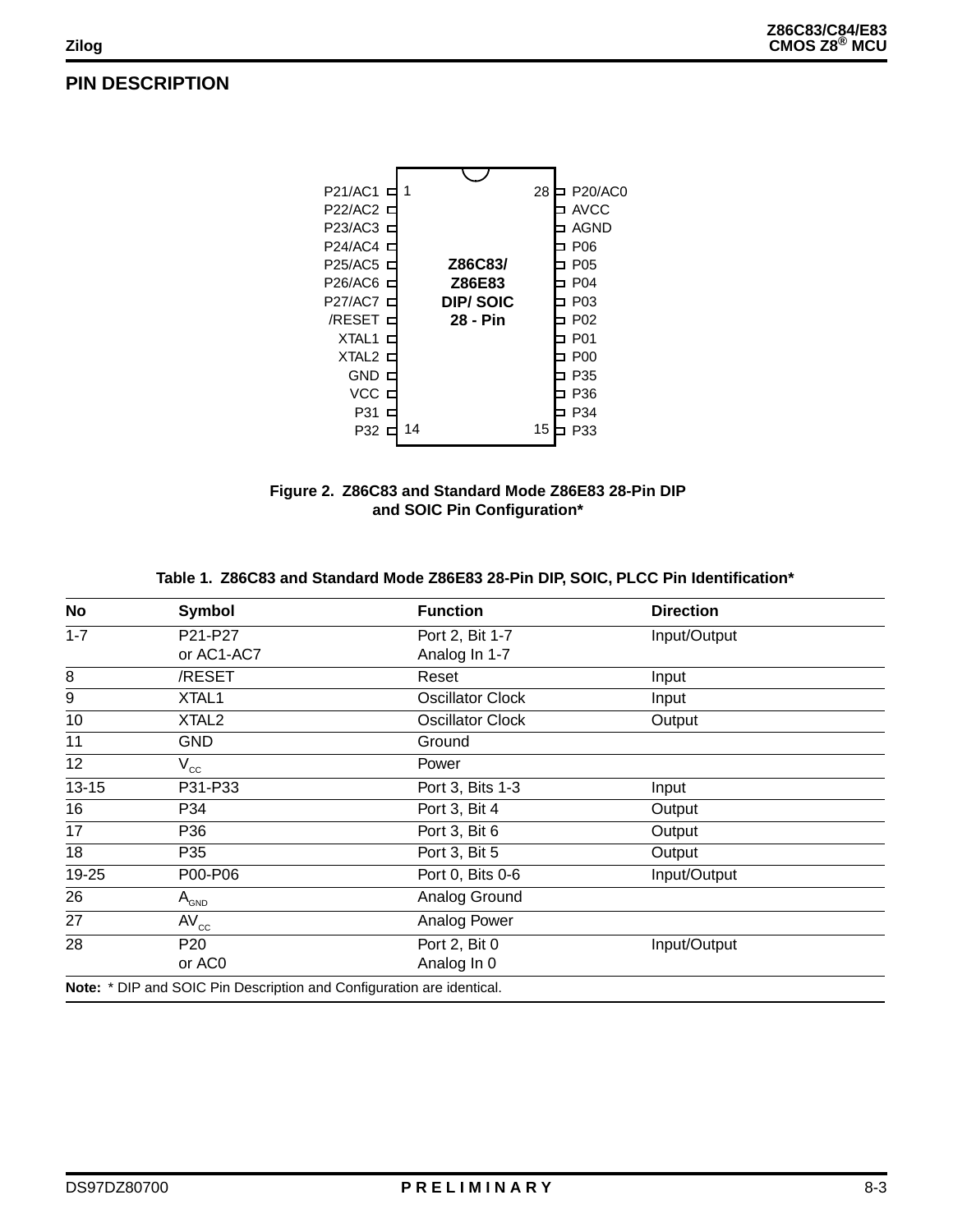## PIN DESCRIPTION

| Left Pin | No | | No | Right Pin |
|---|---|---|---|---|
| P21/AC1 | 1 | | 28 | P20/AC0 |
| P22/AC2 | 2 | | 27 | AVCC |
| P23/AC3 | 3 | | 26 | AGND |
| P24/AC4 | 4 | | 25 | P06 |
| P25/AC5 | 5 | Z86C83/ Z86E83 DIP/ SOIC 28 - Pin | 24 | P05 |
| P26/AC6 | 6 | | 23 | P04 |
| P27/AC7 | 7 | | 22 | P03 |
| /RESET | 8 | | 21 | P02 |
| XTAL1 | 9 | | 20 | P01 |
| XTAL2 | 10 | | 19 | P00 |
| GND | 11 | | 18 | P35 |
| VCC | 12 | | 17 | P36 |
| P31 | 13 | | 16 | P34 |
| P32 | 14 | | 15 | P33 |

**Figure 2. Z86C83 and Standard Mode Z86E83 28-Pin DIP and SOIC Pin Configuration***

**Table 1. Z86C83 and Standard Mode Z86E83 28-Pin DIP, SOIC, PLCC Pin Identification***

| No | Symbol | Function | Direction |
|---|---|---|---|
| 1-7 | P21-P27<br>or AC1-AC7 | Port 2, Bit 1-7<br>Analog In 1-7 | Input/Output |
| 8 | /RESET | Reset | Input |
| 9 | XTAL1 | Oscillator Clock | Input |
| 10 | XTAL2 | Oscillator Clock | Output |
| 11 | GND | Ground | |
| 12 | $V_{CC}$ | Power | |
| 13-15 | P31-P33 | Port 3, Bits 1-3 | Input |
| 16 | P34 | Port 3, Bit 4 | Output |
| 17 | P36 | Port 3, Bit 6 | Output |
| 18 | P35 | Port 3, Bit 5 | Output |
| 19-25 | P00-P06 | Port 0, Bits 0-6 | Input/Output |
| 26 | $A_{GND}$ | Analog Ground | |
| 27 | $AV_{CC}$ | Analog Power | |
| 28 | P20<br>or AC0 | Port 2, Bit 0<br>Analog In 0 | Input/Output |

**Note:** * DIP and SOIC Pin Description and Configuration are identical.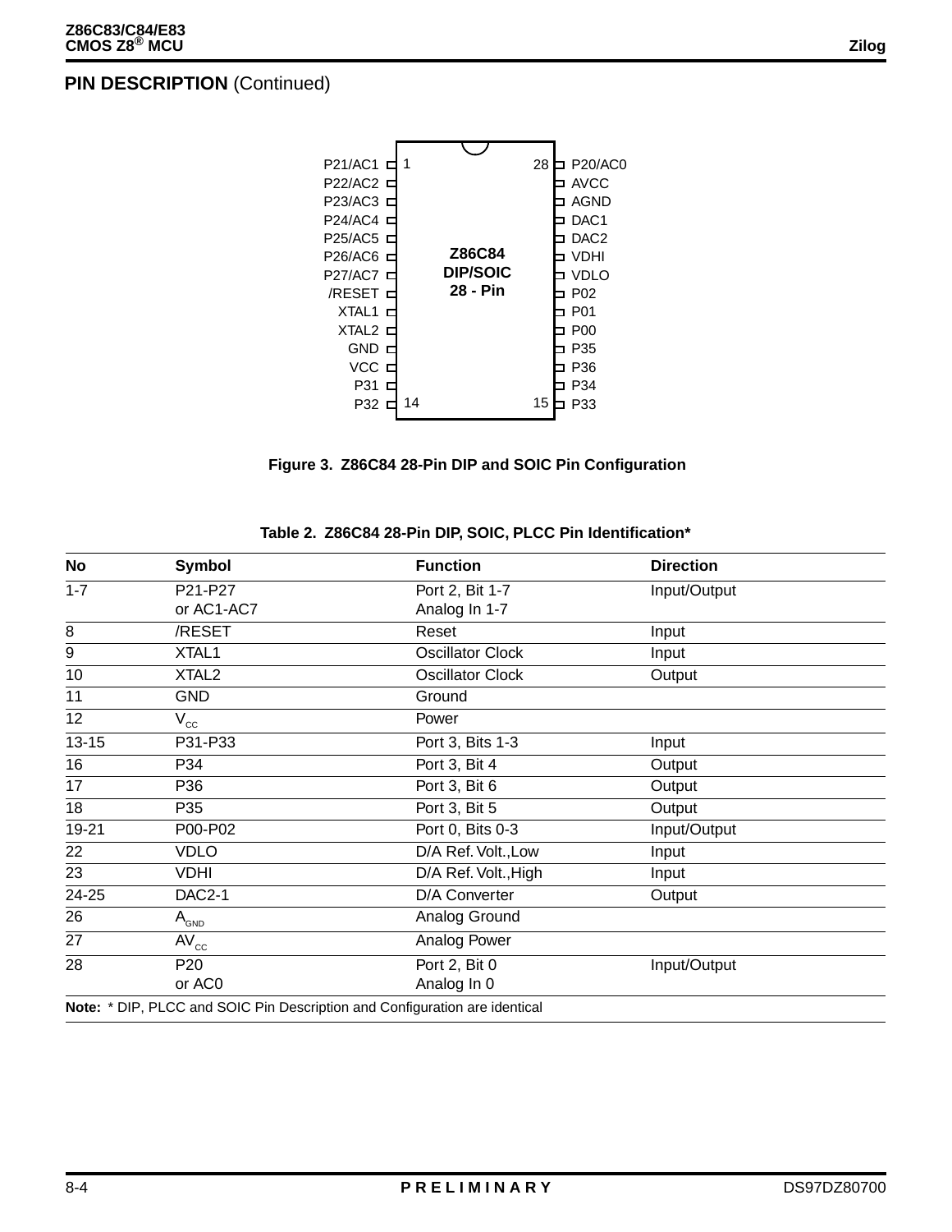## PIN DESCRIPTION (Continued)

| | | | |
|---|---|---|---|
| P21/AC1 | 1 | 28 | P20/AC0 |
| P22/AC2 | | | AVCC |
| P23/AC3 | | | AGND |
| P24/AC4 | | | DAC1 |
| P25/AC5 | | | DAC2 |
| P26/AC6 | | | VDHI |
| P27/AC7 | | | VDLO |
| /RESET | | | P02 |
| XTAL1 | | | P01 |
| XTAL2 | | | P00 |
| GND | | | P35 |
| VCC | | | P36 |
| P31 | | | P34 |
| P32 | 14 | 15 | P33 |

Z86C84 DIP/SOIC 28 - Pin

**Figure 3. Z86C84 28-Pin DIP and SOIC Pin Configuration**

**Table 2. Z86C84 28-Pin DIP, SOIC, PLCC Pin Identification***

| No | Symbol | Function | Direction |
|---|---|---|---|
| 1-7 | P21-P27<br>or AC1-AC7 | Port 2, Bit 1-7<br>Analog In 1-7 | Input/Output |
| 8 | /RESET | Reset | Input |
| 9 | XTAL1 | Oscillator Clock | Input |
| 10 | XTAL2 | Oscillator Clock | Output |
| 11 | GND | Ground | |
| 12 | $V_{CC}$ | Power | |
| 13-15 | P31-P33 | Port 3, Bits 1-3 | Input |
| 16 | P34 | Port 3, Bit 4 | Output |
| 17 | P36 | Port 3, Bit 6 | Output |
| 18 | P35 | Port 3, Bit 5 | Output |
| 19-21 | P00-P02 | Port 0, Bits 0-3 | Input/Output |
| 22 | VDLO | D/A Ref. Volt.,Low | Input |
| 23 | VDHI | D/A Ref. Volt.,High | Input |
| 24-25 | DAC2-1 | D/A Converter | Output |
| 26 | $A_{GND}$ | Analog Ground | |
| 27 | $AV_{CC}$ | Analog Power | |
| 28 | P20<br>or AC0 | Port 2, Bit 0<br>Analog In 0 | Input/Output |

**Note:** * DIP, PLCC and SOIC Pin Description and Configuration are identical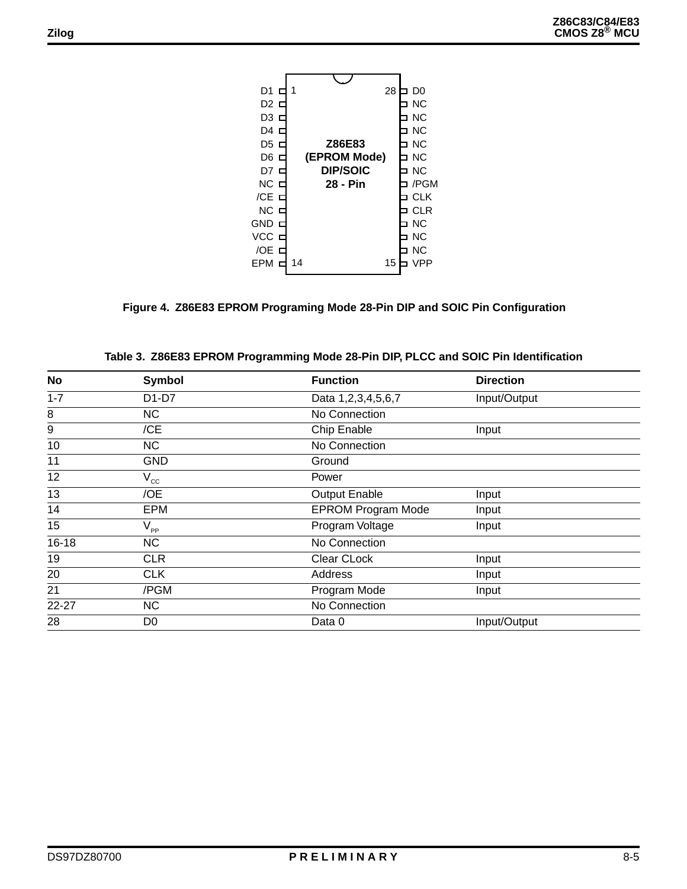| | | | |
|---|---|---|---|
| D1 | 1 | 28 | D0 |
| D2 | 2 | 27 | NC |
| D3 | 3 | 26 | NC |
| D4 | 4 | 25 | NC |
| D5 | 5 | 24 | NC |
| D6 | 6 | 23 | NC |
| D7 | 7 | 22 | NC |
| NC | 8 | 21 | /PGM |
| /CE | 9 | 20 | CLK |
| NC | 10 | 19 | CLR |
| GND | 11 | 18 | NC |
| VCC | 12 | 17 | NC |
| /OE | 13 | 16 | NC |
| EPM | 14 | 15 | VPP |

Z86E83 (EPROM Mode) DIP/SOIC 28 - Pin

**Figure 4. Z86E83 EPROM Programing Mode 28-Pin DIP and SOIC Pin Configuration**

**Table 3. Z86E83 EPROM Programming Mode 28-Pin DIP, PLCC and SOIC Pin Identification**

| No | Symbol | Function | Direction |
|---|---|---|---|
| 1-7 | D1-D7 | Data 1,2,3,4,5,6,7 | Input/Output |
| 8 | NC | No Connection | |
| 9 | /CE | Chip Enable | Input |
| 10 | NC | No Connection | |
| 11 | GND | Ground | |
| 12 | $V_{CC}$ | Power | |
| 13 | /OE | Output Enable | Input |
| 14 | EPM | EPROM Program Mode | Input |
| 15 | $V_{PP}$ | Program Voltage | Input |
| 16-18 | NC | No Connection | |
| 19 | CLR | Clear CLock | Input |
| 20 | CLK | Address | Input |
| 21 | /PGM | Program Mode | Input |
| 22-27 | NC | No Connection | |
| 28 | D0 | Data 0 | Input/Output |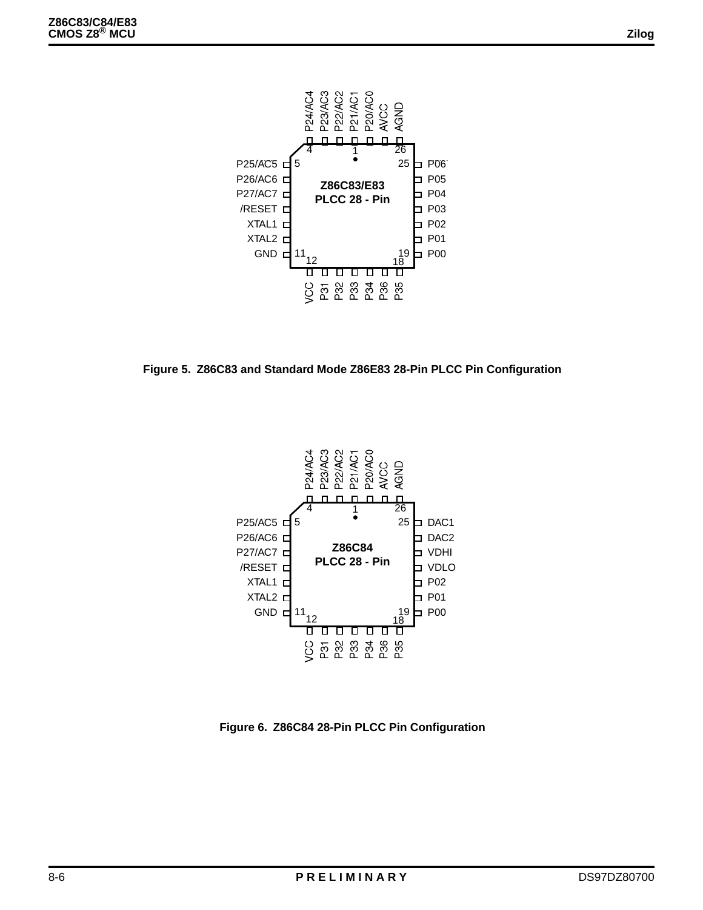Figure 5. Z86C83 and Standard Mode Z86E83 28-Pin PLCC Pin Configuration

Figure 6. Z86C84 28-Pin PLCC Pin Configuration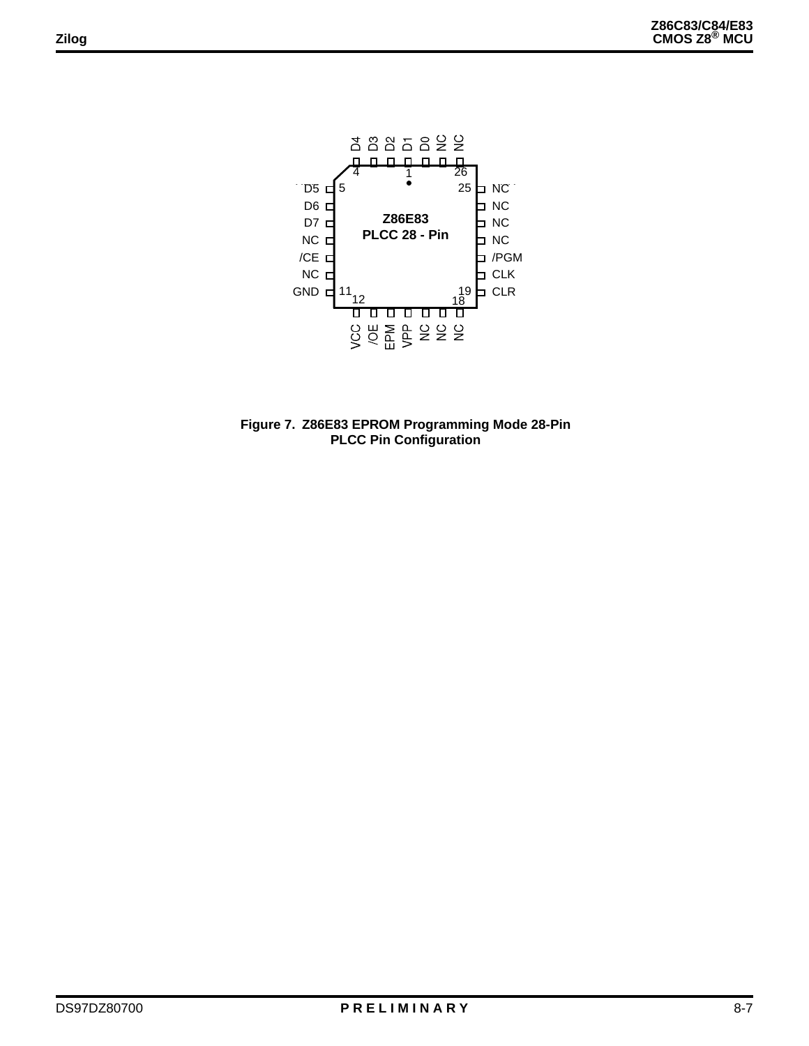Figure 7. Z86E83 EPROM Programming Mode 28-Pin PLCC Pin Configuration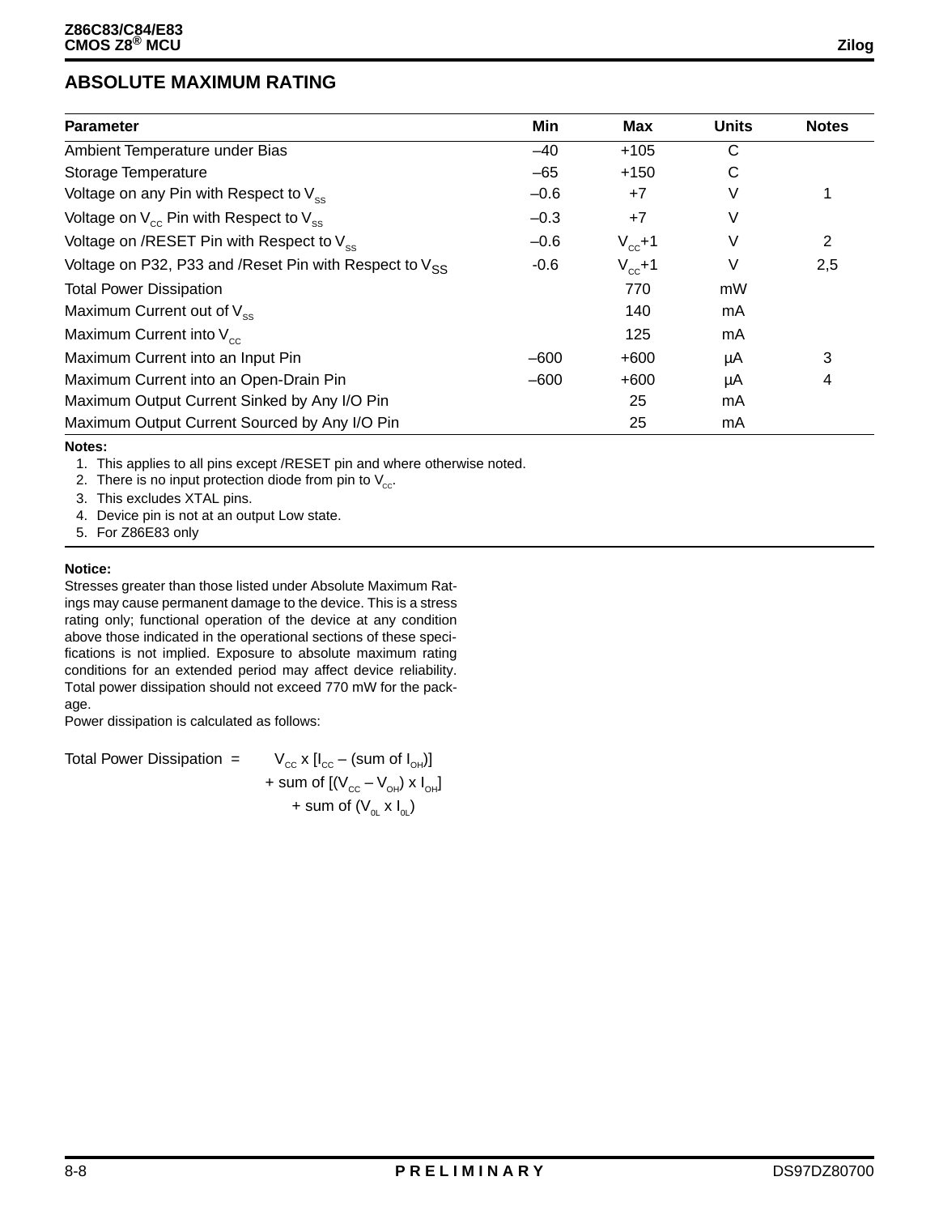## ABSOLUTE MAXIMUM RATING

| Parameter | Min | Max | Units | Notes |
|---|---|---|---|---|
| Ambient Temperature under Bias | –40 | +105 | C | |
| Storage Temperature | –65 | +150 | C | |
| Voltage on any Pin with Respect to $V_{SS}$ | –0.6 | +7 | V | 1 |
| Voltage on $V_{CC}$ Pin with Respect to $V_{SS}$ | –0.3 | +7 | V | |
| Voltage on /RESET Pin with Respect to $V_{SS}$ | –0.6 | $V_{CC}$+1 | V | 2 |
| Voltage on P32, P33 and /Reset Pin with Respect to $V_{SS}$ | -0.6 | $V_{CC}$+1 | V | 2,5 |
| Total Power Dissipation | | 770 | mW | |
| Maximum Current out of $V_{SS}$ | | 140 | mA | |
| Maximum Current into $V_{CC}$ | | 125 | mA | |
| Maximum Current into an Input Pin | –600 | +600 | µA | 3 |
| Maximum Current into an Open-Drain Pin | –600 | +600 | µA | 4 |
| Maximum Output Current Sinked by Any I/O Pin | | 25 | mA | |
| Maximum Output Current Sourced by Any I/O Pin | | 25 | mA | |

**Notes:**

1. This applies to all pins except /RESET pin and where otherwise noted.
2. There is no input protection diode from pin to $V_{CC}$.
3. This excludes XTAL pins.
4. Device pin is not at an output Low state.
5. For Z86E83 only

**Notice:**

Stresses greater than those listed under Absolute Maximum Ratings may cause permanent damage to the device. This is a stress rating only; functional operation of the device at any condition above those indicated in the operational sections of these specifications is not implied. Exposure to absolute maximum rating conditions for an extended period may affect device reliability. Total power dissipation should not exceed 770 mW for the package.

Power dissipation is calculated as follows:

$$\text{Total Power Dissipation} = V_{CC} \times [I_{CC} - (\text{sum of } I_{OH})] + \text{sum of } [(V_{CC} - V_{OH}) \times I_{OH}] + \text{sum of } (V_{0L} \times I_{0L})$$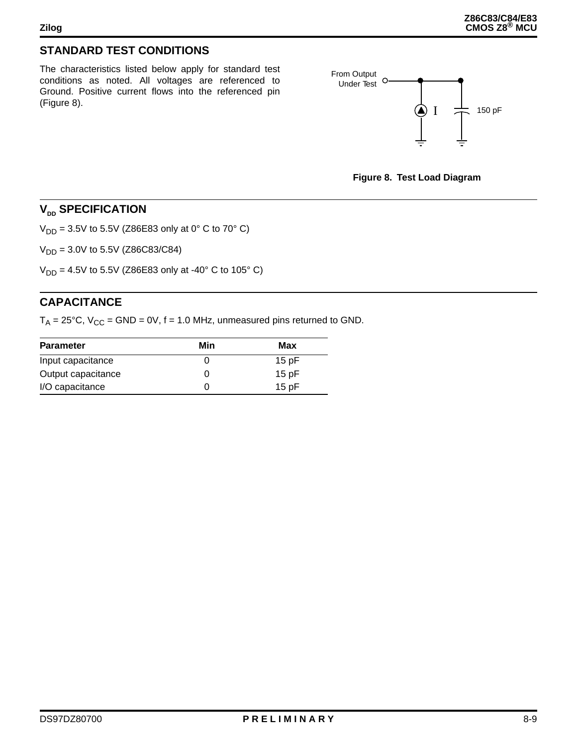## STANDARD TEST CONDITIONS

The characteristics listed below apply for standard test conditions as noted. All voltages are referenced to Ground. Positive current flows into the referenced pin (Figure 8).

From Output Under Test

I

150 pF

**Figure 8. Test Load Diagram**

## $V_{DD}$ SPECIFICATION

$V_{DD}$ = 3.5V to 5.5V (Z86E83 only at 0° C to 70° C)

$V_{DD}$ = 3.0V to 5.5V (Z86C83/C84)

$V_{DD}$ = 4.5V to 5.5V (Z86E83 only at -40° C to 105° C)

## CAPACITANCE

$T_A$ = 25°C, $V_{CC}$ = GND = 0V, f = 1.0 MHz, unmeasured pins returned to GND.

| Parameter | Min | Max |
|---|---|---|
| Input capacitance | 0 | 15 pF |
| Output capacitance | 0 | 15 pF |
| I/O capacitance | 0 | 15 pF |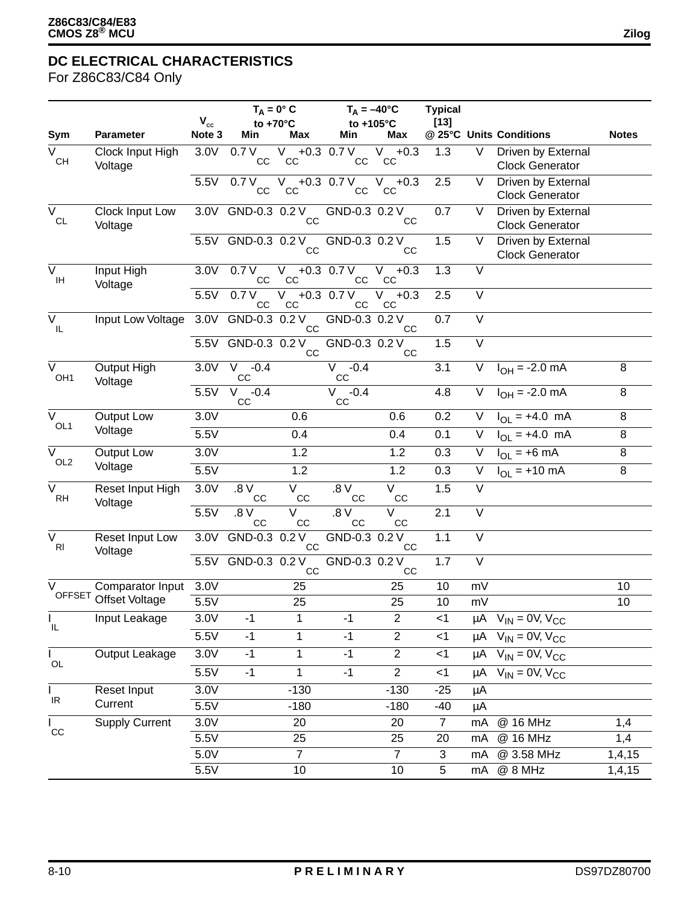## DC ELECTRICAL CHARACTERISTICS

For Z86C83/C84 Only

| Sym | Parameter | $V_{cc}$ Note 3 | $T_A$ = 0° C to +70°C Min | Max | $T_A$ = –40°C to +105°C Min | Max | Typical [13] @ 25°C | Units | Conditions | Notes |
|---|---|---|---|---|---|---|---|---|---|---|
| $V_{CH}$ | Clock Input High Voltage | 3.0V | 0.7 $V_{CC}$ | $V_{CC}$+0.3 | 0.7 $V_{CC}$ | $V_{CC}$+0.3 | 1.3 | V | Driven by External Clock Generator | |
| | | 5.5V | 0.7 $V_{CC}$ | $V_{CC}$+0.3 | 0.7 $V_{CC}$ | $V_{CC}$+0.3 | 2.5 | V | Driven by External Clock Generator | |
| $V_{CL}$ | Clock Input Low Voltage | 3.0V | GND-0.3 | 0.2 $V_{CC}$ | GND-0.3 | 0.2 $V_{CC}$ | 0.7 | V | Driven by External Clock Generator | |
| | | 5.5V | GND-0.3 | 0.2 $V_{CC}$ | GND-0.3 | 0.2 $V_{CC}$ | 1.5 | V | Driven by External Clock Generator | |
| $V_{IH}$ | Input High Voltage | 3.0V | 0.7 $V_{CC}$ | $V_{CC}$+0.3 | 0.7 $V_{CC}$ | $V_{CC}$+0.3 | 1.3 | V | | |
| | | 5.5V | 0.7 $V_{CC}$ | $V_{CC}$+0.3 | 0.7 $V_{CC}$ | $V_{CC}$+0.3 | 2.5 | V | | |
| $V_{IL}$ | Input Low Voltage | 3.0V | GND-0.3 | 0.2 $V_{CC}$ | GND-0.3 | 0.2 $V_{CC}$ | 0.7 | V | | |
| | | 5.5V | GND-0.3 | 0.2 $V_{CC}$ | GND-0.3 | 0.2 $V_{CC}$ | 1.5 | V | | |
| $V_{OH1}$ | Output High Voltage | 3.0V | $V_{CC}$ -0.4 | | $V_{CC}$ -0.4 | | 3.1 | V | $I_{OH}$ = -2.0 mA | 8 |
| | | 5.5V | $V_{CC}$ -0.4 | | $V_{CC}$ -0.4 | | 4.8 | V | $I_{OH}$ = -2.0 mA | 8 |
| $V_{OL1}$ | Output Low Voltage | 3.0V | | 0.6 | | 0.6 | 0.2 | V | $I_{OL}$ = +4.0 mA | 8 |
| | | 5.5V | | 0.4 | | 0.4 | 0.1 | V | $I_{OL}$ = +4.0 mA | 8 |
| $V_{OL2}$ | Output Low Voltage | 3.0V | | 1.2 | | 1.2 | 0.3 | V | $I_{OL}$ = +6 mA | 8 |
| | | 5.5V | | 1.2 | | 1.2 | 0.3 | V | $I_{OL}$ = +10 mA | 8 |
| $V_{RH}$ | Reset Input High Voltage | 3.0V | .8 $V_{CC}$ | $V_{CC}$ | .8 $V_{CC}$ | $V_{CC}$ | 1.5 | V | | |
| | | 5.5V | .8 $V_{CC}$ | $V_{CC}$ | .8 $V_{CC}$ | $V_{CC}$ | 2.1 | V | | |
| $V_{Rl}$ | Reset Input Low Voltage | 3.0V | GND-0.3 | 0.2 $V_{CC}$ | GND-0.3 | 0.2 $V_{CC}$ | 1.1 | V | | |
| | | 5.5V | GND-0.3 | 0.2 $V_{CC}$ | GND-0.3 | 0.2 $V_{CC}$ | 1.7 | V | | |
| $V_{OFFSET}$ | Comparator Input Offset Voltage | 3.0V | | 25 | | 25 | 10 | mV | | 10 |
| | | 5.5V | | 25 | | 25 | 10 | mV | | 10 |
| $I_{IL}$ | Input Leakage | 3.0V | -1 | 1 | -1 | 2 | <1 | µA | $V_{IN}$ = 0V, $V_{CC}$ | |
| | | 5.5V | -1 | 1 | -1 | 2 | <1 | µA | $V_{IN}$ = 0V, $V_{CC}$ | |
| $I_{OL}$ | Output Leakage | 3.0V | -1 | 1 | -1 | 2 | <1 | µA | $V_{IN}$ = 0V, $V_{CC}$ | |
| | | 5.5V | -1 | 1 | -1 | 2 | <1 | µA | $V_{IN}$ = 0V, $V_{CC}$ | |
| $I_{IR}$ | Reset Input Current | 3.0V | | -130 | | -130 | -25 | µA | | |
| | | 5.5V | | -180 | | -180 | -40 | µA | | |
| $I_{CC}$ | Supply Current | 3.0V | | 20 | | 20 | 7 | mA | @ 16 MHz | 1,4 |
| | | 5.5V | | 25 | | 25 | 20 | mA | @ 16 MHz | 1,4 |
| | | 5.0V | | 7 | | 7 | 3 | mA | @ 3.58 MHz | 1,4,15 |
| | | 5.5V | | 10 | | 10 | 5 | mA | @ 8 MHz | 1,4,15 |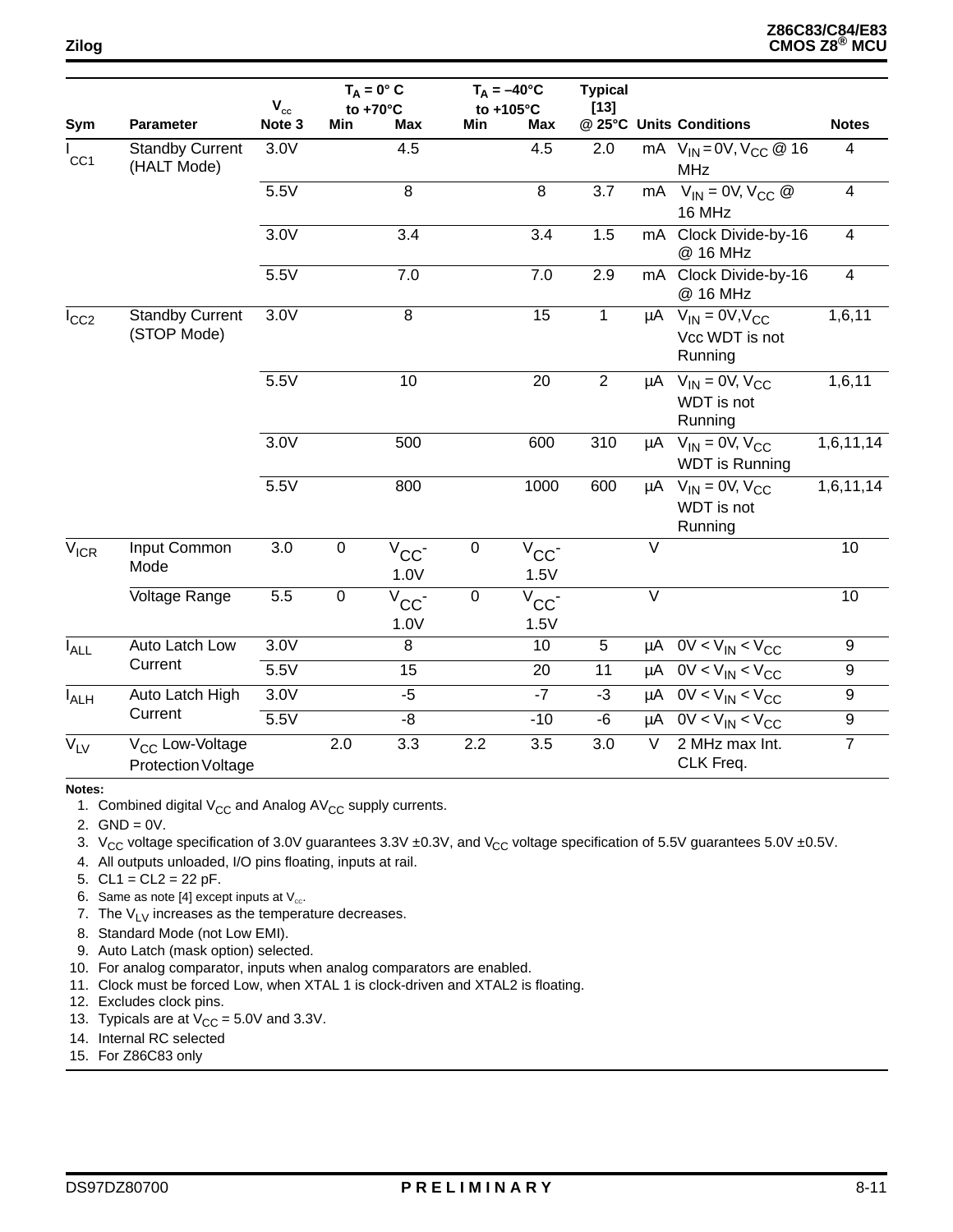| Sym | Parameter | $V_{cc}$ Note 3 | $T_A = 0°$ C to +70°C Min | Max | $T_A = -40°C$ to +105°C Min | Max | Typical [13] @ 25°C | Units | Conditions | Notes |
|---|---|---|---|---|---|---|---|---|---|---|
| $I_{CC1}$ | Standby Current (HALT Mode) | 3.0V | | 4.5 | | 4.5 | 2.0 | mA | $V_{IN} = 0V$, $V_{CC}$ @ 16 MHz | 4 |
| | | 5.5V | | 8 | | 8 | 3.7 | mA | $V_{IN} = 0V$, $V_{CC}$ @ 16 MHz | 4 |
| | | 3.0V | | 3.4 | | 3.4 | 1.5 | mA | Clock Divide-by-16 @ 16 MHz | 4 |
| | | 5.5V | | 7.0 | | 7.0 | 2.9 | mA | Clock Divide-by-16 @ 16 MHz | 4 |
| $I_{CC2}$ | Standby Current (STOP Mode) | 3.0V | | 8 | | 15 | 1 | µA | $V_{IN} = 0V$, $V_{CC}$ Vcc WDT is not Running | 1,6,11 |
| | | 5.5V | | 10 | | 20 | 2 | µA | $V_{IN} = 0V$, $V_{CC}$ WDT is not Running | 1,6,11 |
| | | 3.0V | | 500 | | 600 | 310 | µA | $V_{IN} = 0V$, $V_{CC}$ WDT is Running | 1,6,11,14 |
| | | 5.5V | | 800 | | 1000 | 600 | µA | $V_{IN} = 0V$, $V_{CC}$ WDT is not Running | 1,6,11,14 |
| $V_{ICR}$ | Input Common Mode | 3.0 | 0 | $V_{CC}$-1.0V | 0 | $V_{CC}$-1.5V | | V | | 10 |
| | Voltage Range | 5.5 | 0 | $V_{CC}$-1.0V | 0 | $V_{CC}$-1.5V | | V | | 10 |
| $I_{ALL}$ | Auto Latch Low Current | 3.0V | | 8 | | 10 | 5 | µA | $0V < V_{IN} < V_{CC}$ | 9 |
| | | 5.5V | | 15 | | 20 | 11 | µA | $0V < V_{IN} < V_{CC}$ | 9 |
| $I_{ALH}$ | Auto Latch High Current | 3.0V | | -5 | | -7 | -3 | µA | $0V < V_{IN} < V_{CC}$ | 9 |
| | | 5.5V | | -8 | | -10 | -6 | µA | $0V < V_{IN} < V_{CC}$ | 9 |
| $V_{LV}$ | $V_{CC}$ Low-Voltage Protection Voltage | | 2.0 | 3.3 | 2.2 | 3.5 | 3.0 | V | 2 MHz max Int. CLK Freq. | 7 |

**Notes:**

1. Combined digital $V_{CC}$ and Analog $AV_{CC}$ supply currents.
2. GND = 0V.
3. $V_{CC}$ voltage specification of 3.0V guarantees 3.3V ±0.3V, and $V_{CC}$ voltage specification of 5.5V guarantees 5.0V ±0.5V.
4. All outputs unloaded, I/O pins floating, inputs at rail.
5. CL1 = CL2 = 22 pF.
6. Same as note [4] except inputs at $V_{cc}$.
7. The $V_{LV}$ increases as the temperature decreases.
8. Standard Mode (not Low EMI).
9. Auto Latch (mask option) selected.
10. For analog comparator, inputs when analog comparators are enabled.
11. Clock must be forced Low, when XTAL 1 is clock-driven and XTAL2 is floating.
12. Excludes clock pins.
13. Typicals are at $V_{CC}$ = 5.0V and 3.3V.
14. Internal RC selected
15. For Z86C83 only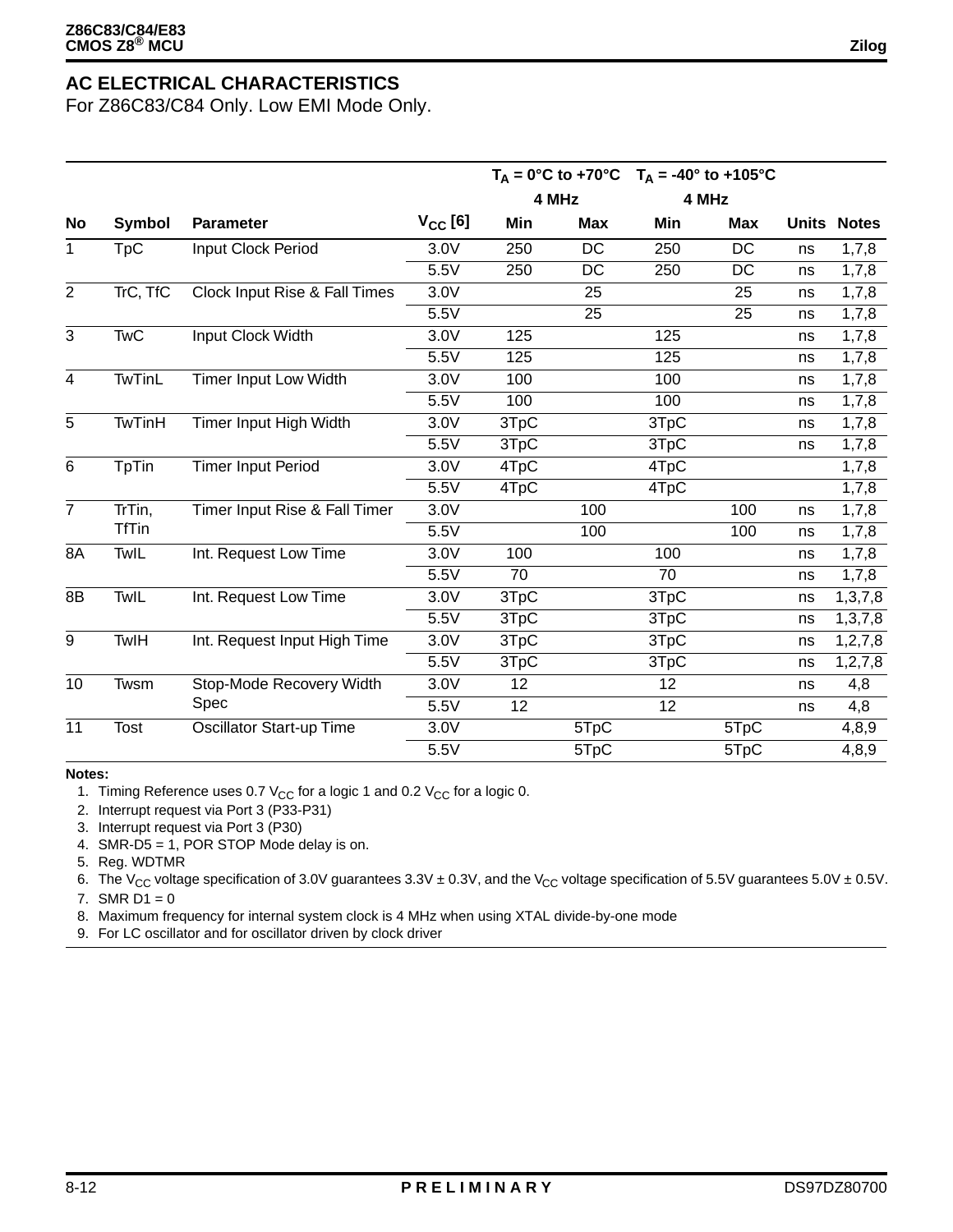## AC ELECTRICAL CHARACTERISTICS

For Z86C83/C84 Only. Low EMI Mode Only.

| | | | | $T_A$ = 0°C to +70°C | | $T_A$ = -40° to +105°C | | | |
|---|---|---|---|---|---|---|---|---|---|
| | | | | 4 MHz | | 4 MHz | | | |
| **No** | **Symbol** | **Parameter** | **$V_{CC}$ [6]** | **Min** | **Max** | **Min** | **Max** | **Units** | **Notes** |
| 1 | TpC | Input Clock Period | 3.0V | 250 | DC | 250 | DC | ns | 1,7,8 |
| | | | 5.5V | 250 | DC | 250 | DC | ns | 1,7,8 |
| 2 | TrC, TfC | Clock Input Rise & Fall Times | 3.0V | | 25 | | 25 | ns | 1,7,8 |
| | | | 5.5V | | 25 | | 25 | ns | 1,7,8 |
| 3 | TwC | Input Clock Width | 3.0V | 125 | | 125 | | ns | 1,7,8 |
| | | | 5.5V | 125 | | 125 | | ns | 1,7,8 |
| 4 | TwTinL | Timer Input Low Width | 3.0V | 100 | | 100 | | ns | 1,7,8 |
| | | | 5.5V | 100 | | 100 | | ns | 1,7,8 |
| 5 | TwTinH | Timer Input High Width | 3.0V | 3TpC | | 3TpC | | ns | 1,7,8 |
| | | | 5.5V | 3TpC | | 3TpC | | ns | 1,7,8 |
| 6 | TpTin | Timer Input Period | 3.0V | 4TpC | | 4TpC | | | 1,7,8 |
| | | | 5.5V | 4TpC | | 4TpC | | | 1,7,8 |
| 7 | TrTin, TfTin | Timer Input Rise & Fall Timer | 3.0V | | 100 | | 100 | ns | 1,7,8 |
| | | | 5.5V | | 100 | | 100 | ns | 1,7,8 |
| 8A | TwIL | Int. Request Low Time | 3.0V | 100 | | 100 | | ns | 1,7,8 |
| | | | 5.5V | 70 | | 70 | | ns | 1,7,8 |
| 8B | TwIL | Int. Request Low Time | 3.0V | 3TpC | | 3TpC | | ns | 1,3,7,8 |
| | | | 5.5V | 3TpC | | 3TpC | | ns | 1,3,7,8 |
| 9 | TwIH | Int. Request Input High Time | 3.0V | 3TpC | | 3TpC | | ns | 1,2,7,8 |
| | | | 5.5V | 3TpC | | 3TpC | | ns | 1,2,7,8 |
| 10 | Twsm | Stop-Mode Recovery Width Spec | 3.0V | 12 | | 12 | | ns | 4,8 |
| | | | 5.5V | 12 | | 12 | | ns | 4,8 |
| 11 | Tost | Oscillator Start-up Time | 3.0V | | 5TpC | | 5TpC | | 4,8,9 |
| | | | 5.5V | | 5TpC | | 5TpC | | 4,8,9 |

**Notes:**

1. Timing Reference uses 0.7 $V_{CC}$ for a logic 1 and 0.2 $V_{CC}$ for a logic 0.
2. Interrupt request via Port 3 (P33-P31)
3. Interrupt request via Port 3 (P30)
4. SMR-D5 = 1, POR STOP Mode delay is on.
5. Reg. WDTMR
6. The $V_{CC}$ voltage specification of 3.0V guarantees 3.3V ± 0.3V, and the $V_{CC}$ voltage specification of 5.5V guarantees 5.0V ± 0.5V.
7. SMR D1 = 0
8. Maximum frequency for internal system clock is 4 MHz when using XTAL divide-by-one mode
9. For LC oscillator and for oscillator driven by clock driver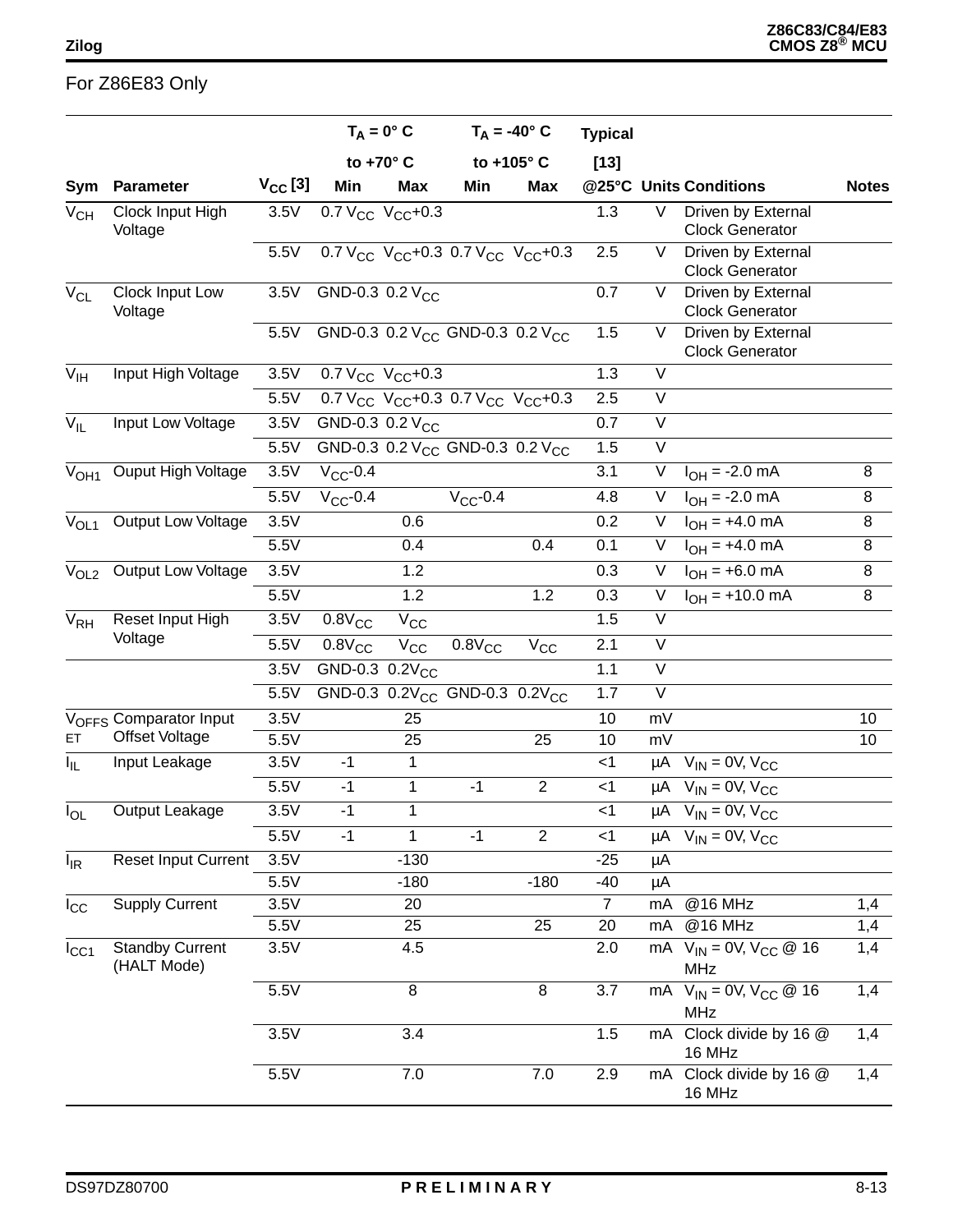For Z86E83 Only

| Sym | Parameter | $V_{CC}$ [3] | $T_A = 0°$ C to +70° C Min | $T_A = 0°$ C to +70° C Max | $T_A = -40°$ C to +105° C Min | $T_A = -40°$ C to +105° C Max | Typical [13] @25°C | Units | Conditions | Notes |
|---|---|---|---|---|---|---|---|---|---|---|
| $V_{CH}$ | Clock Input High Voltage | 3.5V | 0.7 $V_{CC}$ | $V_{CC}$+0.3 | | | 1.3 | V | Driven by External Clock Generator | |
| | | 5.5V | 0.7 $V_{CC}$ | $V_{CC}$+0.3 | 0.7 $V_{CC}$ | $V_{CC}$+0.3 | 2.5 | V | Driven by External Clock Generator | |
| $V_{CL}$ | Clock Input Low Voltage | 3.5V | GND-0.3 | 0.2 $V_{CC}$ | | | 0.7 | V | Driven by External Clock Generator | |
| | | 5.5V | GND-0.3 | 0.2 $V_{CC}$ | GND-0.3 | 0.2 $V_{CC}$ | 1.5 | V | Driven by External Clock Generator | |
| $V_{IH}$ | Input High Voltage | 3.5V | 0.7 $V_{CC}$ | $V_{CC}$+0.3 | | | 1.3 | V | | |
| | | 5.5V | 0.7 $V_{CC}$ | $V_{CC}$+0.3 | 0.7 $V_{CC}$ | $V_{CC}$+0.3 | 2.5 | V | | |
| $V_{IL}$ | Input Low Voltage | 3.5V | GND-0.3 | 0.2 $V_{CC}$ | | | 0.7 | V | | |
| | | 5.5V | GND-0.3 | 0.2 $V_{CC}$ | GND-0.3 | 0.2 $V_{CC}$ | 1.5 | V | | |
| $V_{OH1}$ | Ouput High Voltage | 3.5V | $V_{CC}$-0.4 | | | | 3.1 | V | $I_{OH}$ = -2.0 mA | 8 |
| | | 5.5V | $V_{CC}$-0.4 | | $V_{CC}$-0.4 | | 4.8 | V | $I_{OH}$ = -2.0 mA | 8 |
| $V_{OL1}$ | Output Low Voltage | 3.5V | | 0.6 | | | 0.2 | V | $I_{OH}$ = +4.0 mA | 8 |
| | | 5.5V | | 0.4 | | 0.4 | 0.1 | V | $I_{OH}$ = +4.0 mA | 8 |
| $V_{OL2}$ | Output Low Voltage | 3.5V | | 1.2 | | | 0.3 | V | $I_{OH}$ = +6.0 mA | 8 |
| | | 5.5V | | 1.2 | | 1.2 | 0.3 | V | $I_{OH}$ = +10.0 mA | 8 |
| $V_{RH}$ | Reset Input High Voltage | 3.5V | 0.8$V_{CC}$ | $V_{CC}$ | | | 1.5 | V | | |
| | | 5.5V | 0.8$V_{CC}$ | $V_{CC}$ | 0.8$V_{CC}$ | $V_{CC}$ | 2.1 | V | | |
| | | 3.5V | GND-0.3 | 0.2$V_{CC}$ | | | 1.1 | V | | |
| | | 5.5V | GND-0.3 | 0.2$V_{CC}$ | GND-0.3 | 0.2$V_{CC}$ | 1.7 | V | | |
| $V_{OFFSET}$ | Comparator Input Offset Voltage | 3.5V | | 25 | | | 10 | mV | | 10 |
| | | 5.5V | | 25 | | 25 | 10 | mV | | 10 |
| $I_{IL}$ | Input Leakage | 3.5V | -1 | 1 | | | <1 | µA | $V_{IN}$ = 0V, $V_{CC}$ | |
| | | 5.5V | -1 | 1 | -1 | 2 | <1 | µA | $V_{IN}$ = 0V, $V_{CC}$ | |
| $I_{OL}$ | Output Leakage | 3.5V | -1 | 1 | | | <1 | µA | $V_{IN}$ = 0V, $V_{CC}$ | |
| | | 5.5V | -1 | 1 | -1 | 2 | <1 | µA | $V_{IN}$ = 0V, $V_{CC}$ | |
| $I_{IR}$ | Reset Input Current | 3.5V | | -130 | | | -25 | µA | | |
| | | 5.5V | | -180 | | -180 | -40 | µA | | |
| $I_{CC}$ | Supply Current | 3.5V | | 20 | | | 7 | mA | @16 MHz | 1,4 |
| | | 5.5V | | 25 | | 25 | 20 | mA | @16 MHz | 1,4 |
| $I_{CC1}$ | Standby Current (HALT Mode) | 3.5V | | 4.5 | | | 2.0 | mA | $V_{IN}$ = 0V, $V_{CC}$ @ 16 MHz | 1,4 |
| | | 5.5V | | 8 | | 8 | 3.7 | mA | $V_{IN}$ = 0V, $V_{CC}$ @ 16 MHz | 1,4 |
| | | 3.5V | | 3.4 | | | 1.5 | mA | Clock divide by 16 @ 16 MHz | 1,4 |
| | | 5.5V | | 7.0 | | 7.0 | 2.9 | mA | Clock divide by 16 @ 16 MHz | 1,4 |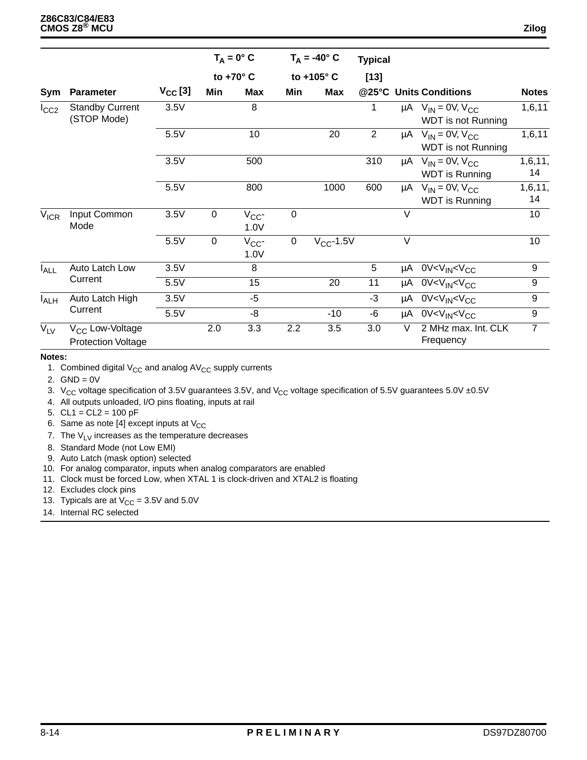| Sym | Parameter | $V_{CC}$ [3] | $T_A$ = 0° C to +70° C Min | Max | $T_A$ = -40° C to +105° C Min | Max | Typical [13] @25°C | Units | Conditions | Notes |
|---|---|---|---|---|---|---|---|---|---|---|
| $I_{CC2}$ | Standby Current (STOP Mode) | 3.5V | | 8 | | | 1 | µA | $V_{IN}$ = 0V, $V_{CC}$ WDT is not Running | 1,6,11 |
| | | 5.5V | | 10 | | 20 | 2 | µA | $V_{IN}$ = 0V, $V_{CC}$ WDT is not Running | 1,6,11 |
| | | 3.5V | | 500 | | | 310 | µA | $V_{IN}$ = 0V, $V_{CC}$ WDT is Running | 1,6,11, 14 |
| | | 5.5V | | 800 | | 1000 | 600 | µA | $V_{IN}$ = 0V, $V_{CC}$ WDT is Running | 1,6,11, 14 |
| $V_{ICR}$ | Input Common Mode | 3.5V | 0 | $V_{CC}$-1.0V | 0 | | | V | | 10 |
| | | 5.5V | 0 | $V_{CC}$-1.0V | 0 | $V_{CC}$-1.5V | | V | | 10 |
| $I_{ALL}$ | Auto Latch Low Current | 3.5V | | 8 | | | 5 | µA | $0V<V_{IN}<V_{CC}$ | 9 |
| | | 5.5V | | 15 | | 20 | 11 | µA | $0V<V_{IN}<V_{CC}$ | 9 |
| $I_{ALH}$ | Auto Latch High Current | 3.5V | | -5 | | | -3 | µA | $0V<V_{IN}<V_{CC}$ | 9 |
| | | 5.5V | | -8 | | -10 | -6 | µA | $0V<V_{IN}<V_{CC}$ | 9 |
| $V_{LV}$ | $V_{CC}$ Low-Voltage Protection Voltage | | 2.0 | 3.3 | 2.2 | 3.5 | 3.0 | V | 2 MHz max. Int. CLK Frequency | 7 |

**Notes:**

1. Combined digital $V_{CC}$ and analog $AV_{CC}$ supply currents
2. GND = 0V
3. $V_{CC}$ voltage specification of 3.5V guarantees 3.5V, and $V_{CC}$ voltage specification of 5.5V guarantees 5.0V ±0.5V
4. All outputs unloaded, I/O pins floating, inputs at rail
5. CL1 = CL2 = 100 pF
6. Same as note [4] except inputs at $V_{CC}$
7. The $V_{LV}$ increases as the temperature decreases
8. Standard Mode (not Low EMI)
9. Auto Latch (mask option) selected
10. For analog comparator, inputs when analog comparators are enabled
11. Clock must be forced Low, when XTAL 1 is clock-driven and XTAL2 is floating
12. Excludes clock pins
13. Typicals are at $V_{CC}$ = 3.5V and 5.0V
14. Internal RC selected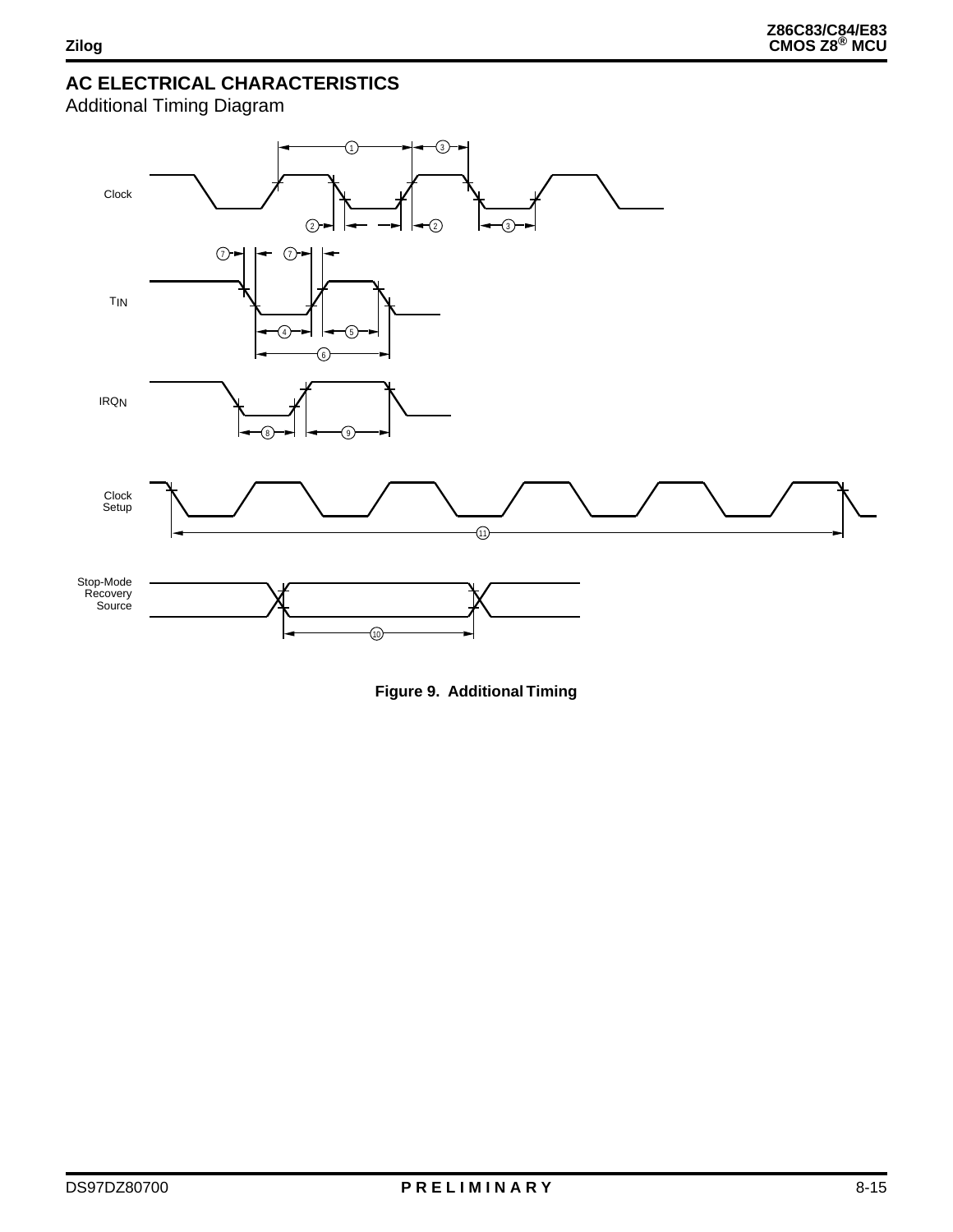## AC ELECTRICAL CHARACTERISTICS

Additional Timing Diagram

Figure 9. Additional Timing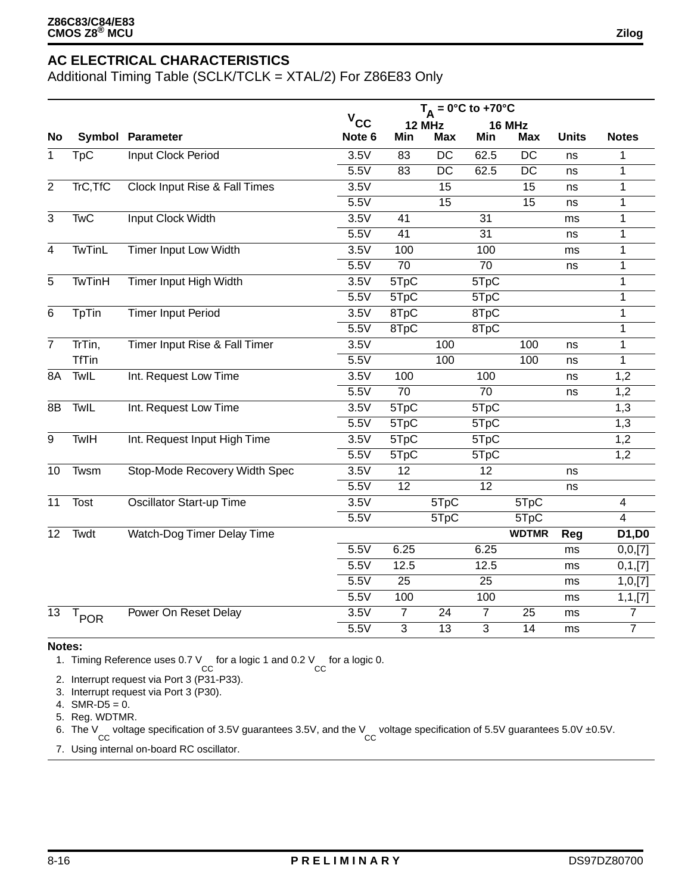## AC ELECTRICAL CHARACTERISTICS

Additional Timing Table (SCLK/TCLK = XTAL/2) For Z86E83 Only

| | | | $V_{CC}$ | $T_A$ = 0°C to +70°C | | | | | |
|---|---|---|---|---|---|---|---|---|---|
| | | | | 12 MHz | | 16 MHz | | | |
| No | Symbol | Parameter | Note 6 | Min | Max | Min | Max | Units | Notes |
| 1 | TpC | Input Clock Period | 3.5V | 83 | DC | 62.5 | DC | ns | 1 |
| | | | 5.5V | 83 | DC | 62.5 | DC | ns | 1 |
| 2 | TrC,TfC | Clock Input Rise & Fall Times | 3.5V | | 15 | | 15 | ns | 1 |
| | | | 5.5V | | 15 | | 15 | ns | 1 |
| 3 | TwC | Input Clock Width | 3.5V | 41 | | 31 | | ms | 1 |
| | | | 5.5V | 41 | | 31 | | ns | 1 |
| 4 | TwTinL | Timer Input Low Width | 3.5V | 100 | | 100 | | ms | 1 |
| | | | 5.5V | 70 | | 70 | | ns | 1 |
| 5 | TwTinH | Timer Input High Width | 3.5V | 5TpC | | 5TpC | | | 1 |
| | | | 5.5V | 5TpC | | 5TpC | | | 1 |
| 6 | TpTin | Timer Input Period | 3.5V | 8TpC | | 8TpC | | | 1 |
| | | | 5.5V | 8TpC | | 8TpC | | | 1 |
| 7 | TrTin, | Timer Input Rise & Fall Timer | 3.5V | | 100 | | 100 | ns | 1 |
| | TfTin | | 5.5V | | 100 | | 100 | ns | 1 |
| 8A | TwIL | Int. Request Low Time | 3.5V | 100 | | 100 | | ns | 1,2 |
| | | | 5.5V | 70 | | 70 | | ns | 1,2 |
| 8B | TwIL | Int. Request Low Time | 3.5V | 5TpC | | 5TpC | | | 1,3 |
| | | | 5.5V | 5TpC | | 5TpC | | | 1,3 |
| 9 | TwIH | Int. Request Input High Time | 3.5V | 5TpC | | 5TpC | | | 1,2 |
| | | | 5.5V | 5TpC | | 5TpC | | | 1,2 |
| 10 | Twsm | Stop-Mode Recovery Width Spec | 3.5V | 12 | | 12 | | ns | |
| | | | 5.5V | 12 | | 12 | | ns | |
| 11 | Tost | Oscillator Start-up Time | 3.5V | | 5TpC | | 5TpC | | 4 |
| | | | 5.5V | | 5TpC | | 5TpC | | 4 |
| 12 | Twdt | Watch-Dog Timer Delay Time | | | | | **WDTMR** | **Reg** | **D1,D0** |
| | | | 5.5V | 6.25 | | 6.25 | | ms | 0,0,[7] |
| | | | 5.5V | 12.5 | | 12.5 | | ms | 0,1,[7] |
| | | | 5.5V | 25 | | 25 | | ms | 1,0,[7] |
| | | | 5.5V | 100 | | 100 | | ms | 1,1,[7] |
| 13 | $T_{POR}$ | Power On Reset Delay | 3.5V | 7 | 24 | 7 | 25 | ms | 7 |
| | | | 5.5V | 3 | 13 | 3 | 14 | ms | 7 |

**Notes:**

1. Timing Reference uses 0.7 $V_{CC}$ for a logic 1 and 0.2 $V_{CC}$ for a logic 0.
2. Interrupt request via Port 3 (P31-P33).
3. Interrupt request via Port 3 (P30).
4. SMR-D5 = 0.
5. Reg. WDTMR.
6. The $V_{CC}$ voltage specification of 3.5V guarantees 3.5V, and the $V_{CC}$ voltage specification of 5.5V guarantees 5.0V ±0.5V.
7. Using internal on-board RC oscillator.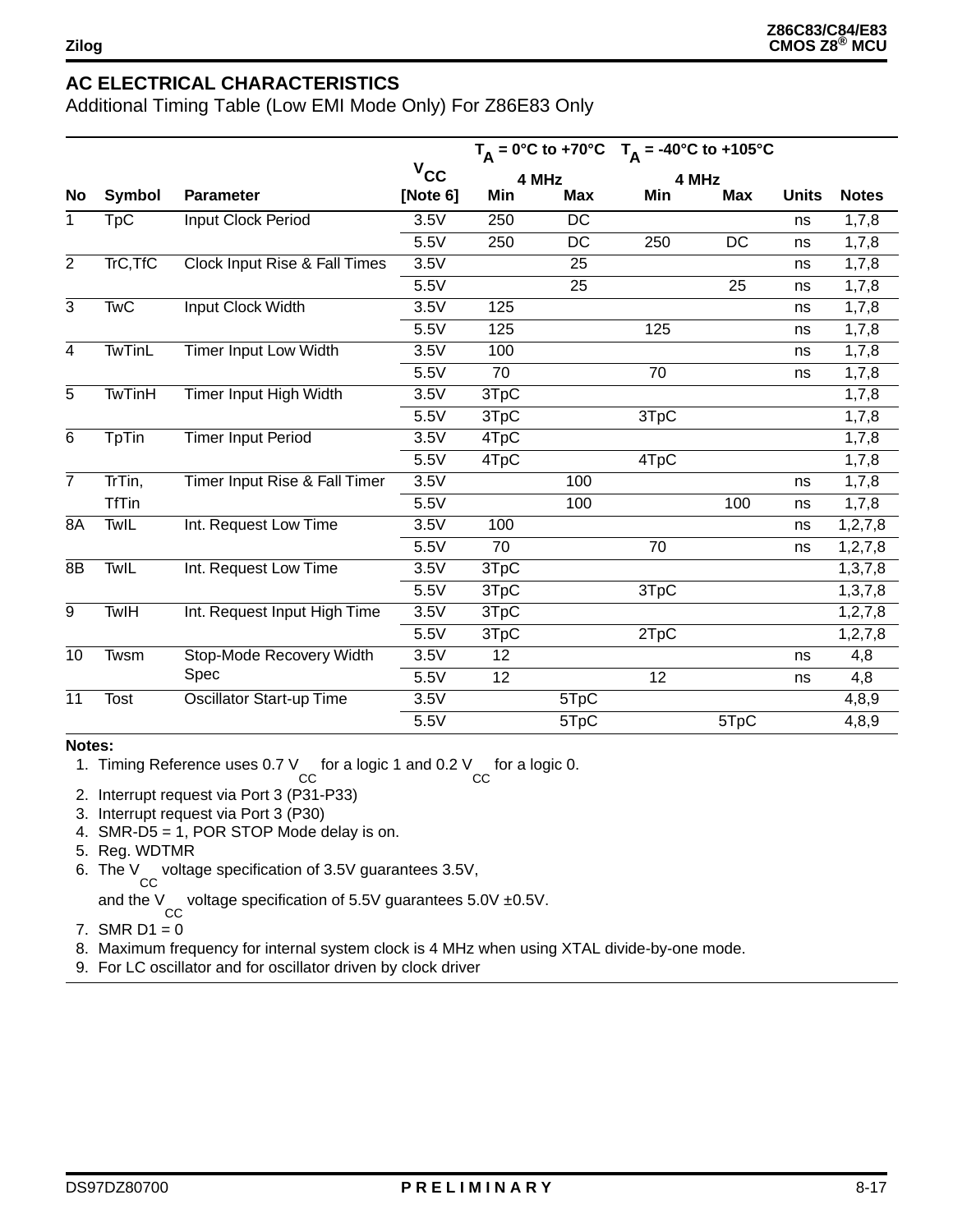## AC ELECTRICAL CHARACTERISTICS

Additional Timing Table (Low EMI Mode Only) For Z86E83 Only

| No | Symbol | Parameter | $V_{CC}$ [Note 6] | $T_A$ = 0°C to +70°C 4 MHz Min | Max | $T_A$ = -40°C to +105°C 4 MHz Min | Max | Units | Notes |
|---|---|---|---|---|---|---|---|---|---|
| 1 | TpC | Input Clock Period | 3.5V | 250 | DC | | | ns | 1,7,8 |
| | | | 5.5V | 250 | DC | 250 | DC | ns | 1,7,8 |
| 2 | TrC,TfC | Clock Input Rise & Fall Times | 3.5V | | 25 | | | ns | 1,7,8 |
| | | | 5.5V | | 25 | | 25 | ns | 1,7,8 |
| 3 | TwC | Input Clock Width | 3.5V | 125 | | | | ns | 1,7,8 |
| | | | 5.5V | 125 | | 125 | | ns | 1,7,8 |
| 4 | TwTinL | Timer Input Low Width | 3.5V | 100 | | | | ns | 1,7,8 |
| | | | 5.5V | 70 | | 70 | | ns | 1,7,8 |
| 5 | TwTinH | Timer Input High Width | 3.5V | 3TpC | | | | | 1,7,8 |
| | | | 5.5V | 3TpC | | 3TpC | | | 1,7,8 |
| 6 | TpTin | Timer Input Period | 3.5V | 4TpC | | | | | 1,7,8 |
| | | | 5.5V | 4TpC | | 4TpC | | | 1,7,8 |
| 7 | TrTin, TfTin | Timer Input Rise & Fall Timer | 3.5V | | 100 | | | ns | 1,7,8 |
| | | | 5.5V | | 100 | | 100 | ns | 1,7,8 |
| 8A | TwIL | Int. Request Low Time | 3.5V | 100 | | | | ns | 1,2,7,8 |
| | | | 5.5V | 70 | | 70 | | ns | 1,2,7,8 |
| 8B | TwIL | Int. Request Low Time | 3.5V | 3TpC | | | | | 1,3,7,8 |
| | | | 5.5V | 3TpC | | 3TpC | | | 1,3,7,8 |
| 9 | TwIH | Int. Request Input High Time | 3.5V | 3TpC | | | | | 1,2,7,8 |
| | | | 5.5V | 3TpC | | 2TpC | | | 1,2,7,8 |
| 10 | Twsm | Stop-Mode Recovery Width Spec | 3.5V | 12 | | | | ns | 4,8 |
| | | | 5.5V | 12 | | 12 | | ns | 4,8 |
| 11 | Tost | Oscillator Start-up Time | 3.5V | | 5TpC | | | | 4,8,9 |
| | | | 5.5V | | 5TpC | | 5TpC | | 4,8,9 |

**Notes:**

1. Timing Reference uses 0.7 $V_{CC}$ for a logic 1 and 0.2 $V_{CC}$ for a logic 0.
2. Interrupt request via Port 3 (P31-P33)
3. Interrupt request via Port 3 (P30)
4. SMR-D5 = 1, POR STOP Mode delay is on.
5. Reg. WDTMR
6. The $V_{CC}$ voltage specification of 3.5V guarantees 3.5V, and the $V_{CC}$ voltage specification of 5.5V guarantees 5.0V ±0.5V.
7. SMR D1 = 0
8. Maximum frequency for internal system clock is 4 MHz when using XTAL divide-by-one mode.
9. For LC oscillator and for oscillator driven by clock driver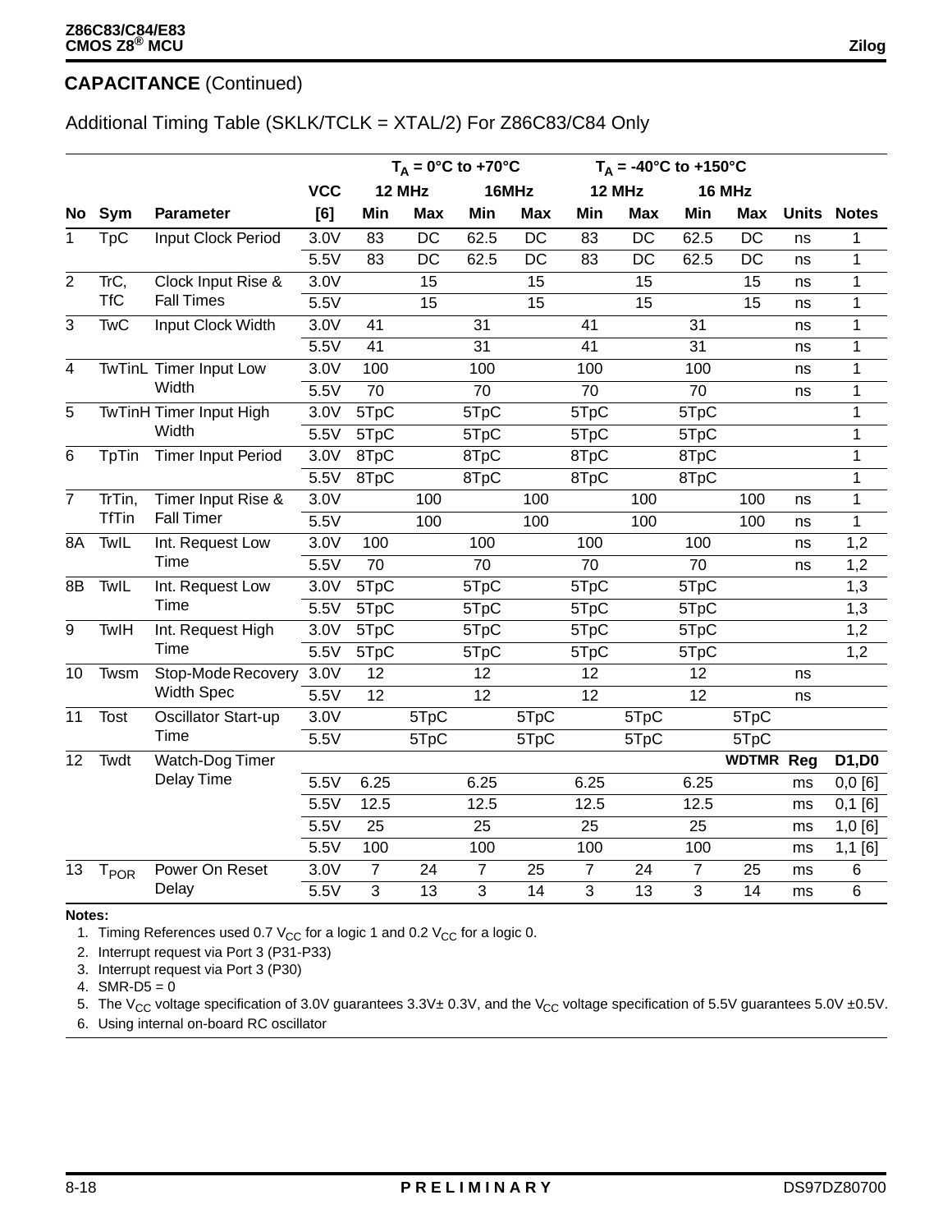## CAPACITANCE (Continued)

Additional Timing Table (SKLK/TCLK = XTAL/2) For Z86C83/C84 Only

| | | | | $T_A$ = 0°C to +70°C | | | | $T_A$ = -40°C to +150°C | | | | | |
|---|---|---|---|---|---|---|---|---|---|---|---|---|---|
| | | | VCC | 12 MHz | | 16MHz | | 12 MHz | | 16 MHz | | | |
| No | Sym | Parameter | [6] | Min | Max | Min | Max | Min | Max | Min | Max | Units | Notes |
| 1 | TpC | Input Clock Period | 3.0V | 83 | DC | 62.5 | DC | 83 | DC | 62.5 | DC | ns | 1 |
| | | | 5.5V | 83 | DC | 62.5 | DC | 83 | DC | 62.5 | DC | ns | 1 |
| 2 | TrC, TfC | Clock Input Rise & Fall Times | 3.0V | | 15 | | 15 | | 15 | | 15 | ns | 1 |
| | | | 5.5V | | 15 | | 15 | | 15 | | 15 | ns | 1 |
| 3 | TwC | Input Clock Width | 3.0V | 41 | | 31 | | 41 | | 31 | | ns | 1 |
| | | | 5.5V | 41 | | 31 | | 41 | | 31 | | ns | 1 |
| 4 | TwTinL | Timer Input Low Width | 3.0V | 100 | | 100 | | 100 | | 100 | | ns | 1 |
| | | | 5.5V | 70 | | 70 | | 70 | | 70 | | ns | 1 |
| 5 | TwTinH | Timer Input High Width | 3.0V | 5TpC | | 5TpC | | 5TpC | | 5TpC | | | 1 |
| | | | 5.5V | 5TpC | | 5TpC | | 5TpC | | 5TpC | | | 1 |
| 6 | TpTin | Timer Input Period | 3.0V | 8TpC | | 8TpC | | 8TpC | | 8TpC | | | 1 |
| | | | 5.5V | 8TpC | | 8TpC | | 8TpC | | 8TpC | | | 1 |
| 7 | TrTin, TfTin | Timer Input Rise & Fall Timer | 3.0V | | 100 | | 100 | | 100 | | 100 | ns | 1 |
| | | | 5.5V | | 100 | | 100 | | 100 | | 100 | ns | 1 |
| 8A | TwIL | Int. Request Low Time | 3.0V | 100 | | 100 | | 100 | | 100 | | ns | 1,2 |
| | | | 5.5V | 70 | | 70 | | 70 | | 70 | | ns | 1,2 |
| 8B | TwIL | Int. Request Low Time | 3.0V | 5TpC | | 5TpC | | 5TpC | | 5TpC | | | 1,3 |
| | | | 5.5V | 5TpC | | 5TpC | | 5TpC | | 5TpC | | | 1,3 |
| 9 | TwIH | Int. Request High Time | 3.0V | 5TpC | | 5TpC | | 5TpC | | 5TpC | | | 1,2 |
| | | | 5.5V | 5TpC | | 5TpC | | 5TpC | | 5TpC | | | 1,2 |
| 10 | Twsm | Stop-Mode Recovery Width Spec | 3.0V | 12 | | 12 | | 12 | | 12 | | ns | |
| | | | 5.5V | 12 | | 12 | | 12 | | 12 | | ns | |
| 11 | Tost | Oscillator Start-up Time | 3.0V | | 5TpC | | 5TpC | | 5TpC | | 5TpC | | |
| | | | 5.5V | | 5TpC | | 5TpC | | 5TpC | | 5TpC | | |
| 12 | Twdt | Watch-Dog Timer Delay Time | | | | | | | | | WDTMR | Reg | D1,D0 |
| | | | 5.5V | 6.25 | | 6.25 | | 6.25 | | 6.25 | | ms | 0,0 [6] |
| | | | 5.5V | 12.5 | | 12.5 | | 12.5 | | 12.5 | | ms | 0,1 [6] |
| | | | 5.5V | 25 | | 25 | | 25 | | 25 | | ms | 1,0 [6] |
| | | | 5.5V | 100 | | 100 | | 100 | | 100 | | ms | 1,1 [6] |
| 13 | $T_{POR}$ | Power On Reset Delay | 3.0V | 7 | 24 | 7 | 25 | 7 | 24 | 7 | 25 | ms | 6 |
| | | | 5.5V | 3 | 13 | 3 | 14 | 3 | 13 | 3 | 14 | ms | 6 |

**Notes:**

1. Timing References used 0.7 $V_{CC}$ for a logic 1 and 0.2 $V_{CC}$ for a logic 0.
2. Interrupt request via Port 3 (P31-P33)
3. Interrupt request via Port 3 (P30)
4. SMR-D5 = 0
5. The $V_{CC}$ voltage specification of 3.0V guarantees 3.3V± 0.3V, and the $V_{CC}$ voltage specification of 5.5V guarantees 5.0V ±0.5V.
6. Using internal on-board RC oscillator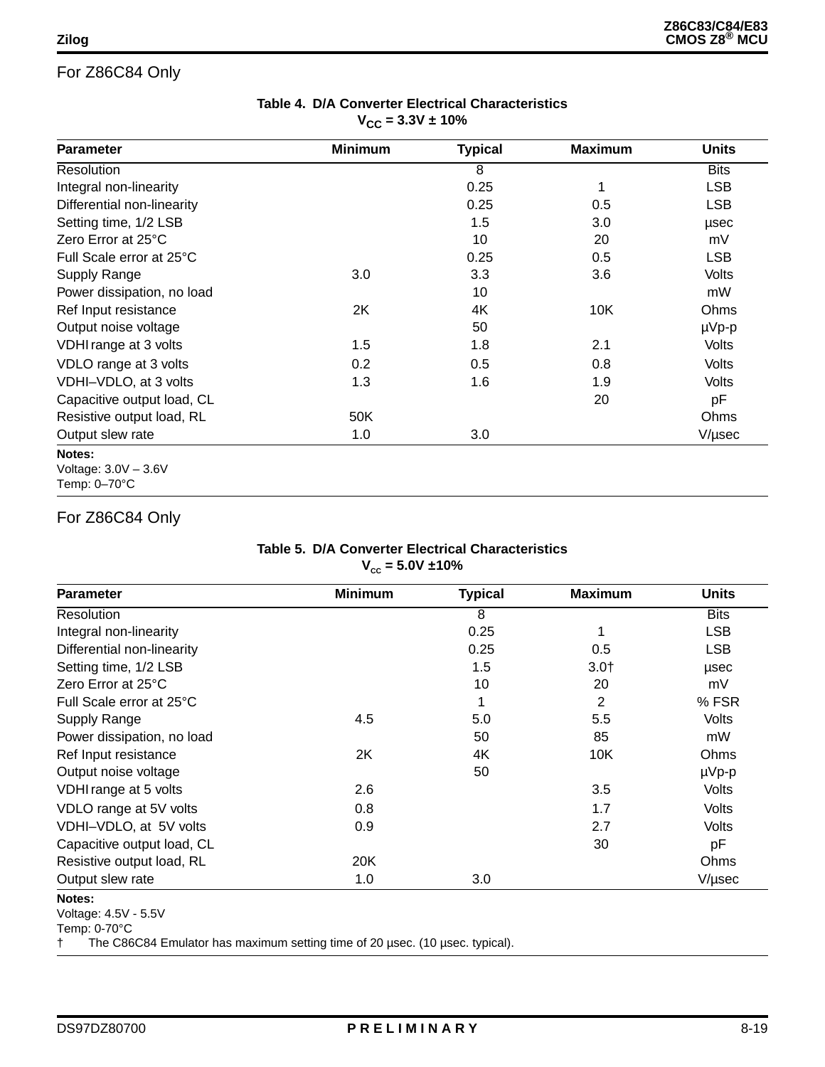## For Z86C84 Only

**Table 4. D/A Converter Electrical Characteristics**
**$V_{CC}$ = 3.3V ± 10%**

| Parameter | Minimum | Typical | Maximum | Units |
|---|---|---|---|---|
| Resolution | | 8 | | Bits |
| Integral non-linearity | | 0.25 | 1 | LSB |
| Differential non-linearity | | 0.25 | 0.5 | LSB |
| Setting time, 1/2 LSB | | 1.5 | 3.0 | µsec |
| Zero Error at 25°C | | 10 | 20 | mV |
| Full Scale error at 25°C | | 0.25 | 0.5 | LSB |
| Supply Range | 3.0 | 3.3 | 3.6 | Volts |
| Power dissipation, no load | | 10 | | mW |
| Ref Input resistance | 2K | 4K | 10K | Ohms |
| Output noise voltage | | 50 | | µVp-p |
| VDHI range at 3 volts | 1.5 | 1.8 | 2.1 | Volts |
| VDLO range at 3 volts | 0.2 | 0.5 | 0.8 | Volts |
| VDHI–VDLO, at 3 volts | 1.3 | 1.6 | 1.9 | Volts |
| Capacitive output load, CL | | | 20 | pF |
| Resistive output load, RL | 50K | | | Ohms |
| Output slew rate | 1.0 | 3.0 | | V/µsec |

**Notes:**
Voltage: 3.0V – 3.6V
Temp: 0–70°C

## For Z86C84 Only

**Table 5. D/A Converter Electrical Characteristics**
**$V_{cc}$ = 5.0V ±10%**

| Parameter | Minimum | Typical | Maximum | Units |
|---|---|---|---|---|
| Resolution | | 8 | | Bits |
| Integral non-linearity | | 0.25 | 1 | LSB |
| Differential non-linearity | | 0.25 | 0.5 | LSB |
| Setting time, 1/2 LSB | | 1.5 | 3.0† | µsec |
| Zero Error at 25°C | | 10 | 20 | mV |
| Full Scale error at 25°C | | 1 | 2 | % FSR |
| Supply Range | 4.5 | 5.0 | 5.5 | Volts |
| Power dissipation, no load | | 50 | 85 | mW |
| Ref Input resistance | 2K | 4K | 10K | Ohms |
| Output noise voltage | | 50 | | µVp-p |
| VDHI range at 5 volts | 2.6 | | 3.5 | Volts |
| VDLO range at 5V volts | 0.8 | | 1.7 | Volts |
| VDHI–VDLO, at 5V volts | 0.9 | | 2.7 | Volts |
| Capacitive output load, CL | | | 30 | pF |
| Resistive output load, RL | 20K | | | Ohms |
| Output slew rate | 1.0 | 3.0 | | V/µsec |

**Notes:**
Voltage: 4.5V - 5.5V
Temp: 0-70°C
† The C86C84 Emulator has maximum setting time of 20 µsec. (10 µsec. typical).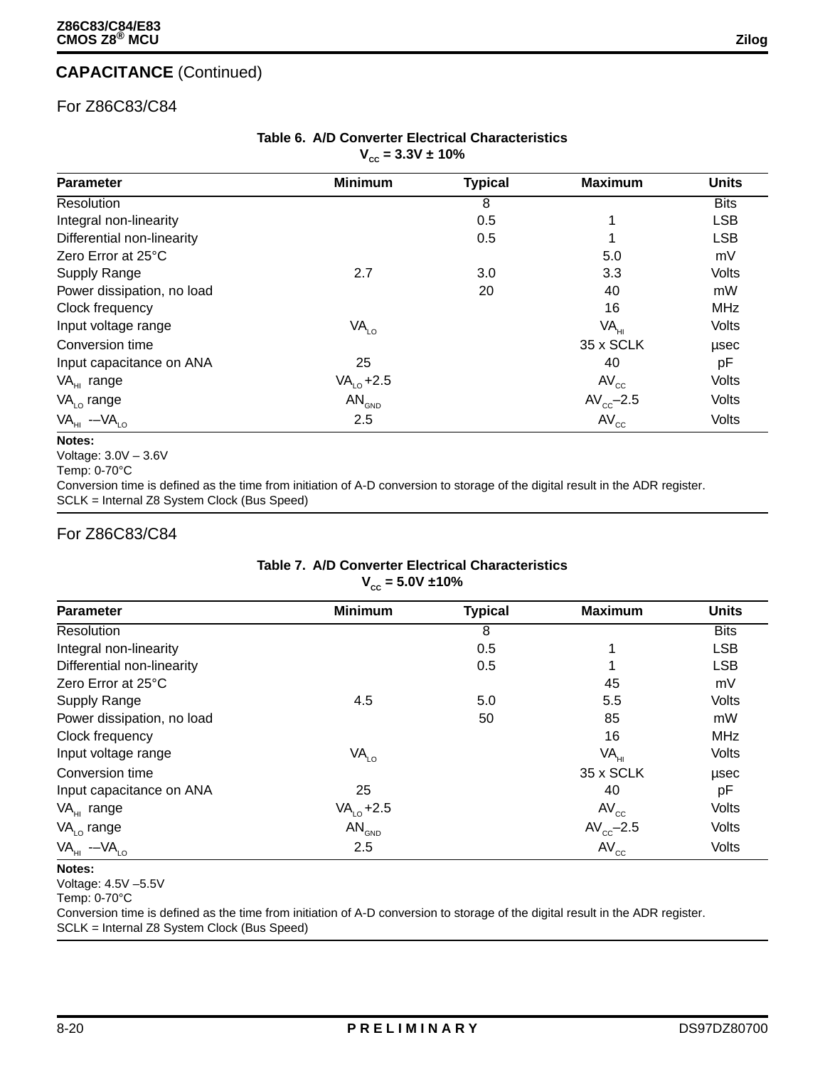## CAPACITANCE (Continued)

### For Z86C83/C84

**Table 6. A/D Converter Electrical Characteristics**
**$V_{CC}$ = 3.3V ± 10%**

| Parameter | Minimum | Typical | Maximum | Units |
|---|---|---|---|---|
| Resolution | | 8 | | Bits |
| Integral non-linearity | | 0.5 | 1 | LSB |
| Differential non-linearity | | 0.5 | 1 | LSB |
| Zero Error at 25°C | | | 5.0 | mV |
| Supply Range | 2.7 | 3.0 | 3.3 | Volts |
| Power dissipation, no load | | 20 | 40 | mW |
| Clock frequency | | | 16 | MHz |
| Input voltage range | $VA_{LO}$ | | $VA_{HI}$ | Volts |
| Conversion time | | | 35 x SCLK | µsec |
| Input capacitance on ANA | 25 | | 40 | pF |
| $VA_{HI}$ range | $VA_{LO}$+2.5 | | $AV_{CC}$ | Volts |
| $VA_{LO}$ range | $AN_{GND}$ | | $AV_{CC}$–2.5 | Volts |
| $VA_{HI}$ -–$VA_{LO}$ | 2.5 | | $AV_{CC}$ | Volts |

**Notes:**
Voltage: 3.0V – 3.6V
Temp: 0-70°C
Conversion time is defined as the time from initiation of A-D conversion to storage of the digital result in the ADR register.
SCLK = Internal Z8 System Clock (Bus Speed)

### For Z86C83/C84

**Table 7. A/D Converter Electrical Characteristics**
**$V_{CC}$ = 5.0V ±10%**

| Parameter | Minimum | Typical | Maximum | Units |
|---|---|---|---|---|
| Resolution | | 8 | | Bits |
| Integral non-linearity | | 0.5 | 1 | LSB |
| Differential non-linearity | | 0.5 | 1 | LSB |
| Zero Error at 25°C | | | 45 | mV |
| Supply Range | 4.5 | 5.0 | 5.5 | Volts |
| Power dissipation, no load | | 50 | 85 | mW |
| Clock frequency | | | 16 | MHz |
| Input voltage range | $VA_{LO}$ | | $VA_{HI}$ | Volts |
| Conversion time | | | 35 x SCLK | µsec |
| Input capacitance on ANA | 25 | | 40 | pF |
| $VA_{HI}$ range | $VA_{LO}$+2.5 | | $AV_{CC}$ | Volts |
| $VA_{LO}$ range | $AN_{GND}$ | | $AV_{CC}$–2.5 | Volts |
| $VA_{HI}$ -–$VA_{LO}$ | 2.5 | | $AV_{CC}$ | Volts |

**Notes:**
Voltage: 4.5V –5.5V
Temp: 0-70°C
Conversion time is defined as the time from initiation of A-D conversion to storage of the digital result in the ADR register.
SCLK = Internal Z8 System Clock (Bus Speed)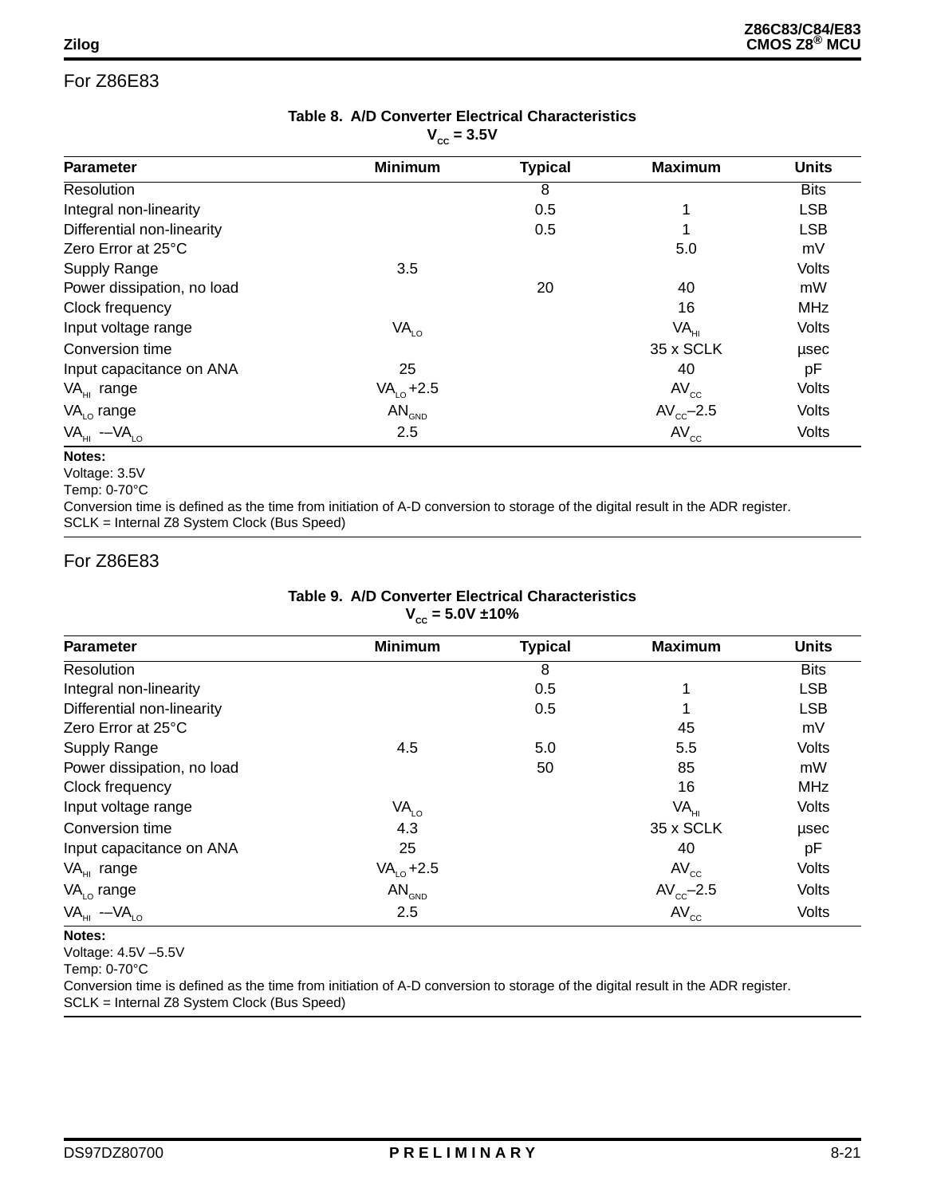## For Z86E83

**Table 8. A/D Converter Electrical Characteristics**
**$V_{CC}$ = 3.5V**

| Parameter | Minimum | Typical | Maximum | Units |
|---|---|---|---|---|
| Resolution | | 8 | | Bits |
| Integral non-linearity | | 0.5 | 1 | LSB |
| Differential non-linearity | | 0.5 | 1 | LSB |
| Zero Error at 25°C | | | 5.0 | mV |
| Supply Range | 3.5 | | | Volts |
| Power dissipation, no load | | 20 | 40 | mW |
| Clock frequency | | | 16 | MHz |
| Input voltage range | $VA_{LO}$ | | $VA_{HI}$ | Volts |
| Conversion time | | | 35 x SCLK | µsec |
| Input capacitance on ANA | 25 | | 40 | pF |
| $VA_{HI}$ range | $VA_{LO}$ +2.5 | | $AV_{CC}$ | Volts |
| $VA_{LO}$ range | $AN_{GND}$ | | $AV_{CC}$–2.5 | Volts |
| $VA_{HI}$ -–$VA_{LO}$ | 2.5 | | $AV_{CC}$ | Volts |

**Notes:**
Voltage: 3.5V
Temp: 0-70°C
Conversion time is defined as the time from initiation of A-D conversion to storage of the digital result in the ADR register.
SCLK = Internal Z8 System Clock (Bus Speed)

## For Z86E83

**Table 9. A/D Converter Electrical Characteristics**
**$V_{CC}$ = 5.0V ±10%**

| Parameter | Minimum | Typical | Maximum | Units |
|---|---|---|---|---|
| Resolution | | 8 | | Bits |
| Integral non-linearity | | 0.5 | 1 | LSB |
| Differential non-linearity | | 0.5 | 1 | LSB |
| Zero Error at 25°C | | | 45 | mV |
| Supply Range | 4.5 | 5.0 | 5.5 | Volts |
| Power dissipation, no load | | 50 | 85 | mW |
| Clock frequency | | | 16 | MHz |
| Input voltage range | $VA_{LO}$ | | $VA_{HI}$ | Volts |
| Conversion time | 4.3 | | 35 x SCLK | µsec |
| Input capacitance on ANA | 25 | | 40 | pF |
| $VA_{HI}$ range | $VA_{LO}$ +2.5 | | $AV_{CC}$ | Volts |
| $VA_{LO}$ range | $AN_{GND}$ | | $AV_{CC}$–2.5 | Volts |
| $VA_{HI}$ -–$VA_{LO}$ | 2.5 | | $AV_{CC}$ | Volts |

**Notes:**
Voltage: 4.5V –5.5V
Temp: 0-70°C
Conversion time is defined as the time from initiation of A-D conversion to storage of the digital result in the ADR register.
SCLK = Internal Z8 System Clock (Bus Speed)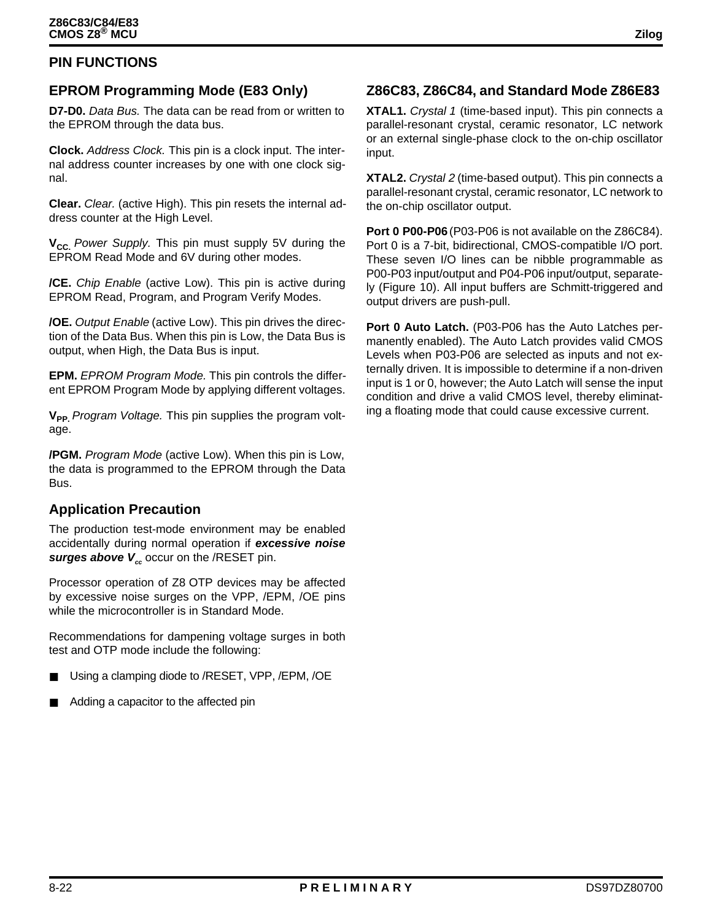## PIN FUNCTIONS

### EPROM Programming Mode (E83 Only)

**D7-D0.** *Data Bus.* The data can be read from or written to the EPROM through the data bus.

**Clock.** *Address Clock.* This pin is a clock input. The internal address counter increases by one with one clock signal.

**Clear.** *Clear.* (active High). This pin resets the internal address counter at the High Level.

**$V_{CC}$.** *Power Supply.* This pin must supply 5V during the EPROM Read Mode and 6V during other modes.

**/CE.** *Chip Enable* (active Low). This pin is active during EPROM Read, Program, and Program Verify Modes.

**/OE.** *Output Enable* (active Low). This pin drives the direction of the Data Bus. When this pin is Low, the Data Bus is output, when High, the Data Bus is input.

**EPM.** *EPROM Program Mode.* This pin controls the different EPROM Program Mode by applying different voltages.

**$V_{PP}$.** *Program Voltage.* This pin supplies the program voltage.

**/PGM.** *Program Mode* (active Low). When this pin is Low, the data is programmed to the EPROM through the Data Bus.

### Application Precaution

The production test-mode environment may be enabled accidentally during normal operation if ***excessive noise surges above $V_{cc}$*** occur on the /RESET pin.

Processor operation of Z8 OTP devices may be affected by excessive noise surges on the VPP, /EPM, /OE pins while the microcontroller is in Standard Mode.

Recommendations for dampening voltage surges in both test and OTP mode include the following:

- Using a clamping diode to /RESET, VPP, /EPM, /OE
- Adding a capacitor to the affected pin

### Z86C83, Z86C84, and Standard Mode Z86E83

**XTAL1.** *Crystal 1* (time-based input). This pin connects a parallel-resonant crystal, ceramic resonator, LC network or an external single-phase clock to the on-chip oscillator input.

**XTAL2.** *Crystal 2* (time-based output). This pin connects a parallel-resonant crystal, ceramic resonator, LC network to the on-chip oscillator output.

**Port 0 P00-P06** (P03-P06 is not available on the Z86C84). Port 0 is a 7-bit, bidirectional, CMOS-compatible I/O port. These seven I/O lines can be nibble programmable as P00-P03 input/output and P04-P06 input/output, separately (Figure 10). All input buffers are Schmitt-triggered and output drivers are push-pull.

**Port 0 Auto Latch.** (P03-P06 has the Auto Latches permanently enabled). The Auto Latch provides valid CMOS Levels when P03-P06 are selected as inputs and not externally driven. It is impossible to determine if a non-driven input is 1 or 0, however; the Auto Latch will sense the input condition and drive a valid CMOS level, thereby eliminating a floating mode that could cause excessive current.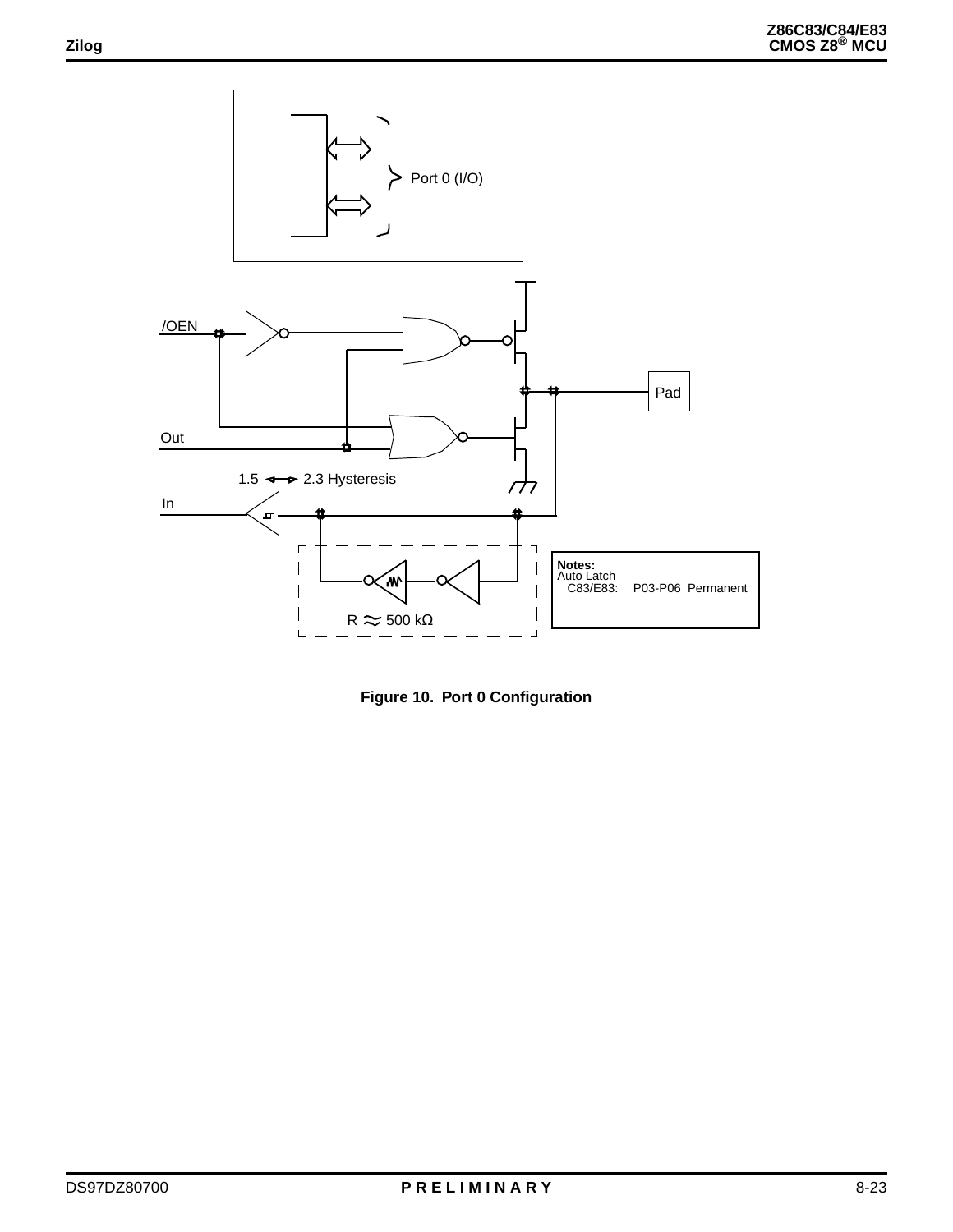Figure 10. Port 0 Configuration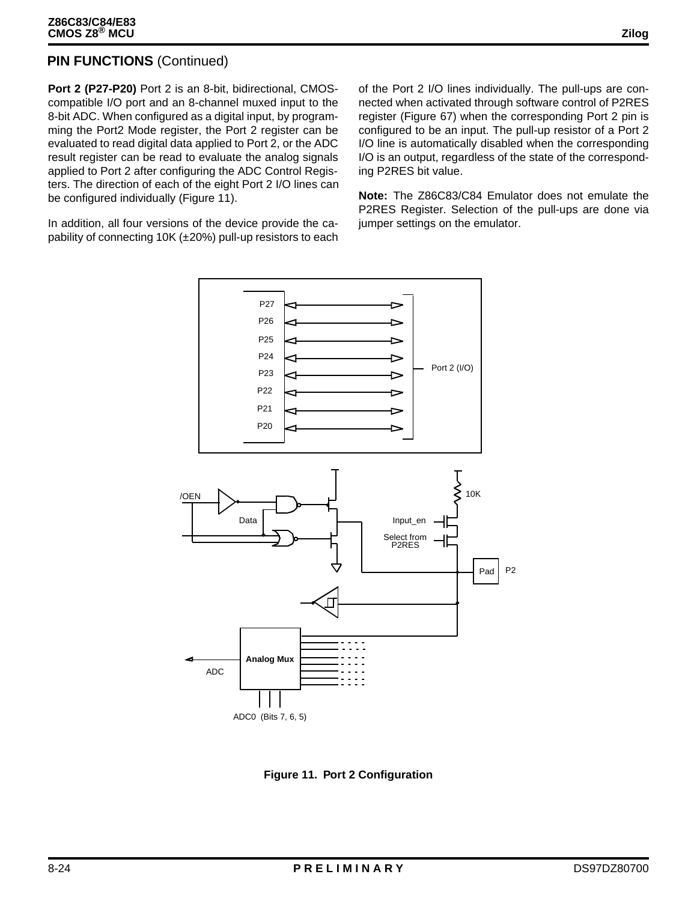## PIN FUNCTIONS (Continued)

**Port 2 (P27-P20)** Port 2 is an 8-bit, bidirectional, CMOS-compatible I/O port and an 8-channel muxed input to the 8-bit ADC. When configured as a digital input, by programming the Port2 Mode register, the Port 2 register can be evaluated to read digital data applied to Port 2, or the ADC result register can be read to evaluate the analog signals applied to Port 2 after configuring the ADC Control Registers. The direction of each of the eight Port 2 I/O lines can be configured individually (Figure 11).

In addition, all four versions of the device provide the capability of connecting 10K (±20%) pull-up resistors to each of the Port 2 I/O lines individually. The pull-ups are connected when activated through software control of P2RES register (Figure 67) when the corresponding Port 2 pin is configured to be an input. The pull-up resistor of a Port 2 I/O line is automatically disabled when the corresponding I/O is an output, regardless of the state of the corresponding P2RES bit value.

**Note:** The Z86C83/C84 Emulator does not emulate the P2RES Register. Selection of the pull-ups are done via jumper settings on the emulator.

**Figure 11. Port 2 Configuration**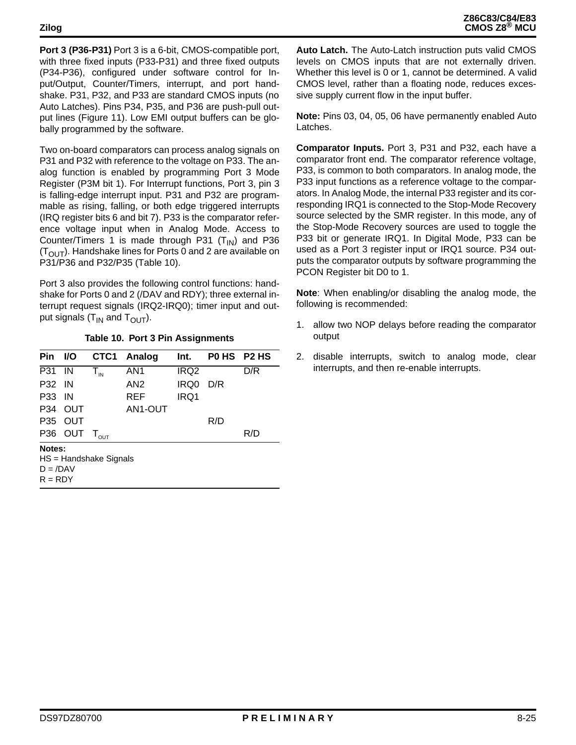**Port 3 (P36-P31)** Port 3 is a 6-bit, CMOS-compatible port, with three fixed inputs (P33-P31) and three fixed outputs (P34-P36), configured under software control for Input/Output, Counter/Timers, interrupt, and port handshake. P31, P32, and P33 are standard CMOS inputs (no Auto Latches). Pins P34, P35, and P36 are push-pull output lines (Figure 11). Low EMI output buffers can be globally programmed by the software.

Two on-board comparators can process analog signals on P31 and P32 with reference to the voltage on P33. The analog function is enabled by programming Port 3 Mode Register (P3M bit 1). For Interrupt functions, Port 3, pin 3 is falling-edge interrupt input. P31 and P32 are programmable as rising, falling, or both edge triggered interrupts (IRQ register bits 6 and bit 7). P33 is the comparator reference voltage input when in Analog Mode. Access to Counter/Timers 1 is made through P31 ($T_{IN}$) and P36 ($T_{OUT}$). Handshake lines for Ports 0 and 2 are available on P31/P36 and P32/P35 (Table 10).

Port 3 also provides the following control functions: handshake for Ports 0 and 2 (/DAV and RDY); three external interrupt request signals (IRQ2-IRQ0); timer input and output signals ($T_{IN}$ and $T_{OUT}$).

**Table 10. Port 3 Pin Assignments**

| Pin | I/O | CTC1 | Analog | Int. | P0 HS | P2 HS |
|---|---|---|---|---|---|---|
| P31 | IN | $T_{IN}$ | AN1 | IRQ2 | | D/R |
| P32 | IN | | AN2 | IRQ0 | D/R | |
| P33 | IN | | REF | IRQ1 | | |
| P34 | OUT | | AN1-OUT | | | |
| P35 | OUT | | | | R/D | |
| P36 | OUT | $T_{OUT}$ | | | | R/D |

**Notes:**
HS = Handshake Signals
D = /DAV
R = RDY

**Auto Latch.** The Auto-Latch instruction puts valid CMOS levels on CMOS inputs that are not externally driven. Whether this level is 0 or 1, cannot be determined. A valid CMOS level, rather than a floating node, reduces excessive supply current flow in the input buffer.

**Note:** Pins 03, 04, 05, 06 have permanently enabled Auto Latches.

**Comparator Inputs.** Port 3, P31 and P32, each have a comparator front end. The comparator reference voltage, P33, is common to both comparators. In analog mode, the P33 input functions as a reference voltage to the comparators. In Analog Mode, the internal P33 register and its corresponding IRQ1 is connected to the Stop-Mode Recovery source selected by the SMR register. In this mode, any of the Stop-Mode Recovery sources are used to toggle the P33 bit or generate IRQ1. In Digital Mode, P33 can be used as a Port 3 register input or IRQ1 source. P34 outputs the comparator outputs by software programming the PCON Register bit D0 to 1.

**Note**: When enabling/or disabling the analog mode, the following is recommended:

1. allow two NOP delays before reading the comparator output
2. disable interrupts, switch to analog mode, clear interrupts, and then re-enable interrupts.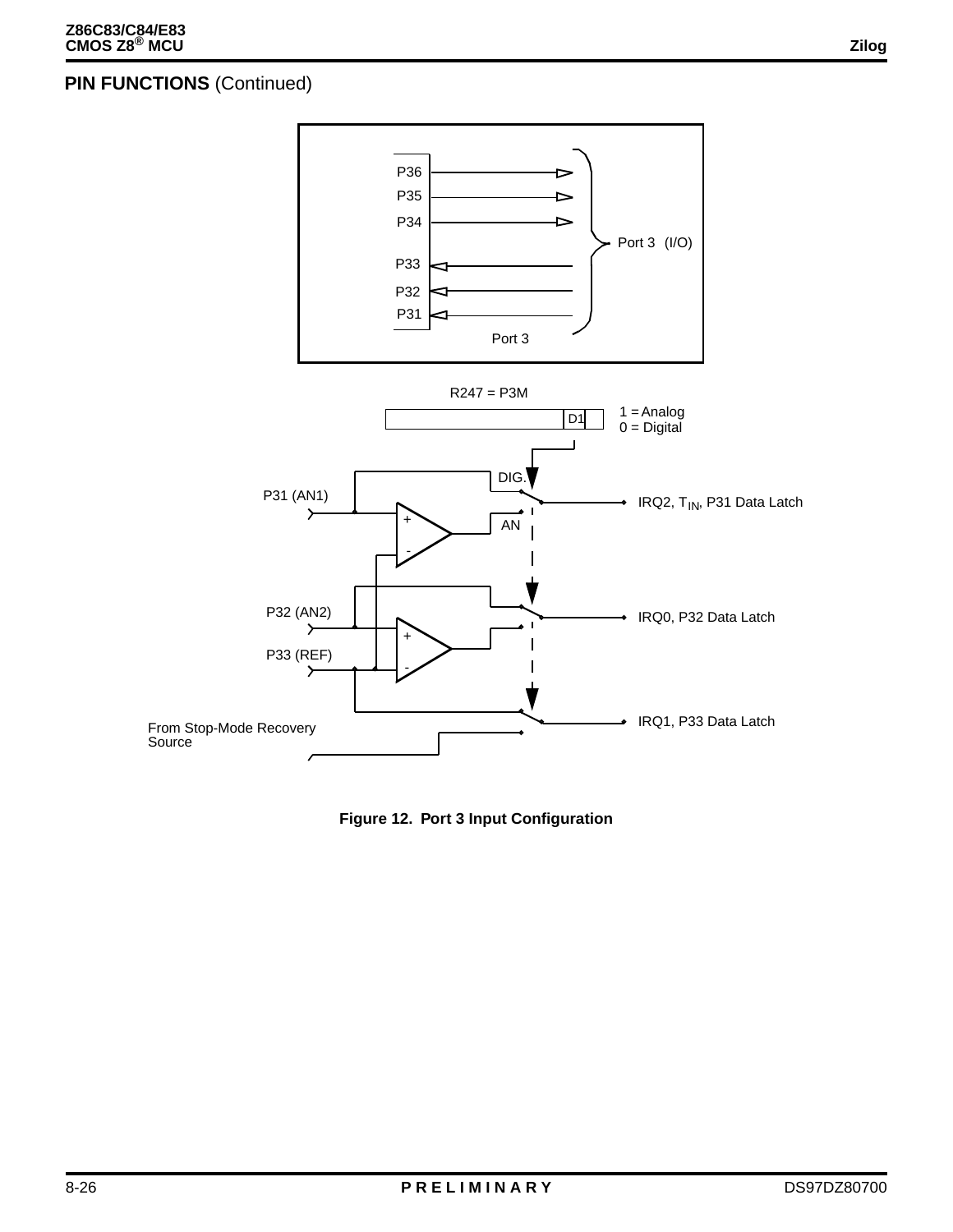## PIN FUNCTIONS (Continued)

Figure 12. Port 3 Input Configuration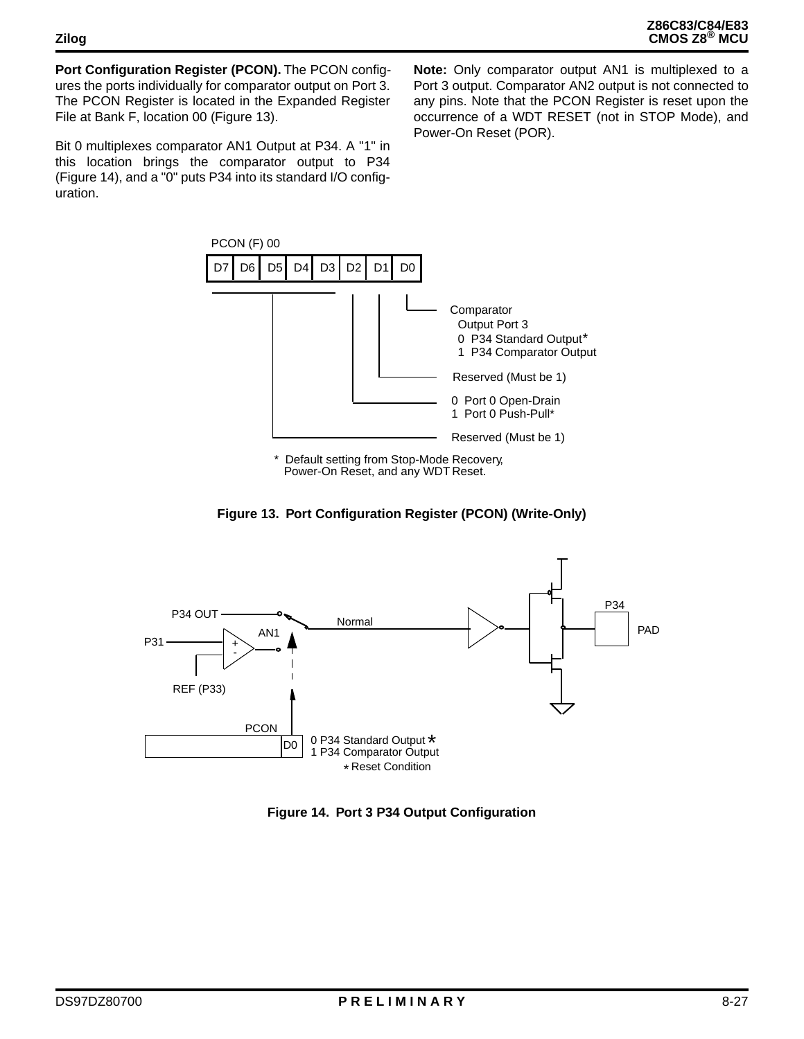**Port Configuration Register (PCON).** The PCON configures the ports individually for comparator output on Port 3. The PCON Register is located in the Expanded Register File at Bank F, location 00 (Figure 13).

Bit 0 multiplexes comparator AN1 Output at P34. A "1" in this location brings the comparator output to P34 (Figure 14), and a "0" puts P34 into its standard I/O configuration.

**Note:** Only comparator output AN1 is multiplexed to a Port 3 output. Comparator AN2 output is not connected to any pins. Note that the PCON Register is reset upon the occurrence of a WDT RESET (not in STOP Mode), and Power-On Reset (POR).

PCON (F) 00

| D7 | D6 | D5 | D4 | D3 | D2 | D1 | D0 |
|---|---|---|---|---|---|---|---|

- D0: Comparator Output Port 3
  - 0 P34 Standard Output*
  - 1 P34 Comparator Output
- D1: Reserved (Must be 1)
- D2:
  - 0 Port 0 Open-Drain
  - 1 Port 0 Push-Pull*
- D7–D3: Reserved (Must be 1)

\* Default setting from Stop-Mode Recovery, Power-On Reset, and any WDT Reset.

**Figure 13. Port Configuration Register (PCON) (Write-Only)**

P34 OUT, P31, REF (P33), AN1, Normal, P34, PAD, PCON, D0

0 P34 Standard Output *
1 P34 Comparator Output
\* Reset Condition

**Figure 14. Port 3 P34 Output Configuration**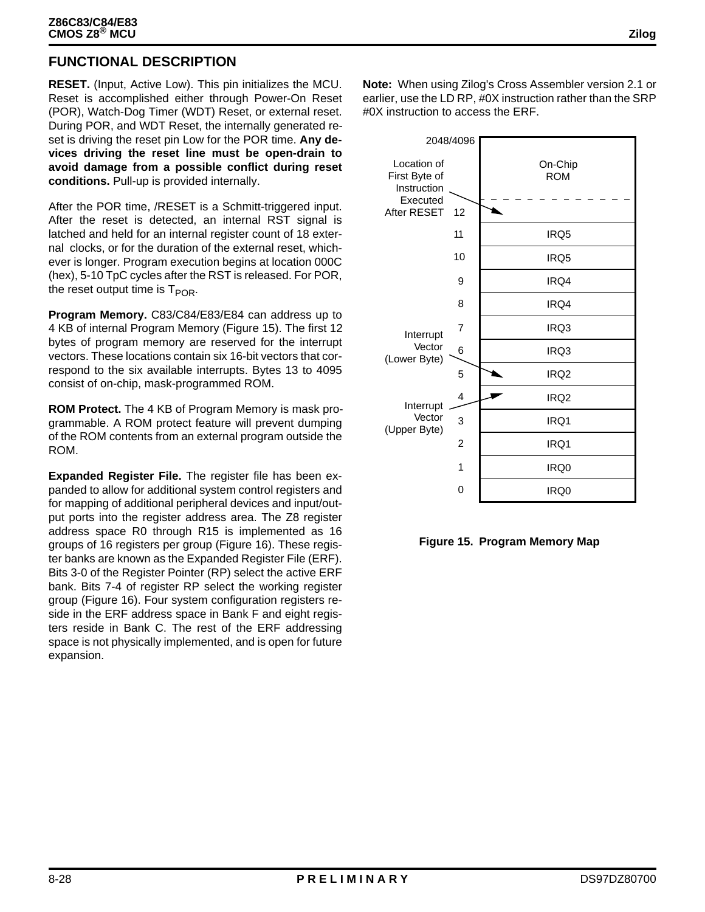## FUNCTIONAL DESCRIPTION

**RESET.** (Input, Active Low). This pin initializes the MCU. Reset is accomplished either through Power-On Reset (POR), Watch-Dog Timer (WDT) Reset, or external reset. During POR, and WDT Reset, the internally generated reset is driving the reset pin Low for the POR time. **Any devices driving the reset line must be open-drain to avoid damage from a possible conflict during reset conditions.** Pull-up is provided internally.

After the POR time, /RESET is a Schmitt-triggered input. After the reset is detected, an internal RST signal is latched and held for an internal register count of 18 external clocks, or for the duration of the external reset, whichever is longer. Program execution begins at location 000C (hex), 5-10 TpC cycles after the RST is released. For POR, the reset output time is $T_{POR}$.

**Program Memory.** C83/C84/E83/E84 can address up to 4 KB of internal Program Memory (Figure 15). The first 12 bytes of program memory are reserved for the interrupt vectors. These locations contain six 16-bit vectors that correspond to the six available interrupts. Bytes 13 to 4095 consist of on-chip, mask-programmed ROM.

**ROM Protect.** The 4 KB of Program Memory is mask programmable. A ROM protect feature will prevent dumping of the ROM contents from an external program outside the ROM.

**Expanded Register File.** The register file has been expanded to allow for additional system control registers and for mapping of additional peripheral devices and input/output ports into the register address area. The Z8 register address space R0 through R15 is implemented as 16 groups of 16 registers per group (Figure 16). These register banks are known as the Expanded Register File (ERF). Bits 3-0 of the Register Pointer (RP) select the active ERF bank. Bits 7-4 of register RP select the working register group (Figure 16). Four system configuration registers reside in the ERF address space in Bank F and eight registers reside in Bank C. The rest of the ERF addressing space is not physically implemented, and is open for future expansion.

**Note:** When using Zilog's Cross Assembler version 2.1 or earlier, use the LD RP, #0X instruction rather than the SRP #0X instruction to access the ERF.

| Address | Contents |
|---|---|
| 2048/4096 | On-Chip ROM |
| 12 | Location of First Byte of Instruction Executed After RESET |
| 11 | IRQ5 |
| 10 | IRQ5 |
| 9 | IRQ4 |
| 8 | IRQ4 |
| 7 | IRQ3 |
| 6 | IRQ3 |
| 5 | IRQ2 (Interrupt Vector (Lower Byte)) |
| 4 | IRQ2 (Interrupt Vector (Upper Byte)) |
| 3 | IRQ1 |
| 2 | IRQ1 |
| 1 | IRQ0 |
| 0 | IRQ0 |

**Figure 15. Program Memory Map**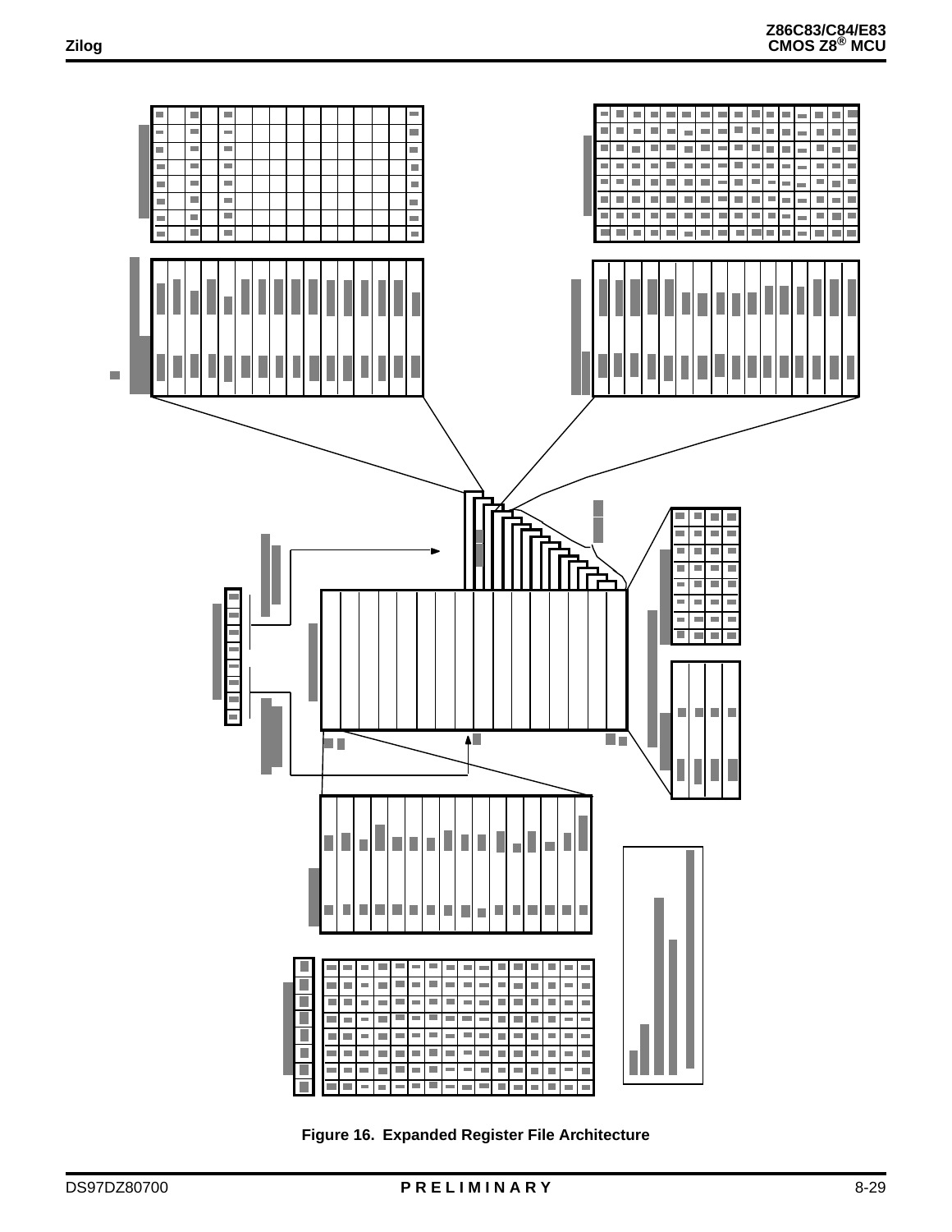Figure 16. Expanded Register File Architecture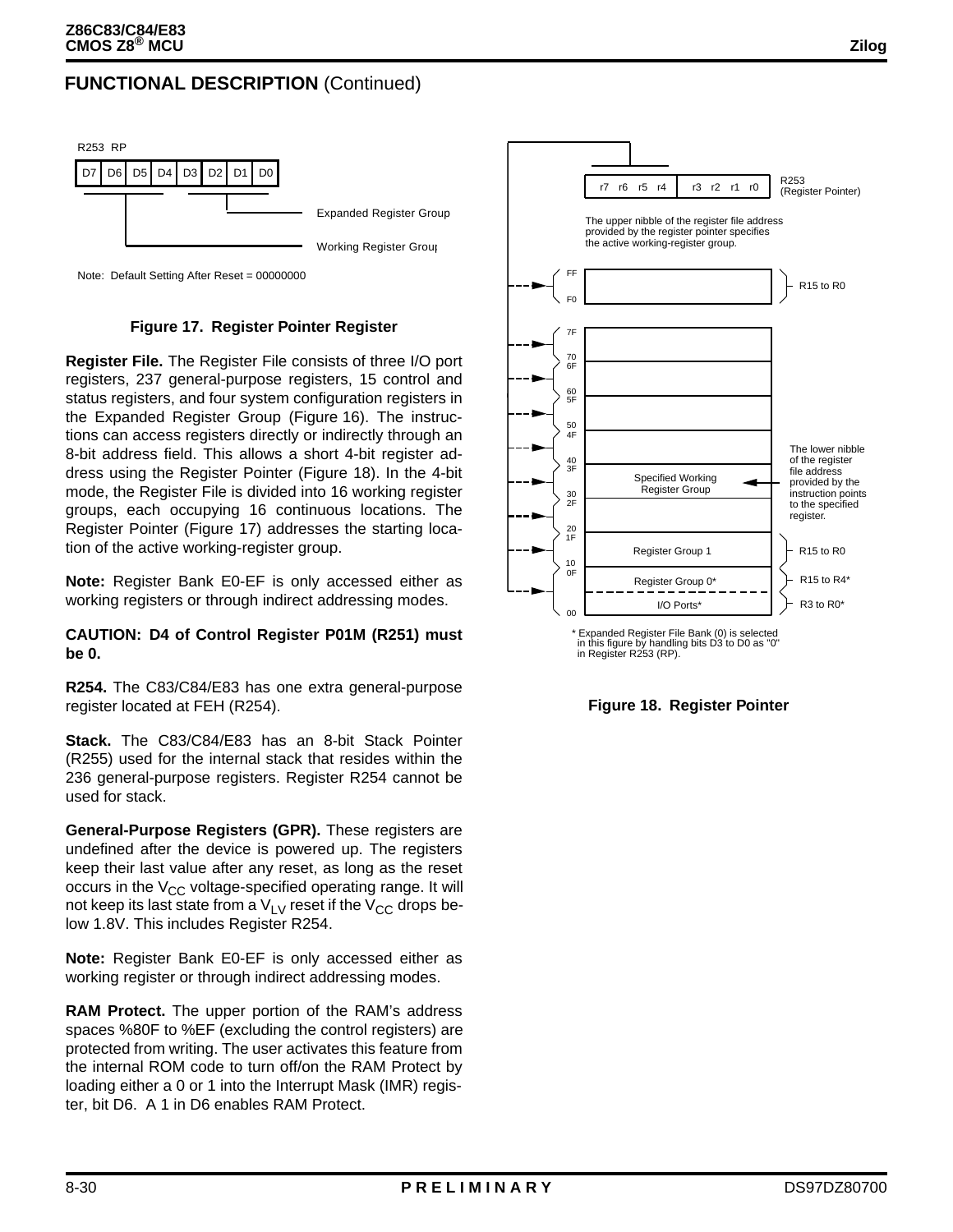## FUNCTIONAL DESCRIPTION (Continued)

R253 RP

| D7 | D6 | D5 | D4 | D3 | D2 | D1 | D0 |
|---|---|---|---|---|---|---|---|

Expanded Register Group

Working Register Group

Note: Default Setting After Reset = 00000000

**Figure 17. Register Pointer Register**

**Register File.** The Register File consists of three I/O port registers, 237 general-purpose registers, 15 control and status registers, and four system configuration registers in the Expanded Register Group (Figure 16). The instructions can access registers directly or indirectly through an 8-bit address field. This allows a short 4-bit register address using the Register Pointer (Figure 18). In the 4-bit mode, the Register File is divided into 16 working register groups, each occupying 16 continuous locations. The Register Pointer (Figure 17) addresses the starting location of the active working-register group.

**Note:** Register Bank E0-EF is only accessed either as working registers or through indirect addressing modes.

**CAUTION: D4 of Control Register P01M (R251) must be 0.**

**R254.** The C83/C84/E83 has one extra general-purpose register located at FEH (R254).

**Stack.** The C83/C84/E83 has an 8-bit Stack Pointer (R255) used for the internal stack that resides within the 236 general-purpose registers. Register R254 cannot be used for stack.

**General-Purpose Registers (GPR).** These registers are undefined after the device is powered up. The registers keep their last value after any reset, as long as the reset occurs in the $V_{CC}$ voltage-specified operating range. It will not keep its last state from a $V_{LV}$ reset if the $V_{CC}$ drops below 1.8V. This includes Register R254.

**Note:** Register Bank E0-EF is only accessed either as working register or through indirect addressing modes.

**RAM Protect.** The upper portion of the RAM's address spaces %80F to %EF (excluding the control registers) are protected from writing. The user activates this feature from the internal ROM code to turn off/on the RAM Protect by loading either a 0 or 1 into the Interrupt Mask (IMR) register, bit D6. A 1 in D6 enables RAM Protect.

R253 (Register Pointer): r7 r6 r5 r4 | r3 r2 r1 r0

The upper nibble of the register file address provided by the register pointer specifies the active working-register group.

FF–F0: R15 to R0

7F, 70, 6F, 60, 5F, 50, 4F, 40, 3F, 30, 2F, 20

Specified Working Register Group

The lower nibble of the register file address provided by the instruction points to the specified register.

1F–10: Register Group 1 — R15 to R0

0F: Register Group 0* — R15 to R4*

00: I/O Ports* — R3 to R0*

\* Expanded Register File Bank (0) is selected in this figure by handling bits D3 to D0 as "0" in Register R253 (RP).

**Figure 18. Register Pointer**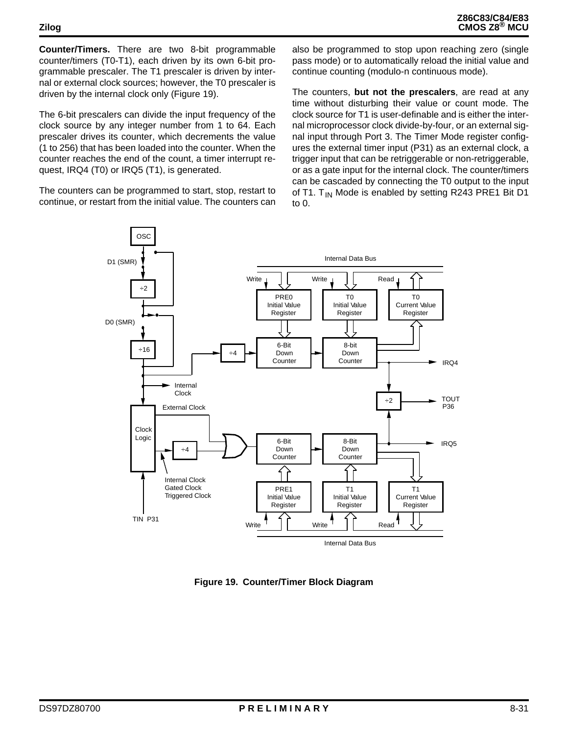**Counter/Timers.** There are two 8-bit programmable counter/timers (T0-T1), each driven by its own 6-bit programmable prescaler. The T1 prescaler is driven by internal or external clock sources; however, the T0 prescaler is driven by the internal clock only (Figure 19).

The 6-bit prescalers can divide the input frequency of the clock source by any integer number from 1 to 64. Each prescaler drives its counter, which decrements the value (1 to 256) that has been loaded into the counter. When the counter reaches the end of the count, a timer interrupt request, IRQ4 (T0) or IRQ5 (T1), is generated.

The counters can be programmed to start, stop, restart to continue, or restart from the initial value. The counters can also be programmed to stop upon reaching zero (single pass mode) or to automatically reload the initial value and continue counting (modulo-n continuous mode).

The counters, **but not the prescalers**, are read at any time without disturbing their value or count mode. The clock source for T1 is user-definable and is either the internal microprocessor clock divide-by-four, or an external signal input through Port 3. The Timer Mode register configures the external timer input (P31) as an external clock, a trigger input that can be retriggerable or non-retriggerable, or as a gate input for the internal clock. The counter/timers can be cascaded by connecting the T0 output to the input of T1. $T_{IN}$ Mode is enabled by setting R243 PRE1 Bit D1 to 0.

**Figure 19. Counter/Timer Block Diagram**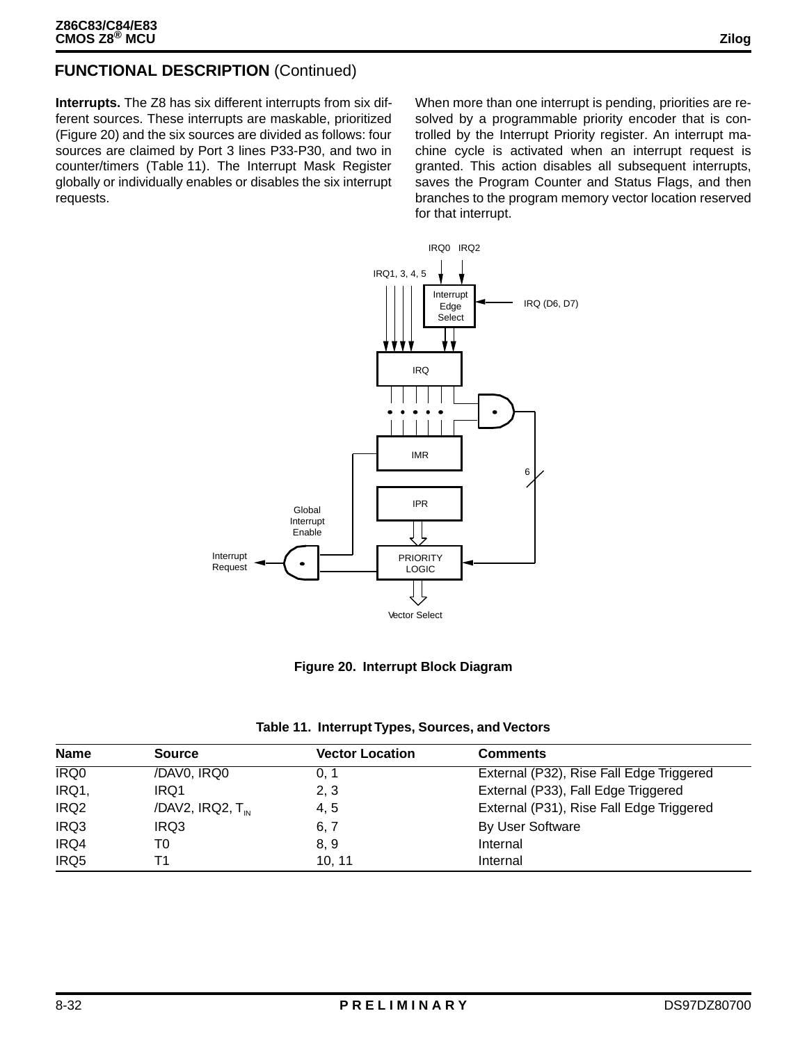## FUNCTIONAL DESCRIPTION (Continued)

**Interrupts.** The Z8 has six different interrupts from six different sources. These interrupts are maskable, prioritized (Figure 20) and the six sources are divided as follows: four sources are claimed by Port 3 lines P33-P30, and two in counter/timers (Table 11). The Interrupt Mask Register globally or individually enables or disables the six interrupt requests.

When more than one interrupt is pending, priorities are resolved by a programmable priority encoder that is controlled by the Interrupt Priority register. An interrupt machine cycle is activated when an interrupt request is granted. This action disables all subsequent interrupts, saves the Program Counter and Status Flags, and then branches to the program memory vector location reserved for that interrupt.

**Figure 20. Interrupt Block Diagram**

**Table 11. Interrupt Types, Sources, and Vectors**

| Name | Source | Vector Location | Comments |
|---|---|---|---|
| IRQ0 | /DAV0, IRQ0 | 0, 1 | External (P32), Rise Fall Edge Triggered |
| IRQ1, | IRQ1 | 2, 3 | External (P33), Fall Edge Triggered |
| IRQ2 | /DAV2, IRQ2, $T_{IN}$ | 4, 5 | External (P31), Rise Fall Edge Triggered |
| IRQ3 | IRQ3 | 6, 7 | By User Software |
| IRQ4 | T0 | 8, 9 | Internal |
| IRQ5 | T1 | 10, 11 | Internal |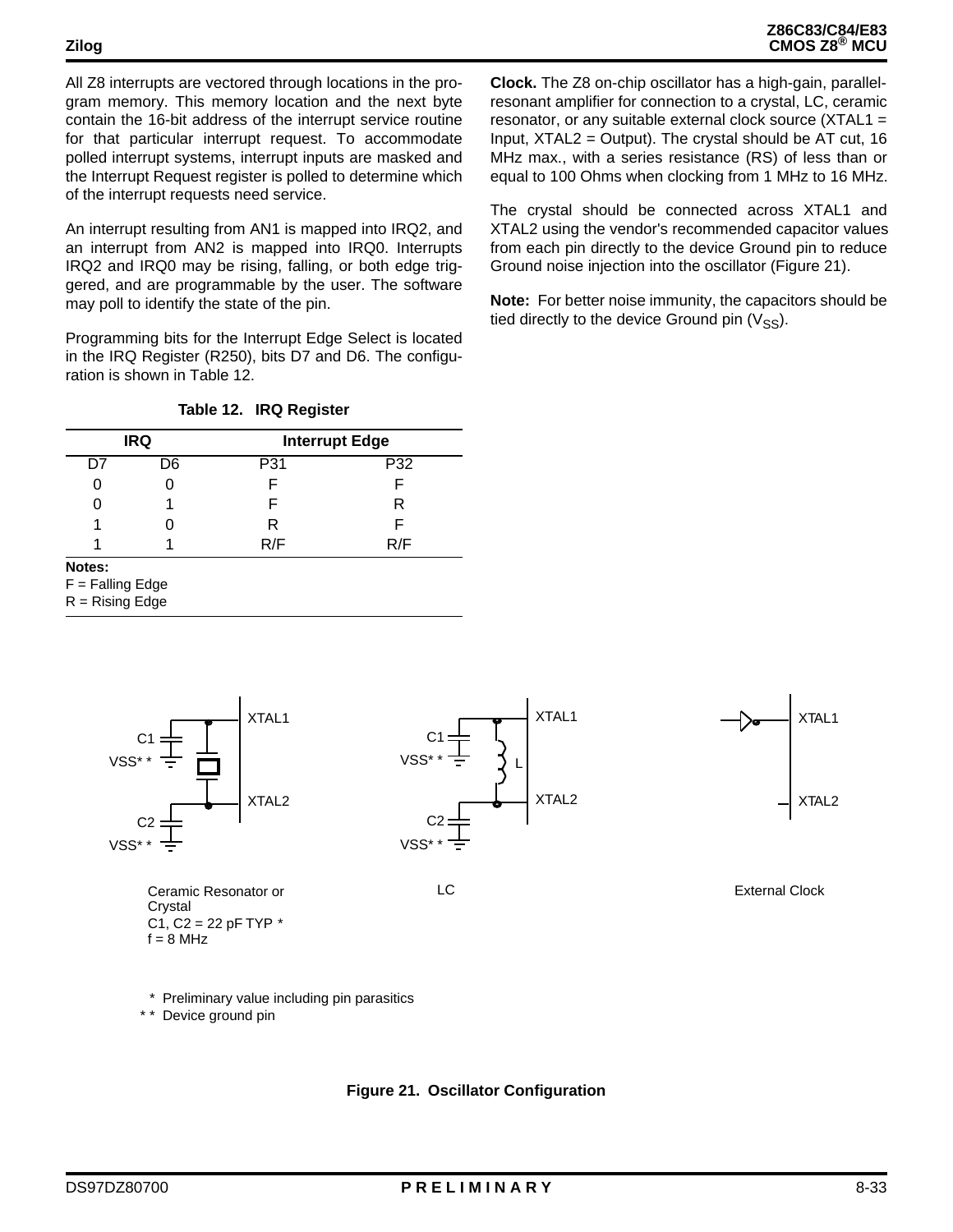All Z8 interrupts are vectored through locations in the program memory. This memory location and the next byte contain the 16-bit address of the interrupt service routine for that particular interrupt request. To accommodate polled interrupt systems, interrupt inputs are masked and the Interrupt Request register is polled to determine which of the interrupt requests need service.

An interrupt resulting from AN1 is mapped into IRQ2, and an interrupt from AN2 is mapped into IRQ0. Interrupts IRQ2 and IRQ0 may be rising, falling, or both edge triggered, and are programmable by the user. The software may poll to identify the state of the pin.

Programming bits for the Interrupt Edge Select is located in the IRQ Register (R250), bits D7 and D6. The configuration is shown in Table 12.

**Table 12. IRQ Register**

| IRQ | | Interrupt Edge | |
|---|---|---|---|
| D7 | D6 | P31 | P32 |
| 0 | 0 | F | F |
| 0 | 1 | F | R |
| 1 | 0 | R | F |
| 1 | 1 | R/F | R/F |

**Notes:**
F = Falling Edge
R = Rising Edge

**Clock.** The Z8 on-chip oscillator has a high-gain, parallel-resonant amplifier for connection to a crystal, LC, ceramic resonator, or any suitable external clock source (XTAL1 = Input, XTAL2 = Output). The crystal should be AT cut, 16 MHz max., with a series resistance (RS) of less than or equal to 100 Ohms when clocking from 1 MHz to 16 MHz.

The crystal should be connected across XTAL1 and XTAL2 using the vendor's recommended capacitor values from each pin directly to the device Ground pin to reduce Ground noise injection into the oscillator (Figure 21).

**Note:** For better noise immunity, the capacitors should be tied directly to the device Ground pin ($V_{SS}$).

Ceramic Resonator or Crystal
C1, C2 = 22 pF TYP *
f = 8 MHz

LC

External Clock

\* Preliminary value including pin parasitics
\*\* Device ground pin

**Figure 21. Oscillator Configuration**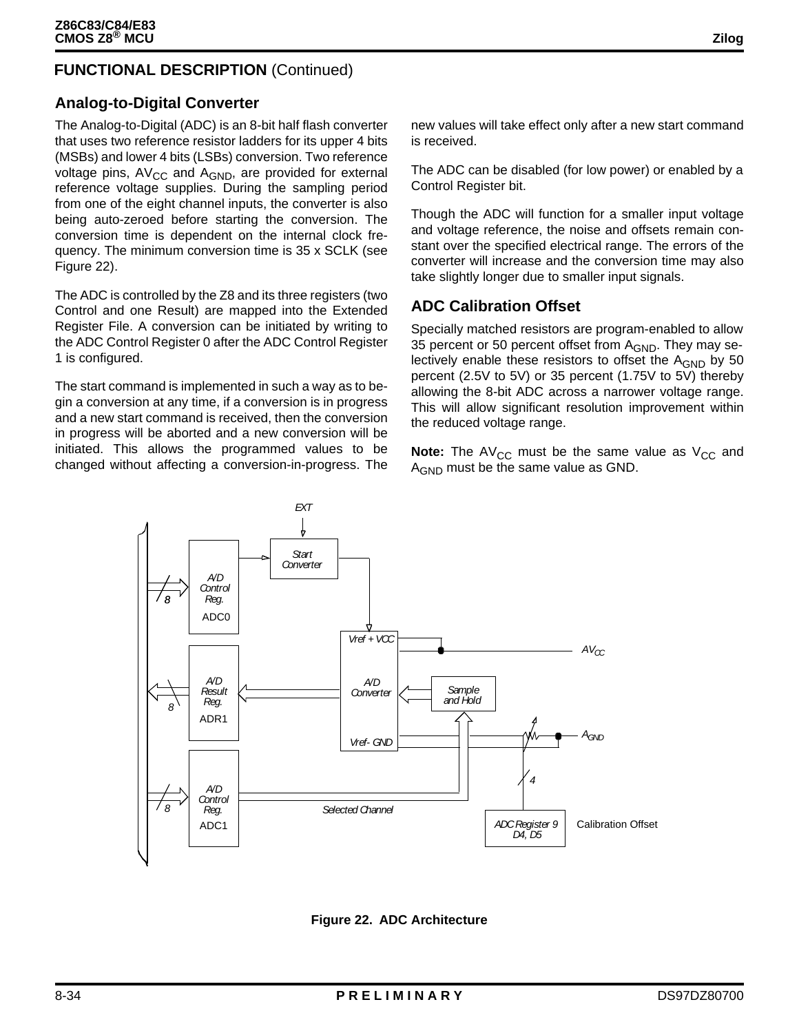## FUNCTIONAL DESCRIPTION (Continued)

### Analog-to-Digital Converter

The Analog-to-Digital (ADC) is an 8-bit half flash converter that uses two reference resistor ladders for its upper 4 bits (MSBs) and lower 4 bits (LSBs) conversion. Two reference voltage pins, $AV_{CC}$ and $A_{GND}$, are provided for external reference voltage supplies. During the sampling period from one of the eight channel inputs, the converter is also being auto-zeroed before starting the conversion. The conversion time is dependent on the internal clock frequency. The minimum conversion time is 35 x SCLK (see Figure 22).

The ADC is controlled by the Z8 and its three registers (two Control and one Result) are mapped into the Extended Register File. A conversion can be initiated by writing to the ADC Control Register 0 after the ADC Control Register 1 is configured.

The start command is implemented in such a way as to begin a conversion at any time, if a conversion is in progress and a new start command is received, then the conversion in progress will be aborted and a new conversion will be initiated. This allows the programmed values to be changed without affecting a conversion-in-progress. The new values will take effect only after a new start command is received.

The ADC can be disabled (for low power) or enabled by a Control Register bit.

Though the ADC will function for a smaller input voltage and voltage reference, the noise and offsets remain constant over the specified electrical range. The errors of the converter will increase and the conversion time may also take slightly longer due to smaller input signals.

### ADC Calibration Offset

Specially matched resistors are program-enabled to allow 35 percent or 50 percent offset from $A_{GND}$. They may selectively enable these resistors to offset the $A_{GND}$ by 50 percent (2.5V to 5V) or 35 percent (1.75V to 5V) thereby allowing the 8-bit ADC across a narrower voltage range. This will allow significant resolution improvement within the reduced voltage range.

**Note:** The $AV_{CC}$ must be the same value as $V_{CC}$ and $A_{GND}$ must be the same value as GND.

EXT
Start Converter
A/D Control Reg. ADC0
8
Vref + VCC
$AV_{CC}$
A/D Result Reg. ADR1
8
A/D Converter
Sample and Hold
Vref- GND
$A_{GND}$
A/D Control Reg. ADC1
8
Selected Channel
4
ADC Register 9 D4, D5
Calibration Offset

**Figure 22. ADC Architecture**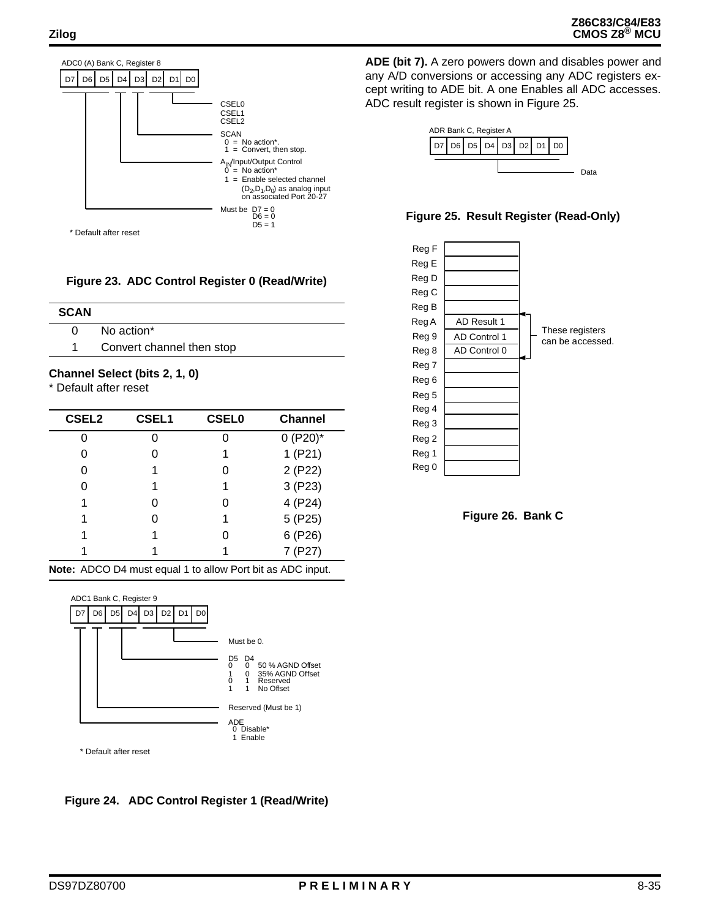ADC0 (A) Bank C, Register 8

| D7 | D6 | D5 | D4 | D3 | D2 | D1 | D0 |
|---|---|---|---|---|---|---|---|

- D2–D0: CSEL0, CSEL1, CSEL2
- D3: SCAN
  - 0 = No action*.
  - 1 = Convert, then stop.
- D4: $A_{IN}$/Input/Output Control
  - 0 = No action*
  - 1 = Enable selected channel ($D_2$,$D_1$,$D_0$) as analog input on associated Port 20-27
- D7–D5: Must be D7 = 0, D6 = 0, D5 = 1

\* Default after reset

**Figure 23. ADC Control Register 0 (Read/Write)**

| SCAN | |
|---|---|
| 0 | No action* |
| 1 | Convert channel then stop |

**Channel Select (bits 2, 1, 0)**

\* Default after reset

| CSEL2 | CSEL1 | CSEL0 | Channel |
|---|---|---|---|
| 0 | 0 | 0 | 0 (P20)* |
| 0 | 0 | 1 | 1 (P21) |
| 0 | 1 | 0 | 2 (P22) |
| 0 | 1 | 1 | 3 (P23) |
| 1 | 0 | 0 | 4 (P24) |
| 1 | 0 | 1 | 5 (P25) |
| 1 | 1 | 0 | 6 (P26) |
| 1 | 1 | 1 | 7 (P27) |

**Note:** ADCO D4 must equal 1 to allow Port bit as ADC input.

ADC1 Bank C, Register 9

| D7 | D6 | D5 | D4 | D3 | D2 | D1 | D0 |
|---|---|---|---|---|---|---|---|

- D3–D0: Must be 0.
- D5 D4:
  - 0 0 50 % AGND Offset
  - 1 0 35% AGND Offset
  - 0 1 Reserved
  - 1 1 No Offset
- D6: Reserved (Must be 1)
- D7: ADE
  - 0 Disable*
  - 1 Enable

\* Default after reset

**Figure 24. ADC Control Register 1 (Read/Write)**

**ADE (bit 7).** A zero powers down and disables power and any A/D conversions or accessing any ADC registers except writing to ADE bit. A one Enables all ADC accesses. ADC result register is shown in Figure 25.

ADR Bank C, Register A

| D7 | D6 | D5 | D4 | D3 | D2 | D1 | D0 |
|---|---|---|---|---|---|---|---|

D7–D0: Data

**Figure 25. Result Register (Read-Only)**

| Register | Contents |
|---|---|
| Reg F | |
| Reg E | |
| Reg D | |
| Reg C | |
| Reg B | |
| Reg A | AD Result 1 |
| Reg 9 | AD Control 1 |
| Reg 8 | AD Control 0 |
| Reg 7 | |
| Reg 6 | |
| Reg 5 | |
| Reg 4 | |
| Reg 3 | |
| Reg 2 | |
| Reg 1 | |
| Reg 0 | |

Reg A, Reg 9, Reg 8: These registers can be accessed.

**Figure 26. Bank C**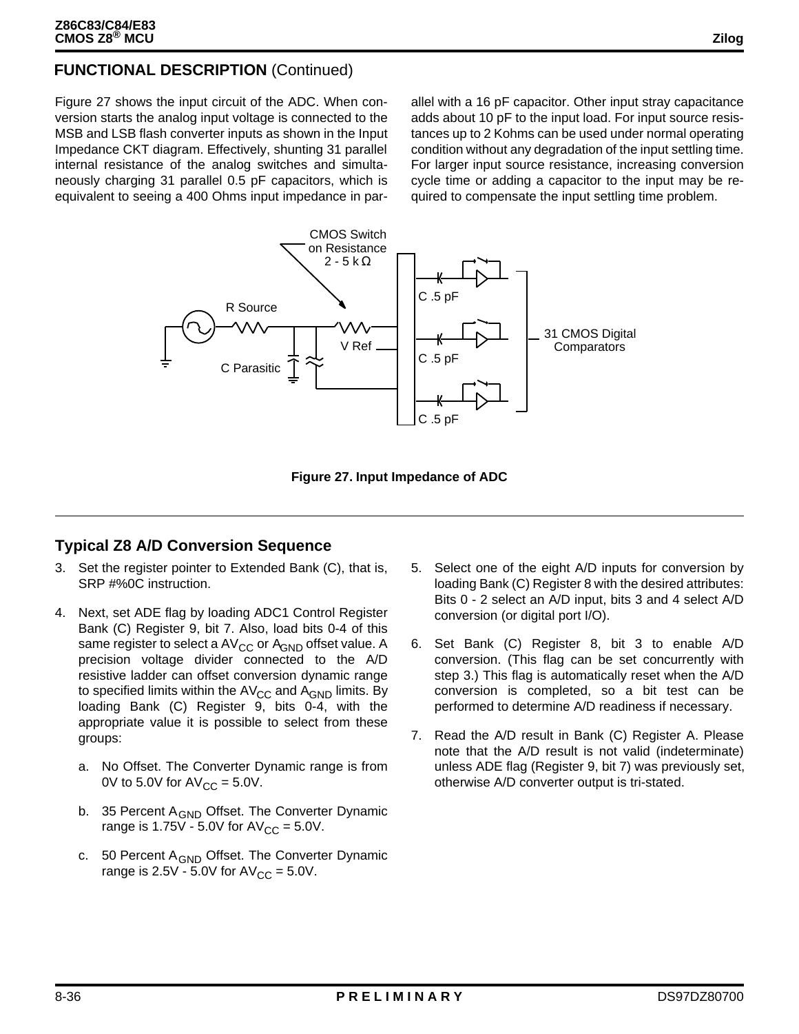## FUNCTIONAL DESCRIPTION (Continued)

Figure 27 shows the input circuit of the ADC. When conversion starts the analog input voltage is connected to the MSB and LSB flash converter inputs as shown in the Input Impedance CKT diagram. Effectively, shunting 31 parallel internal resistance of the analog switches and simultaneously charging 31 parallel 0.5 pF capacitors, which is equivalent to seeing a 400 Ohms input impedance in parallel with a 16 pF capacitor. Other input stray capacitance adds about 10 pF to the input load. For input source resistances up to 2 Kohms can be used under normal operating condition without any degradation of the input settling time. For larger input source resistance, increasing conversion cycle time or adding a capacitor to the input may be required to compensate the input settling time problem.

**Figure 27. Input Impedance of ADC**

## Typical Z8 A/D Conversion Sequence

3. Set the register pointer to Extended Bank (C), that is, SRP #%0C instruction.

4. Next, set ADE flag by loading ADC1 Control Register Bank (C) Register 9, bit 7. Also, load bits 0-4 of this same register to select a $AV_{CC}$ or $A_{GND}$ offset value. A precision voltage divider connected to the A/D resistive ladder can offset conversion dynamic range to specified limits within the $AV_{CC}$ and $A_{GND}$ limits. By loading Bank (C) Register 9, bits 0-4, with the appropriate value it is possible to select from these groups:

   a. No Offset. The Converter Dynamic range is from 0V to 5.0V for $AV_{CC}$ = 5.0V.

   b. 35 Percent $A_{GND}$ Offset. The Converter Dynamic range is 1.75V - 5.0V for $AV_{CC}$ = 5.0V.

   c. 50 Percent $A_{GND}$ Offset. The Converter Dynamic range is 2.5V - 5.0V for $AV_{CC}$ = 5.0V.

5. Select one of the eight A/D inputs for conversion by loading Bank (C) Register 8 with the desired attributes: Bits 0 - 2 select an A/D input, bits 3 and 4 select A/D conversion (or digital port I/O).

6. Set Bank (C) Register 8, bit 3 to enable A/D conversion. (This flag can be set concurrently with step 3.) This flag is automatically reset when the A/D conversion is completed, so a bit test can be performed to determine A/D readiness if necessary.

7. Read the A/D result in Bank (C) Register A. Please note that the A/D result is not valid (indeterminate) unless ADE flag (Register 9, bit 7) was previously set, otherwise A/D converter output is tri-stated.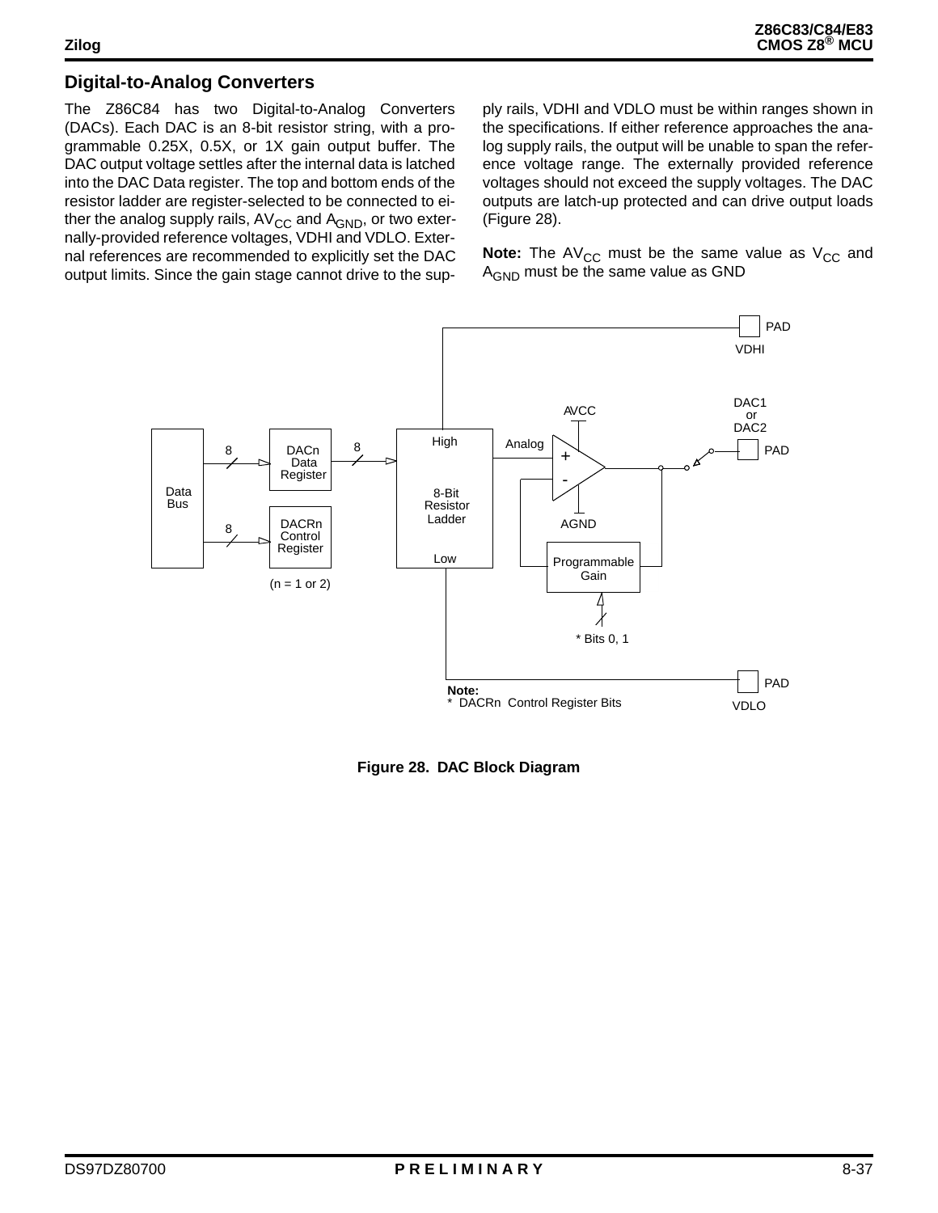## Digital-to-Analog Converters

The Z86C84 has two Digital-to-Analog Converters (DACs). Each DAC is an 8-bit resistor string, with a programmable 0.25X, 0.5X, or 1X gain output buffer. The DAC output voltage settles after the internal data is latched into the DAC Data register. The top and bottom ends of the resistor ladder are register-selected to be connected to either the analog supply rails, $AV_{CC}$ and $A_{GND}$, or two externally-provided reference voltages, VDHI and VDLO. External references are recommended to explicitly set the DAC output limits. Since the gain stage cannot drive to the supply rails, VDHI and VDLO must be within ranges shown in the specifications. If either reference approaches the analog supply rails, the output will be unable to span the reference voltage range. The externally provided reference voltages should not exceed the supply voltages. The DAC outputs are latch-up protected and can drive output loads (Figure 28).

**Note:** The $AV_{CC}$ must be the same value as $V_{CC}$ and $A_{GND}$ must be the same value as GND

**Figure 28. DAC Block Diagram**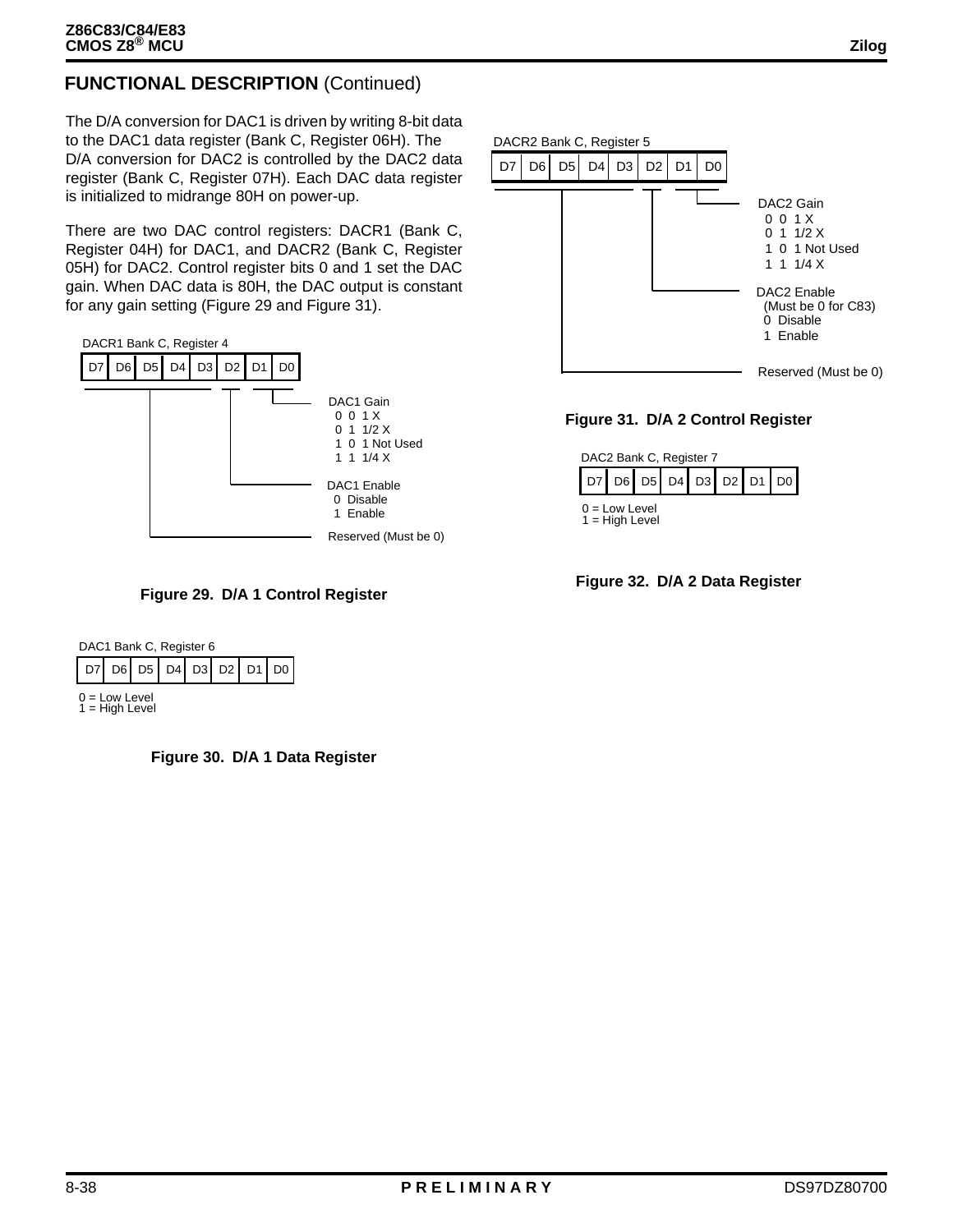## FUNCTIONAL DESCRIPTION (Continued)

The D/A conversion for DAC1 is driven by writing 8-bit data to the DAC1 data register (Bank C, Register 06H). The D/A conversion for DAC2 is controlled by the DAC2 data register (Bank C, Register 07H). Each DAC data register is initialized to midrange 80H on power-up.

There are two DAC control registers: DACR1 (Bank C, Register 04H) for DAC1, and DACR2 (Bank C, Register 05H) for DAC2. Control register bits 0 and 1 set the DAC gain. When DAC data is 80H, the DAC output is constant for any gain setting (Figure 29 and Figure 31).

DACR1 Bank C, Register 4

| D7 | D6 | D5 | D4 | D3 | D2 | D1 | D0 |
|---|---|---|---|---|---|---|---|

- D1, D0: DAC1 Gain
  - 0 0 1 X
  - 0 1 1/2 X
  - 1 0 1 Not Used
  - 1 1 1/4 X
- D2: DAC1 Enable
  - 0 Disable
  - 1 Enable
- D7–D3: Reserved (Must be 0)

**Figure 29. D/A 1 Control Register**

DAC1 Bank C, Register 6

| D7 | D6 | D5 | D4 | D3 | D2 | D1 | D0 |
|---|---|---|---|---|---|---|---|

0 = Low Level
1 = High Level

**Figure 30. D/A 1 Data Register**

DACR2 Bank C, Register 5

| D7 | D6 | D5 | D4 | D3 | D2 | D1 | D0 |
|---|---|---|---|---|---|---|---|

- D1, D0: DAC2 Gain
  - 0 0 1 X
  - 0 1 1/2 X
  - 1 0 1 Not Used
  - 1 1 1/4 X
- D2: DAC2 Enable (Must be 0 for C83)
  - 0 Disable
  - 1 Enable
- D7–D3: Reserved (Must be 0)

**Figure 31. D/A 2 Control Register**

DAC2 Bank C, Register 7

| D7 | D6 | D5 | D4 | D3 | D2 | D1 | D0 |
|---|---|---|---|---|---|---|---|

0 = Low Level
1 = High Level

**Figure 32. D/A 2 Data Register**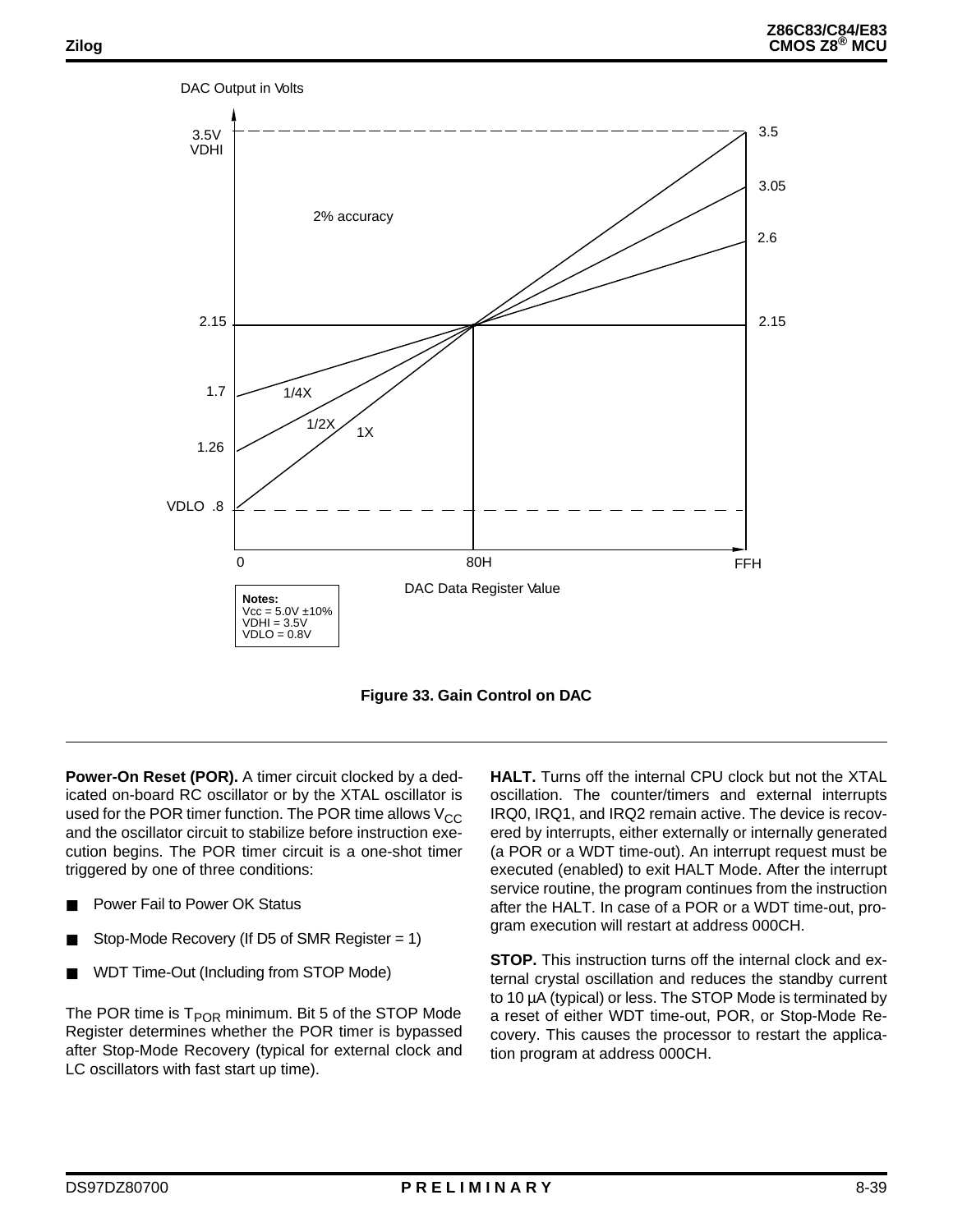DAC Output in Volts

3.5V VDHI — 3.5

3.05

2% accuracy

2.6

2.15 — 2.15

1.7 — 1/4X

1/2X — 1X

1.26

VDLO .8

0 — 80H — FFH

DAC Data Register Value

**Notes:**
Vcc = 5.0V ±10%
VDHI = 3.5V
VDLO = 0.8V

**Figure 33. Gain Control on DAC**

**Power-On Reset (POR).** A timer circuit clocked by a dedicated on-board RC oscillator or by the XTAL oscillator is used for the POR timer function. The POR time allows $V_{CC}$ and the oscillator circuit to stabilize before instruction execution begins. The POR timer circuit is a one-shot timer triggered by one of three conditions:

- Power Fail to Power OK Status
- Stop-Mode Recovery (If D5 of SMR Register = 1)
- WDT Time-Out (Including from STOP Mode)

The POR time is $T_{POR}$ minimum. Bit 5 of the STOP Mode Register determines whether the POR timer is bypassed after Stop-Mode Recovery (typical for external clock and LC oscillators with fast start up time).

**HALT.** Turns off the internal CPU clock but not the XTAL oscillation. The counter/timers and external interrupts IRQ0, IRQ1, and IRQ2 remain active. The device is recovered by interrupts, either externally or internally generated (a POR or a WDT time-out). An interrupt request must be executed (enabled) to exit HALT Mode. After the interrupt service routine, the program continues from the instruction after the HALT. In case of a POR or a WDT time-out, program execution will restart at address 000CH.

**STOP.** This instruction turns off the internal clock and external crystal oscillation and reduces the standby current to 10 µA (typical) or less. The STOP Mode is terminated by a reset of either WDT time-out, POR, or Stop-Mode Recovery. This causes the processor to restart the application program at address 000CH.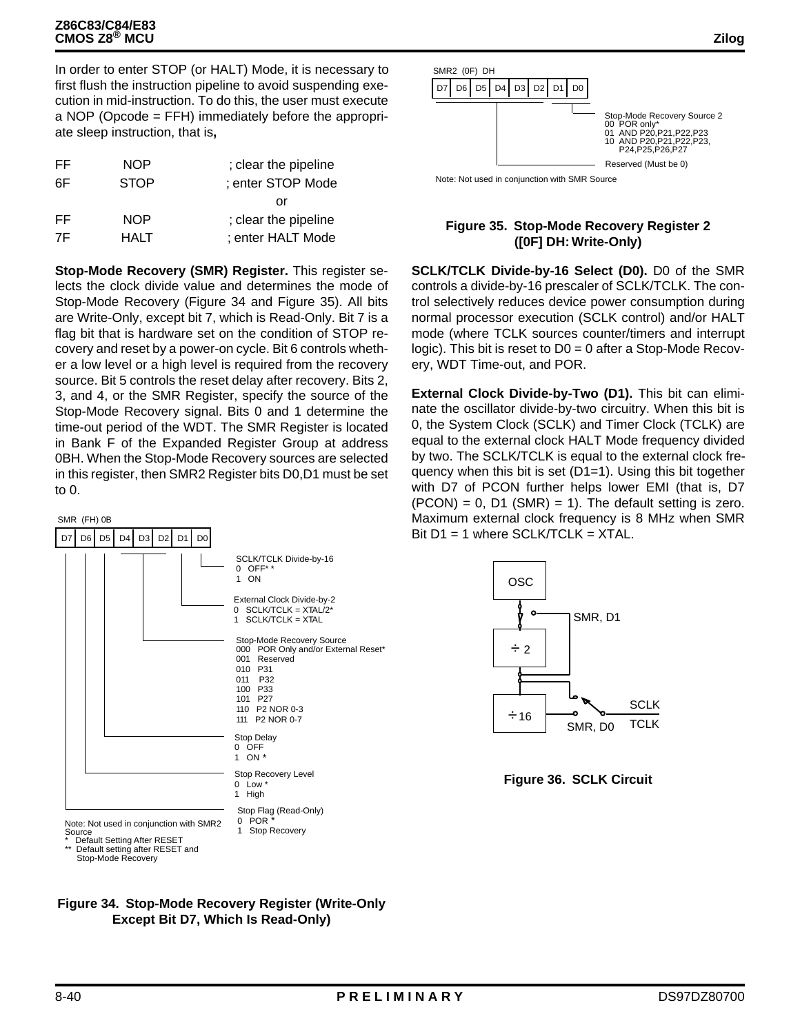In order to enter STOP (or HALT) Mode, it is necessary to first flush the instruction pipeline to avoid suspending execution in mid-instruction. To do this, the user must execute a NOP (Opcode = FFH) immediately before the appropriate sleep instruction, that is**,**

```
FF    NOP     ; clear the pipeline
6F    STOP    ; enter STOP Mode
                    or
FF    NOP     ; clear the pipeline
7F    HALT    ; enter HALT Mode
```

**Stop-Mode Recovery (SMR) Register.** This register selects the clock divide value and determines the mode of Stop-Mode Recovery (Figure 34 and Figure 35). All bits are Write-Only, except bit 7, which is Read-Only. Bit 7 is a flag bit that is hardware set on the condition of STOP recovery and reset by a power-on cycle. Bit 6 controls whether a low level or a high level is required from the recovery source. Bit 5 controls the reset delay after recovery. Bits 2, 3, and 4, or the SMR Register, specify the source of the Stop-Mode Recovery signal. Bits 0 and 1 determine the time-out period of the WDT. The SMR Register is located in Bank F of the Expanded Register Group at address 0BH. When the Stop-Mode Recovery sources are selected in this register, then SMR2 Register bits D0,D1 must be set to 0.

SMR (FH) 0B

| D7 | D6 | D5 | D4 | D3 | D2 | D1 | D0 |
|---|---|---|---|---|---|---|---|

- D0: SCLK/TCLK Divide-by-16
  - 0 OFF* *
  - 1 ON
- D1: External Clock Divide-by-2
  - 0 SCLK/TCLK = XTAL/2*
  - 1 SCLK/TCLK = XTAL
- D4–D2: Stop-Mode Recovery Source
  - 000 POR Only and/or External Reset*
  - 001 Reserved
  - 010 P31
  - 011 P32
  - 100 P33
  - 101 P27
  - 110 P2 NOR 0-3
  - 111 P2 NOR 0-7
- D5: Stop Delay
  - 0 OFF
  - 1 ON *
- D6: Stop Recovery Level
  - 0 Low *
  - 1 High
- D7: Stop Flag (Read-Only)
  - 0 POR *
  - 1 Stop Recovery

Note: Not used in conjunction with SMR2 Source
\* Default Setting After RESET
\*\* Default setting after RESET and Stop-Mode Recovery

**Figure 34. Stop-Mode Recovery Register (Write-Only Except Bit D7, Which Is Read-Only)**

SMR2 (0F) DH

| D7 | D6 | D5 | D4 | D3 | D2 | D1 | D0 |
|---|---|---|---|---|---|---|---|

- D1–D0: Stop-Mode Recovery Source 2
  - 00 POR only*
  - 01 AND P20,P21,P22,P23
  - 10 AND P20,P21,P22,P23, P24,P25,P26,P27
- D7–D2: Reserved (Must be 0)

Note: Not used in conjunction with SMR Source

**Figure 35. Stop-Mode Recovery Register 2 ([0F] DH: Write-Only)**

**SCLK/TCLK Divide-by-16 Select (D0).** D0 of the SMR controls a divide-by-16 prescaler of SCLK/TCLK. The control selectively reduces device power consumption during normal processor execution (SCLK control) and/or HALT mode (where TCLK sources counter/timers and interrupt logic). This bit is reset to D0 = 0 after a Stop-Mode Recovery, WDT Time-out, and POR.

**External Clock Divide-by-Two (D1).** This bit can eliminate the oscillator divide-by-two circuitry. When this bit is 0, the System Clock (SCLK) and Timer Clock (TCLK) are equal to the external clock HALT Mode frequency divided by two. The SCLK/TCLK is equal to the external clock frequency when this bit is set (D1=1). Using this bit together with D7 of PCON further helps lower EMI (that is, D7 (PCON) = 0, D1 (SMR) = 1). The default setting is zero. Maximum external clock frequency is 8 MHz when SMR Bit D1 = 1 where SCLK/TCLK = XTAL.

OSC → SMR, D1 → ÷ 2 → ÷16 → SMR, D0 → SCLK / TCLK

**Figure 36. SCLK Circuit**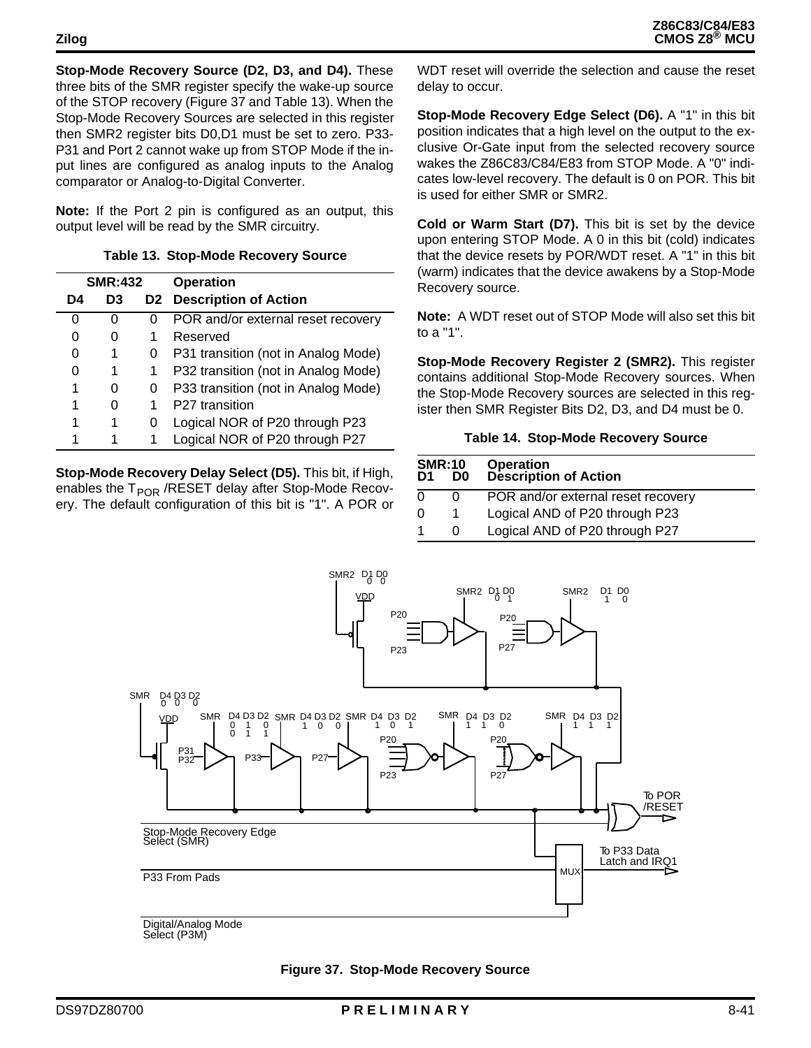**Stop-Mode Recovery Source (D2, D3, and D4).** These three bits of the SMR register specify the wake-up source of the STOP recovery (Figure 37 and Table 13). When the Stop-Mode Recovery Sources are selected in this register then SMR2 register bits D0,D1 must be set to zero. P33-P31 and Port 2 cannot wake up from STOP Mode if the input lines are configured as analog inputs to the Analog comparator or Analog-to-Digital Converter.

**Note:** If the Port 2 pin is configured as an output, this output level will be read by the SMR circuitry.

**Table 13. Stop-Mode Recovery Source**

| SMR:432 | | | Operation |
|---|---|---|---|
| D4 | D3 | D2 | Description of Action |
| 0 | 0 | 0 | POR and/or external reset recovery |
| 0 | 0 | 1 | Reserved |
| 0 | 1 | 0 | P31 transition (not in Analog Mode) |
| 0 | 1 | 1 | P32 transition (not in Analog Mode) |
| 1 | 0 | 0 | P33 transition (not in Analog Mode) |
| 1 | 0 | 1 | P27 transition |
| 1 | 1 | 0 | Logical NOR of P20 through P23 |
| 1 | 1 | 1 | Logical NOR of P20 through P27 |

**Stop-Mode Recovery Delay Select (D5).** This bit, if High, enables the $T_{POR}$ /RESET delay after Stop-Mode Recovery. The default configuration of this bit is "1". A POR or WDT reset will override the selection and cause the reset delay to occur.

**Stop-Mode Recovery Edge Select (D6).** A "1" in this bit position indicates that a high level on the output to the exclusive Or-Gate input from the selected recovery source wakes the Z86C83/C84/E83 from STOP Mode. A "0" indicates low-level recovery. The default is 0 on POR. This bit is used for either SMR or SMR2.

**Cold or Warm Start (D7).** This bit is set by the device upon entering STOP Mode. A 0 in this bit (cold) indicates that the device resets by POR/WDT reset. A "1" in this bit (warm) indicates that the device awakens by a Stop-Mode Recovery source.

**Note:** A WDT reset out of STOP Mode will also set this bit to a "1".

**Stop-Mode Recovery Register 2 (SMR2).** This register contains additional Stop-Mode Recovery sources. When the Stop-Mode Recovery sources are selected in this register then SMR Register Bits D2, D3, and D4 must be 0.

**Table 14. Stop-Mode Recovery Source**

| SMR:10 | | Operation |
|---|---|---|
| D1 | D0 | Description of Action |
| 0 | 0 | POR and/or external reset recovery |
| 0 | 1 | Logical AND of P20 through P23 |
| 1 | 0 | Logical AND of P20 through P27 |

**Figure 37. Stop-Mode Recovery Source**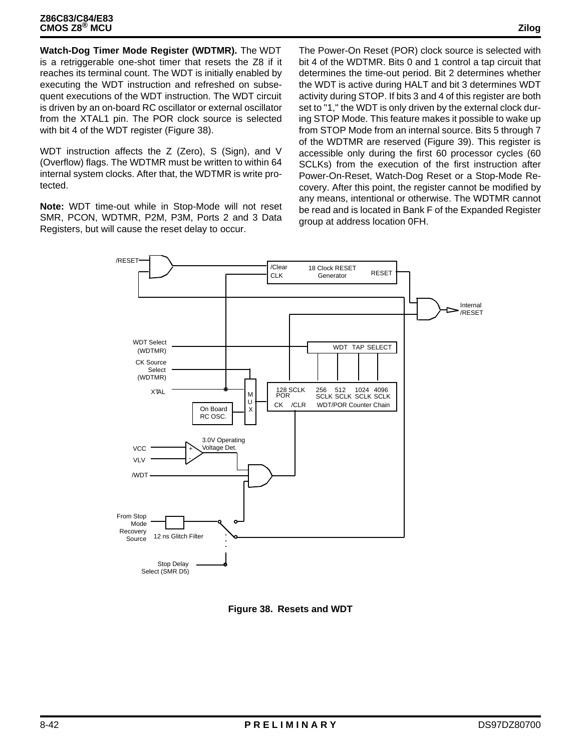**Watch-Dog Timer Mode Register (WDTMR).** The WDT is a retriggerable one-shot timer that resets the Z8 if it reaches its terminal count. The WDT is initially enabled by executing the WDT instruction and refreshed on subsequent executions of the WDT instruction. The WDT circuit is driven by an on-board RC oscillator or external oscillator from the XTAL1 pin. The POR clock source is selected with bit 4 of the WDT register (Figure 38).

WDT instruction affects the Z (Zero), S (Sign), and V (Overflow) flags. The WDTMR must be written to within 64 internal system clocks. After that, the WDTMR is write protected.

**Note:** WDT time-out while in Stop-Mode will not reset SMR, PCON, WDTMR, P2M, P3M, Ports 2 and 3 Data Registers, but will cause the reset delay to occur.

The Power-On Reset (POR) clock source is selected with bit 4 of the WDTMR. Bits 0 and 1 control a tap circuit that determines the time-out period. Bit 2 determines whether the WDT is active during HALT and bit 3 determines WDT activity during STOP. If bits 3 and 4 of this register are both set to "1," the WDT is only driven by the external clock during STOP Mode. This feature makes it possible to wake up from STOP Mode from an internal source. Bits 5 through 7 of the WDTMR are reserved (Figure 39). This register is accessible only during the first 60 processor cycles (60 SCLKs) from the execution of the first instruction after Power-On-Reset, Watch-Dog Reset or a Stop-Mode Recovery. After this point, the register cannot be modified by any means, intentional or otherwise. The WDTMR cannot be read and is located in Bank F of the Expanded Register group at address location 0FH.

**Figure 38. Resets and WDT**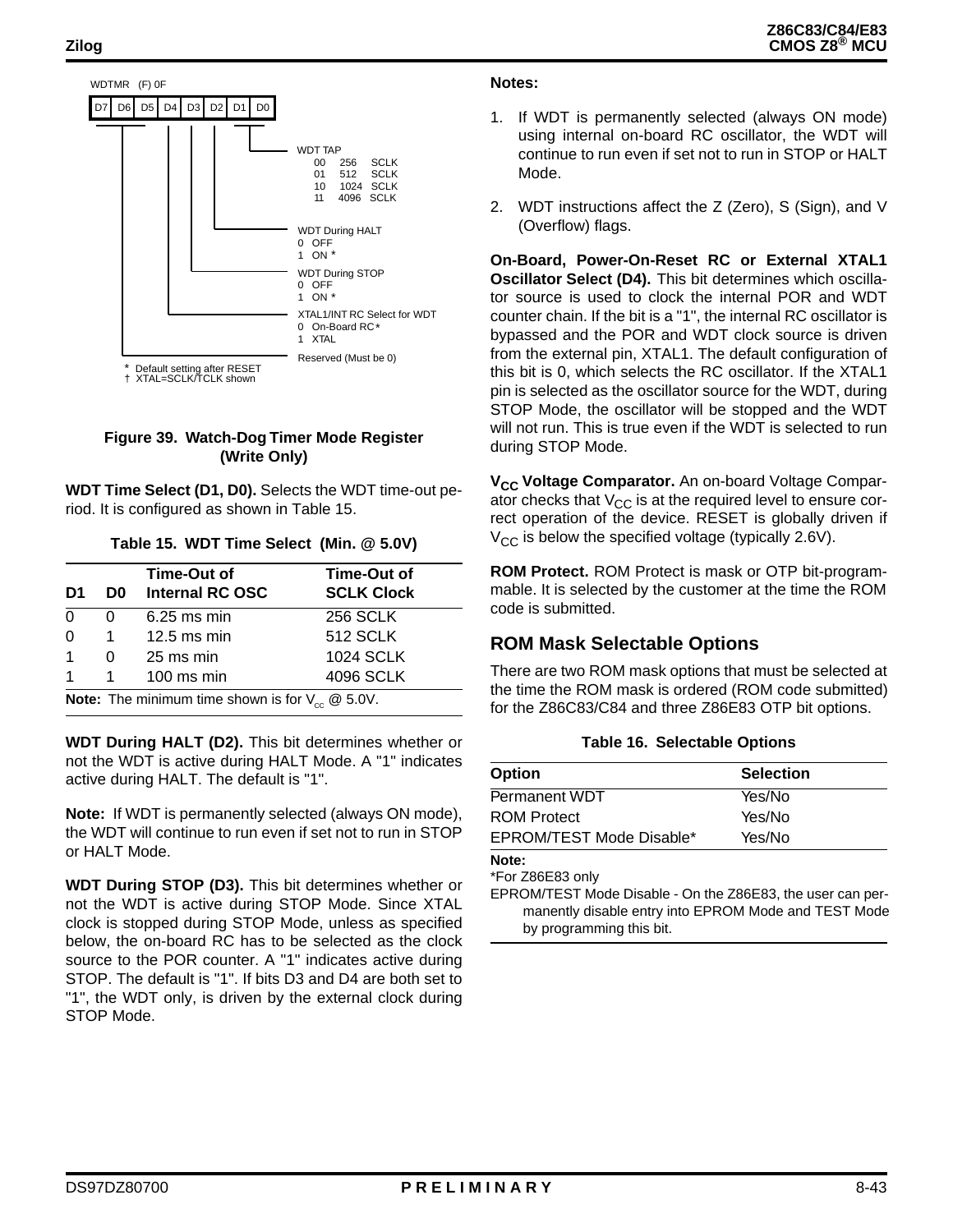WDTMR (F) 0F

| D7 | D6 | D5 | D4 | D3 | D2 | D1 | D0 |
|---|---|---|---|---|---|---|---|

- WDT TAP (D1, D0)
  - 00 256 SCLK
  - 01 512 SCLK
  - 10 1024 SCLK
  - 11 4096 SCLK
- WDT During HALT (D2)
  - 0 OFF
  - 1 ON *
- WDT During STOP (D3)
  - 0 OFF
  - 1 ON *
- XTAL1/INT RC Select for WDT (D4)
  - 0 On-Board RC*
  - 1 XTAL
- Reserved (Must be 0) (D7–D5)

\* Default setting after RESET
† XTAL=SCLK/TCLK shown

**Figure 39. Watch-Dog Timer Mode Register (Write Only)**

**WDT Time Select (D1, D0).** Selects the WDT time-out period. It is configured as shown in Table 15.

**Table 15. WDT Time Select (Min. @ 5.0V)**

| D1 | D0 | Time-Out of Internal RC OSC | Time-Out of SCLK Clock |
|---|---|---|---|
| 0 | 0 | 6.25 ms min | 256 SCLK |
| 0 | 1 | 12.5 ms min | 512 SCLK |
| 1 | 0 | 25 ms min | 1024 SCLK |
| 1 | 1 | 100 ms min | 4096 SCLK |

**Note:** The minimum time shown is for $V_{cc}$ @ 5.0V.

**WDT During HALT (D2).** This bit determines whether or not the WDT is active during HALT Mode. A "1" indicates active during HALT. The default is "1".

**Note:** If WDT is permanently selected (always ON mode), the WDT will continue to run even if set not to run in STOP or HALT Mode.

**WDT During STOP (D3).** This bit determines whether or not the WDT is active during STOP Mode. Since XTAL clock is stopped during STOP Mode, unless as specified below, the on-board RC has to be selected as the clock source to the POR counter. A "1" indicates active during STOP. The default is "1". If bits D3 and D4 are both set to "1", the WDT only, is driven by the external clock during STOP Mode.

**Notes:**

1. If WDT is permanently selected (always ON mode) using internal on-board RC oscillator, the WDT will continue to run even if set not to run in STOP or HALT Mode.
2. WDT instructions affect the Z (Zero), S (Sign), and V (Overflow) flags.

**On-Board, Power-On-Reset RC or External XTAL1 Oscillator Select (D4).** This bit determines which oscillator source is used to clock the internal POR and WDT counter chain. If the bit is a "1", the internal RC oscillator is bypassed and the POR and WDT clock source is driven from the external pin, XTAL1. The default configuration of this bit is 0, which selects the RC oscillator. If the XTAL1 pin is selected as the oscillator source for the WDT, during STOP Mode, the oscillator will be stopped and the WDT will not run. This is true even if the WDT is selected to run during STOP Mode.

**$V_{CC}$ Voltage Comparator.** An on-board Voltage Comparator checks that $V_{CC}$ is at the required level to ensure correct operation of the device. RESET is globally driven if $V_{CC}$ is below the specified voltage (typically 2.6V).

**ROM Protect.** ROM Protect is mask or OTP bit-programmable. It is selected by the customer at the time the ROM code is submitted.

## ROM Mask Selectable Options

There are two ROM mask options that must be selected at the time the ROM mask is ordered (ROM code submitted) for the Z86C83/C84 and three Z86E83 OTP bit options.

**Table 16. Selectable Options**

| Option | Selection |
|---|---|
| Permanent WDT | Yes/No |
| ROM Protect | Yes/No |
| EPROM/TEST Mode Disable* | Yes/No |

**Note:**
*For Z86E83 only
EPROM/TEST Mode Disable - On the Z86E83, the user can permanently disable entry into EPROM Mode and TEST Mode by programming this bit.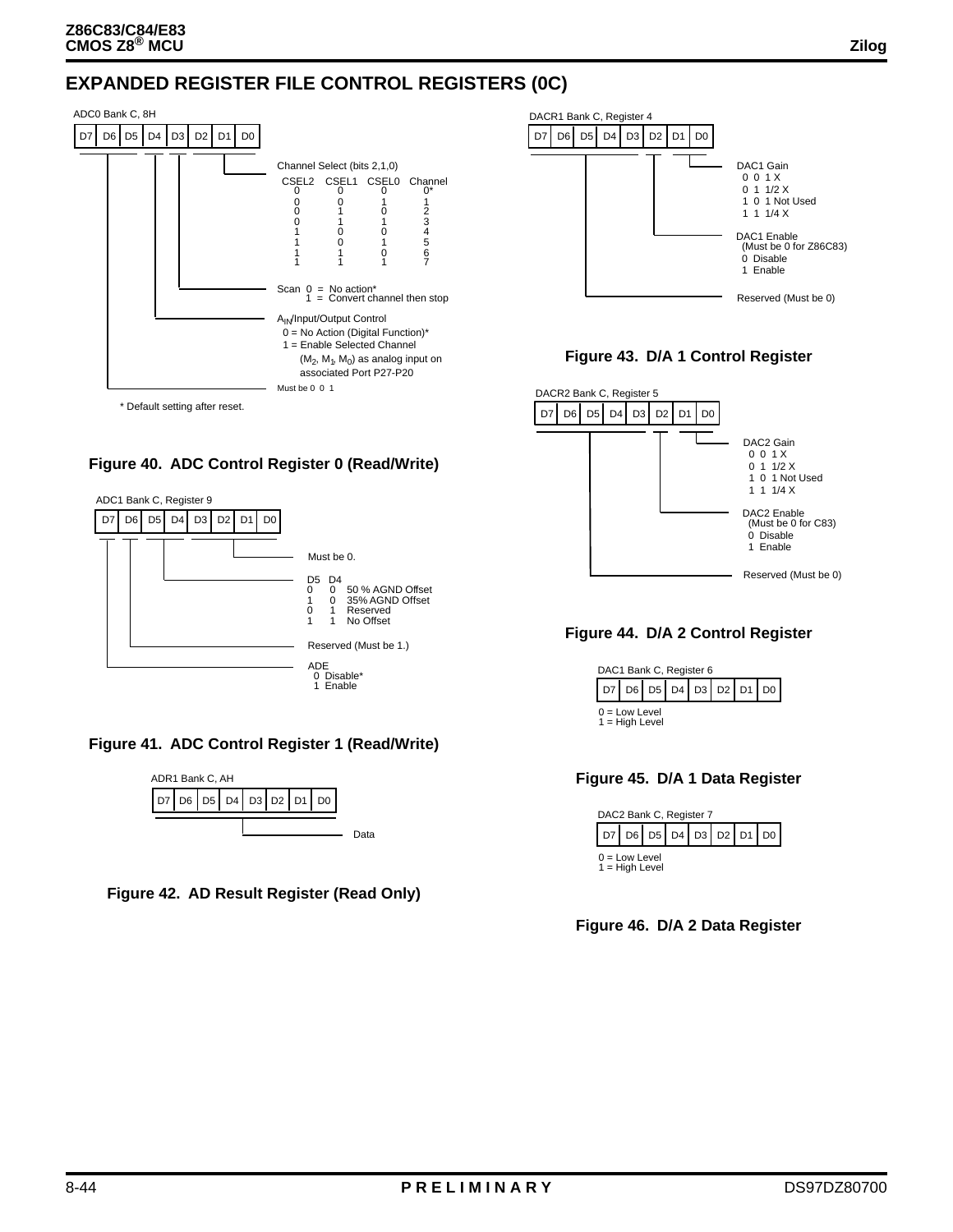# EXPANDED REGISTER FILE CONTROL REGISTERS (0C)

ADC0 Bank C, 8H

| D7 | D6 | D5 | D4 | D3 | D2 | D1 | D0 |
|---|---|---|---|---|---|---|---|

Channel Select (bits 2,1,0)

| CSEL2 | CSEL1 | CSEL0 | Channel |
|---|---|---|---|
| 0 | 0 | 0 | 0* |
| 0 | 0 | 1 | 1 |
| 0 | 1 | 0 | 2 |
| 0 | 1 | 1 | 3 |
| 1 | 0 | 0 | 4 |
| 1 | 0 | 1 | 5 |
| 1 | 1 | 0 | 6 |
| 1 | 1 | 1 | 7 |

Scan 0 = No action*
1 = Convert channel then stop

$A_{IN}$/Input/Output Control
0 = No Action (Digital Function)*
1 = Enable Selected Channel ($M_2$, $M_1$, $M_0$) as analog input on associated Port P27-P20

Must be 0 0 1

\* Default setting after reset.

**Figure 40. ADC Control Register 0 (Read/Write)**

ADC1 Bank C, Register 9

| D7 | D6 | D5 | D4 | D3 | D2 | D1 | D0 |
|---|---|---|---|---|---|---|---|

Must be 0.

| D5 | D4 | |
|---|---|---|
| 0 | 0 | 50 % AGND Offset |
| 1 | 0 | 35% AGND Offset |
| 0 | 1 | Reserved |
| 1 | 1 | No Offset |

Reserved (Must be 1.)

ADE
0 Disable*
1 Enable

**Figure 41. ADC Control Register 1 (Read/Write)**

ADR1 Bank C, AH

| D7 | D6 | D5 | D4 | D3 | D2 | D1 | D0 |
|---|---|---|---|---|---|---|---|

Data

**Figure 42. AD Result Register (Read Only)**

DACR1 Bank C, Register 4

| D7 | D6 | D5 | D4 | D3 | D2 | D1 | D0 |
|---|---|---|---|---|---|---|---|

DAC1 Gain
0 0 1 X
0 1 1/2 X
1 0 1 Not Used
1 1 1/4 X

DAC1 Enable
(Must be 0 for Z86C83)
0 Disable
1 Enable

Reserved (Must be 0)

**Figure 43. D/A 1 Control Register**

DACR2 Bank C, Register 5

| D7 | D6 | D5 | D4 | D3 | D2 | D1 | D0 |
|---|---|---|---|---|---|---|---|

DAC2 Gain
0 0 1 X
0 1 1/2 X
1 0 1 Not Used
1 1 1/4 X

DAC2 Enable
(Must be 0 for C83)
0 Disable
1 Enable

Reserved (Must be 0)

**Figure 44. D/A 2 Control Register**

DAC1 Bank C, Register 6

| D7 | D6 | D5 | D4 | D3 | D2 | D1 | D0 |
|---|---|---|---|---|---|---|---|

0 = Low Level
1 = High Level

**Figure 45. D/A 1 Data Register**

DAC2 Bank C, Register 7

| D7 | D6 | D5 | D4 | D3 | D2 | D1 | D0 |
|---|---|---|---|---|---|---|---|

0 = Low Level
1 = High Level

**Figure 46. D/A 2 Data Register**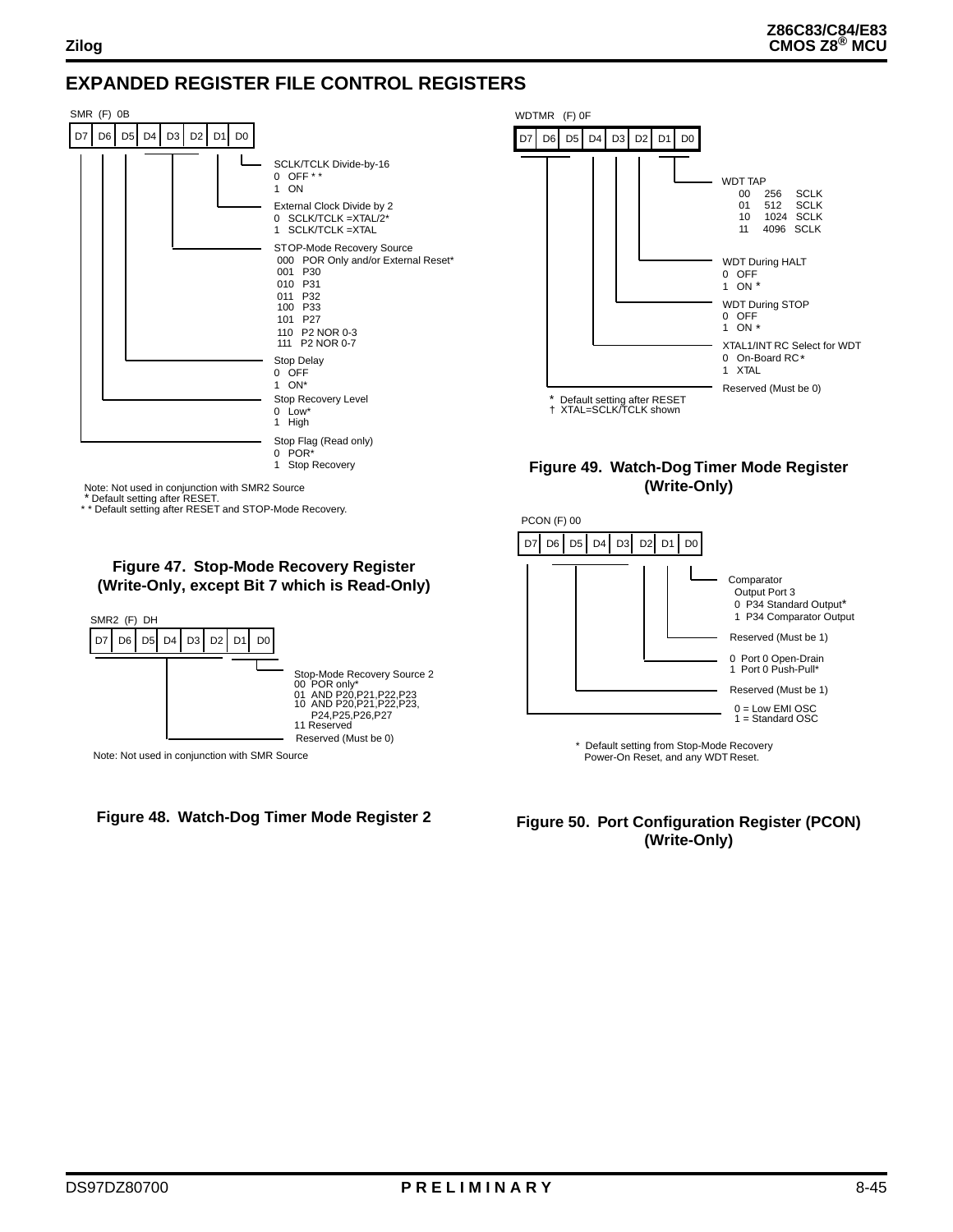# EXPANDED REGISTER FILE CONTROL REGISTERS

SMR (F) 0B

| D7 | D6 | D5 | D4 | D3 | D2 | D1 | D0 |
|---|---|---|---|---|---|---|---|

- D0: SCLK/TCLK Divide-by-16
  - 0 OFF * *
  - 1 ON
- D1: External Clock Divide by 2
  - 0 SCLK/TCLK =XTAL/2*
  - 1 SCLK/TCLK =XTAL
- D4–D2: STOP-Mode Recovery Source
  - 000 POR Only and/or External Reset*
  - 001 P30
  - 010 P31
  - 011 P32
  - 100 P33
  - 101 P27
  - 110 P2 NOR 0-3
  - 111 P2 NOR 0-7
- D5: Stop Delay
  - 0 OFF
  - 1 ON*
- D6: Stop Recovery Level
  - 0 Low*
  - 1 High
- D7: Stop Flag (Read only)
  - 0 POR*
  - 1 Stop Recovery

Note: Not used in conjunction with SMR2 Source
\* Default setting after RESET.
\* \* Default setting after RESET and STOP-Mode Recovery.

**Figure 47. Stop-Mode Recovery Register (Write-Only, except Bit 7 which is Read-Only)**

SMR2 (F) DH

| D7 | D6 | D5 | D4 | D3 | D2 | D1 | D0 |
|---|---|---|---|---|---|---|---|

- D1–D0: Stop-Mode Recovery Source 2
  - 00 POR only*
  - 01 AND P20,P21,P22,P23
  - 10 AND P20,P21,P22,P23, P24,P25,P26,P27
  - 11 Reserved
- D7–D2: Reserved (Must be 0)

Note: Not used in conjunction with SMR Source

**Figure 48. Watch-Dog Timer Mode Register 2**

WDTMR (F) 0F

| D7 | D6 | D5 | D4 | D3 | D2 | D1 | D0 |
|---|---|---|---|---|---|---|---|

- D1–D0: WDT TAP
  - 00 256 SCLK
  - 01 512 SCLK
  - 10 1024 SCLK
  - 11 4096 SCLK
- D2: WDT During HALT
  - 0 OFF
  - 1 ON *
- D3: WDT During STOP
  - 0 OFF
  - 1 ON *
- D4: XTAL1/INT RC Select for WDT
  - 0 On-Board RC*
  - 1 XTAL
- D7–D5: Reserved (Must be 0)

\* Default setting after RESET
† XTAL=SCLK/TCLK shown

**Figure 49. Watch-Dog Timer Mode Register (Write-Only)**

PCON (F) 00

| D7 | D6 | D5 | D4 | D3 | D2 | D1 | D0 |
|---|---|---|---|---|---|---|---|

- D0: Comparator Output Port 3
  - 0 P34 Standard Output*
  - 1 P34 Comparator Output
- D1: Reserved (Must be 1)
- D2: 0 Port 0 Open-Drain; 1 Port 0 Push-Pull*
- D6–D3: Reserved (Must be 1)
- D7: 0 = Low EMI OSC; 1 = Standard OSC

\* Default setting from Stop-Mode Recovery Power-On Reset, and any WDT Reset.

**Figure 50. Port Configuration Register (PCON) (Write-Only)**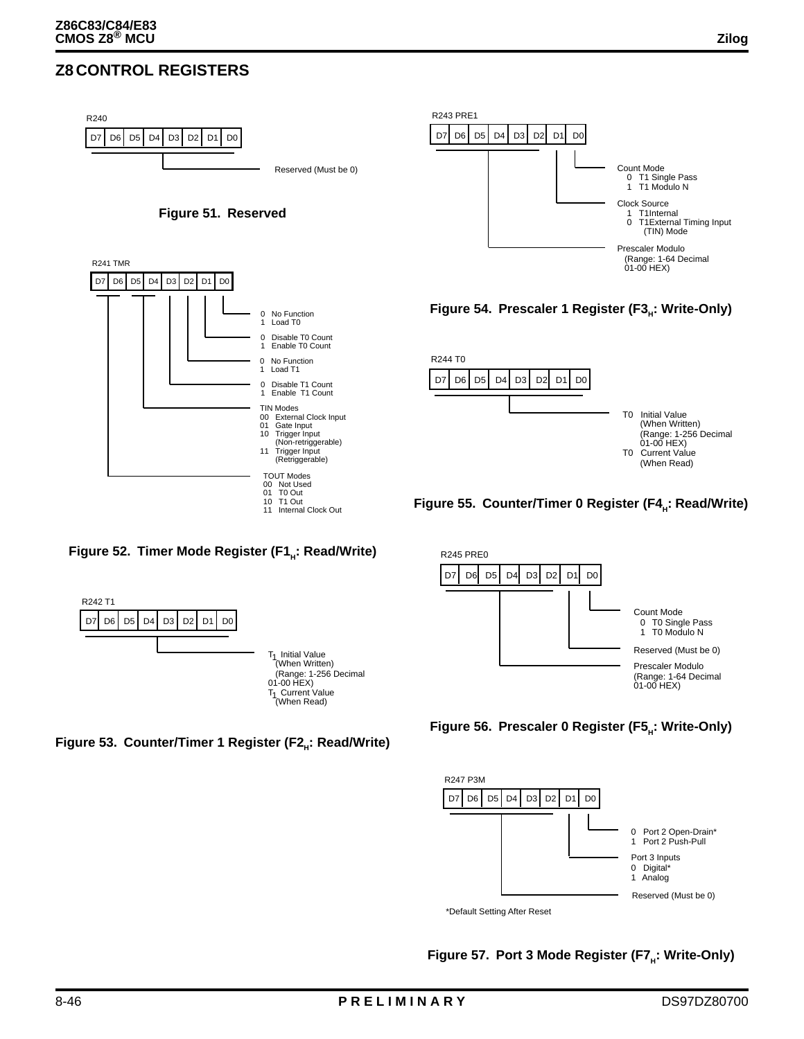## Z8 CONTROL REGISTERS

R240

| D7 | D6 | D5 | D4 | D3 | D2 | D1 | D0 |
|---|---|---|---|---|---|---|---|

D7–D0: Reserved (Must be 0)

**Figure 51. Reserved**

R241 TMR

| D7 | D6 | D5 | D4 | D3 | D2 | D1 | D0 |
|---|---|---|---|---|---|---|---|

- D0:
  - 0 No Function
  - 1 Load T0
- D1:
  - 0 Disable T0 Count
  - 1 Enable T0 Count
- D2:
  - 0 No Function
  - 1 Load T1
- D3:
  - 0 Disable T1 Count
  - 1 Enable T1 Count
- D5–D4: TIN Modes
  - 00 External Clock Input
  - 01 Gate Input
  - 10 Trigger Input (Non-retriggerable)
  - 11 Trigger Input (Retriggerable)
- D7–D6: TOUT Modes
  - 00 Not Used
  - 01 T0 Out
  - 10 T1 Out
  - 11 Internal Clock Out

**Figure 52. Timer Mode Register ($F1_H$: Read/Write)**

R242 T1

| D7 | D6 | D5 | D4 | D3 | D2 | D1 | D0 |
|---|---|---|---|---|---|---|---|

D7–D0:
- $T_1$ Initial Value (When Written) (Range: 1-256 Decimal 01-00 HEX)
- $T_1$ Current Value (When Read)

**Figure 53. Counter/Timer 1 Register ($F2_H$: Read/Write)**

R243 PRE1

| D7 | D6 | D5 | D4 | D3 | D2 | D1 | D0 |
|---|---|---|---|---|---|---|---|

- D0: Count Mode
  - 0 T1 Single Pass
  - 1 T1 Modulo N
- D1: Clock Source
  - 1 T1Internal
  - 0 T1External Timing Input (TIN) Mode
- D7–D2: Prescaler Modulo (Range: 1-64 Decimal 01-00 HEX)

**Figure 54. Prescaler 1 Register ($F3_H$: Write-Only)**

R244 T0

| D7 | D6 | D5 | D4 | D3 | D2 | D1 | D0 |
|---|---|---|---|---|---|---|---|

D7–D0:
- T0 Initial Value (When Written) (Range: 1-256 Decimal 01-00 HEX)
- T0 Current Value (When Read)

**Figure 55. Counter/Timer 0 Register ($F4_H$: Read/Write)**

R245 PRE0

| D7 | D6 | D5 | D4 | D3 | D2 | D1 | D0 |
|---|---|---|---|---|---|---|---|

- D0: Count Mode
  - 0 T0 Single Pass
  - 1 T0 Modulo N
- D1: Reserved (Must be 0)
- D7–D2: Prescaler Modulo (Range: 1-64 Decimal 01-00 HEX)

**Figure 56. Prescaler 0 Register ($F5_H$: Write-Only)**

R247 P3M

| D7 | D6 | D5 | D4 | D3 | D2 | D1 | D0 |
|---|---|---|---|---|---|---|---|

- D0:
  - 0 Port 2 Open-Drain*
  - 1 Port 2 Push-Pull
- D1: Port 3 Inputs
  - 0 Digital*
  - 1 Analog
- D7–D2: Reserved (Must be 0)

*Default Setting After Reset

**Figure 57. Port 3 Mode Register ($F7_H$: Write-Only)**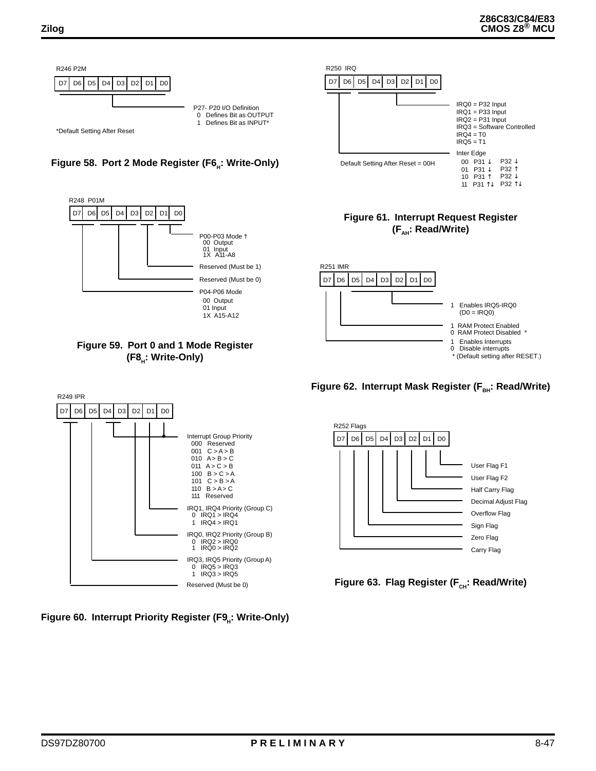R246 P2M

| D7 | D6 | D5 | D4 | D3 | D2 | D1 | D0 |
|---|---|---|---|---|---|---|---|

P27- P20 I/O Definition
0 Defines Bit as OUTPUT
1 Defines Bit as INPUT*

*Default Setting After Reset

**Figure 58. Port 2 Mode Register ($F6_H$: Write-Only)**

R248 P01M

| D7 | D6 | D5 | D4 | D3 | D2 | D1 | D0 |
|---|---|---|---|---|---|---|---|

P00-P03 Mode †
00 Output
01 Input
1X A11-A8

Reserved (Must be 1)

Reserved (Must be 0)

P04-P06 Mode
00 Output
01 Input
1X A15-A12

**Figure 59. Port 0 and 1 Mode Register ($F8_H$: Write-Only)**

R249 IPR

| D7 | D6 | D5 | D4 | D3 | D2 | D1 | D0 |
|---|---|---|---|---|---|---|---|

Interrupt Group Priority
000 Reserved
001 C > A > B
010 A > B > C
011 A > C > B
100 B > C > A
101 C > B > A
110 B > A > C
111 Reserved

IRQ1, IRQ4 Priority (Group C)
0 IRQ1 > IRQ4
1 IRQ4 > IRQ1

IRQ0, IRQ2 Priority (Group B)
0 IRQ2 > IRQ0
1 IRQ0 > IRQ2

IRQ3, IRQ5 Priority (Group A)
0 IRQ5 > IRQ3
1 IRQ3 > IRQ5

Reserved (Must be 0)

**Figure 60. Interrupt Priority Register ($F9_H$: Write-Only)**

R250 IRQ

| D7 | D6 | D5 | D4 | D3 | D2 | D1 | D0 |
|---|---|---|---|---|---|---|---|

IRQ0 = P32 Input
IRQ1 = P33 Input
IRQ2 = P31 Input
IRQ3 = Software Controlled
IRQ4 = T0
IRQ5 = T1

Inter Edge
00 P31 ↓ P32 ↓
01 P31 ↓ P32 ↑
10 P31 ↑ P32 ↓
11 P31 ↑↓ P32 ↑↓

Default Setting After Reset = 00H

**Figure 61. Interrupt Request Register ($FA_H$: Read/Write)**

R251 IMR

| D7 | D6 | D5 | D4 | D3 | D2 | D1 | D0 |
|---|---|---|---|---|---|---|---|

1 Enables IRQ5-IRQ0
(D0 = IRQ0)

1 RAM Protect Enabled
0 RAM Protect Disabled *

1 Enables Interrupts
0 Disable interrupts

* (Default setting after RESET.)

**Figure 62. Interrupt Mask Register ($FB_H$: Read/Write)**

R252 Flags

| D7 | D6 | D5 | D4 | D3 | D2 | D1 | D0 |
|---|---|---|---|---|---|---|---|

User Flag F1
User Flag F2
Half Carry Flag
Decimal Adjust Flag
Overflow Flag
Sign Flag
Zero Flag
Carry Flag

**Figure 63. Flag Register ($FC_H$: Read/Write)**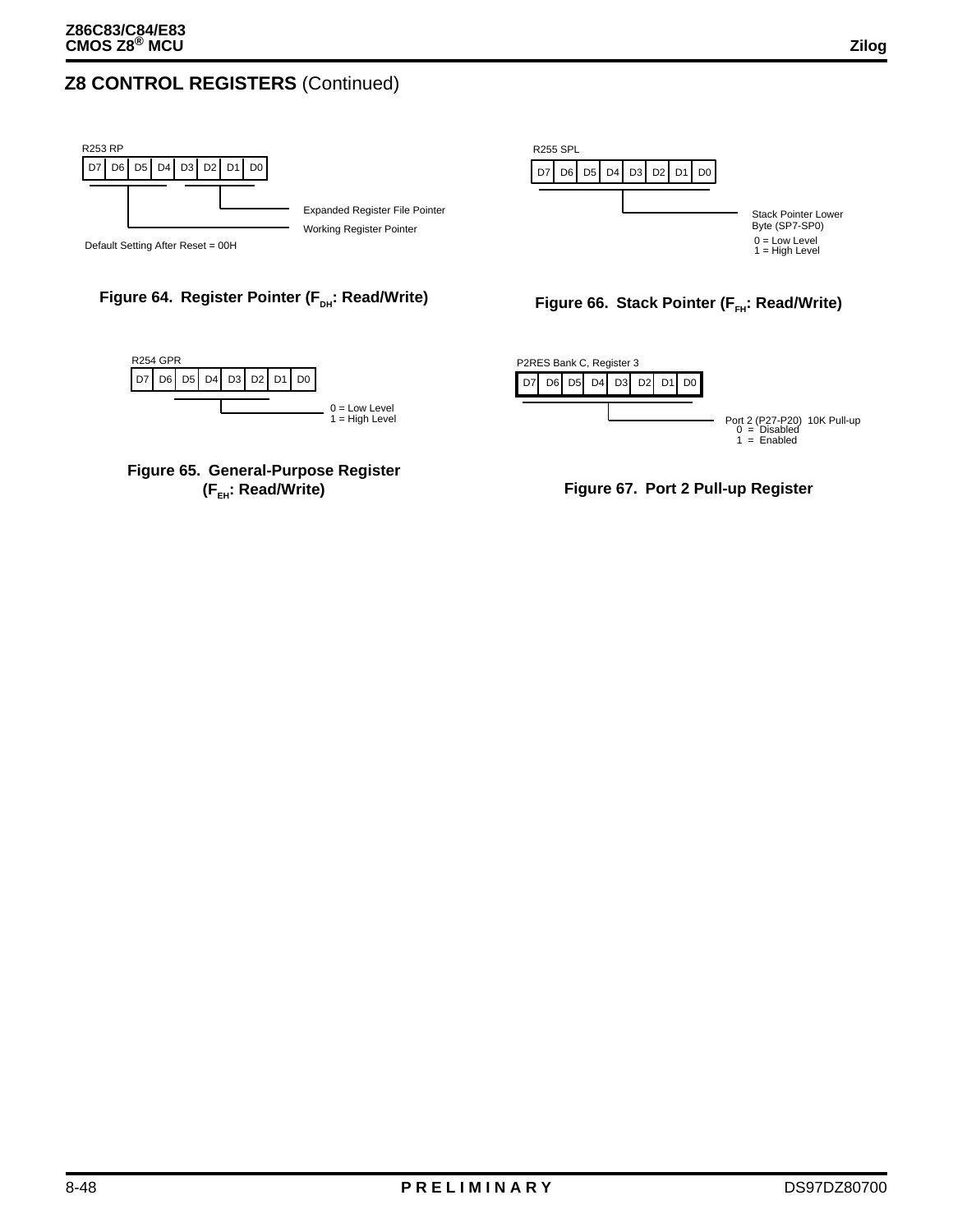## Z8 CONTROL REGISTERS (Continued)

R253 RP

| D7 | D6 | D5 | D4 | D3 | D2 | D1 | D0 |
|---|---|---|---|---|---|---|---|

Expanded Register File Pointer

Working Register Pointer

Default Setting After Reset = 00H

**Figure 64. Register Pointer ($F_{DH}$: Read/Write)**

R254 GPR

| D7 | D6 | D5 | D4 | D3 | D2 | D1 | D0 |
|---|---|---|---|---|---|---|---|

0 = Low Level
1 = High Level

**Figure 65. General-Purpose Register ($F_{EH}$: Read/Write)**

R255 SPL

| D7 | D6 | D5 | D4 | D3 | D2 | D1 | D0 |
|---|---|---|---|---|---|---|---|

Stack Pointer Lower Byte (SP7-SP0)
0 = Low Level
1 = High Level

**Figure 66. Stack Pointer ($F_{FH}$: Read/Write)**

P2RES Bank C, Register 3

| D7 | D6 | D5 | D4 | D3 | D2 | D1 | D0 |
|---|---|---|---|---|---|---|---|

Port 2 (P27-P20) 10K Pull-up
0 = Disabled
1 = Enabled

**Figure 67. Port 2 Pull-up Register**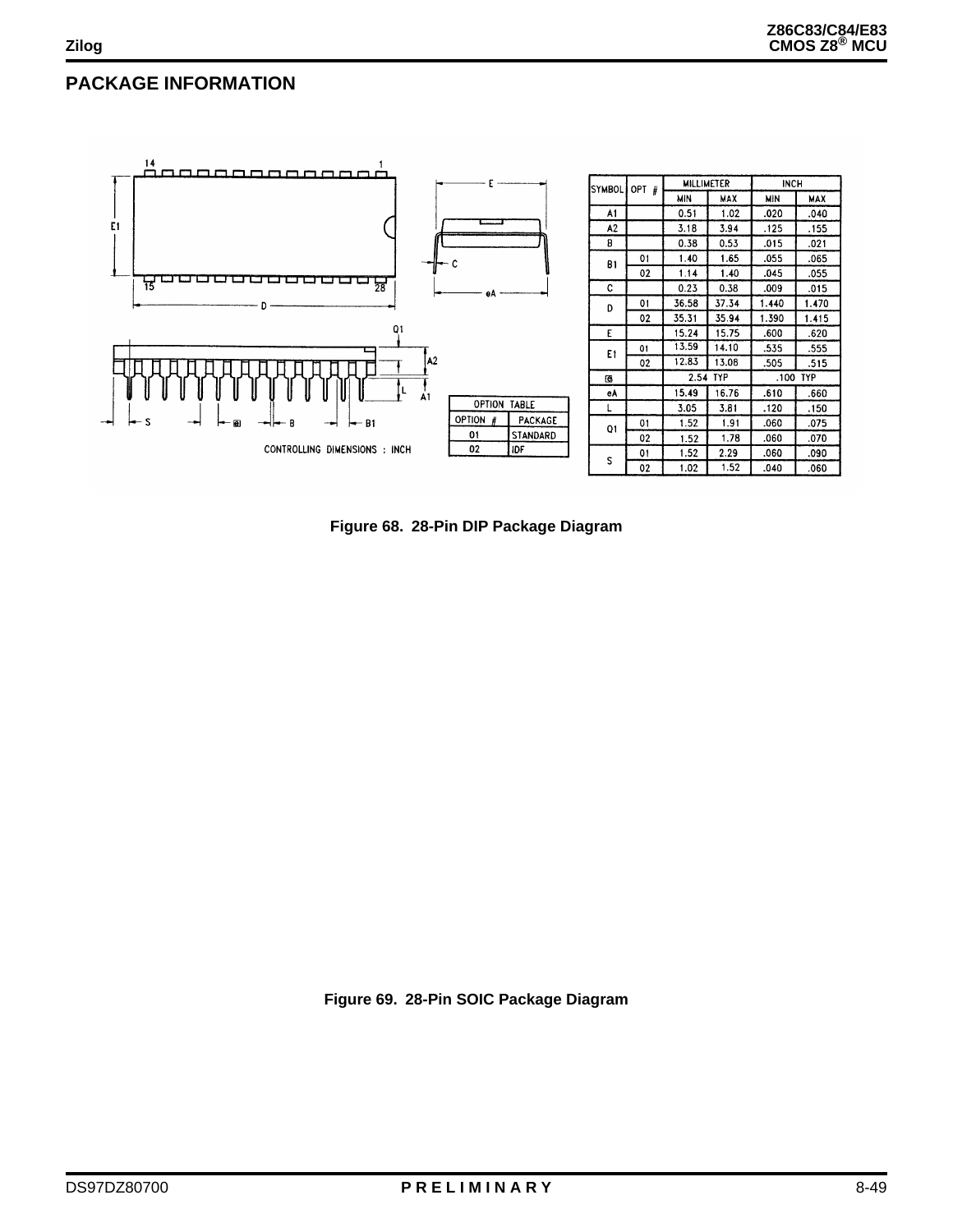# PACKAGE INFORMATION

| SYMBOL | OPT # | MILLIMETER MIN | MILLIMETER MAX | INCH MIN | INCH MAX |
|---|---|---|---|---|---|
| A1 | | 0.51 | 1.02 | .020 | .040 |
| A2 | | 3.18 | 3.94 | .125 | .155 |
| B | | 0.38 | 0.53 | .015 | .021 |
| B1 | 01 | 1.40 | 1.65 | .055 | .065 |
| | 02 | 1.14 | 1.40 | .045 | .055 |
| C | | 0.23 | 0.38 | .009 | .015 |
| D | 01 | 36.58 | 37.34 | 1.440 | 1.470 |
| | 02 | 35.31 | 35.94 | 1.390 | 1.415 |
| E | | 15.24 | 15.75 | .600 | .620 |
| E1 | 01 | 13.59 | 14.10 | .535 | .555 |
| | 02 | 12.83 | 13.08 | .505 | .515 |
| e | | 2.54 TYP | | .100 TYP | |
| eA | | 15.49 | 16.76 | .610 | .660 |
| L | | 3.05 | 3.81 | .120 | .150 |
| Q1 | 01 | 1.52 | 1.91 | .060 | .075 |
| | 02 | 1.52 | 1.78 | .060 | .070 |
| S | 01 | 1.52 | 2.29 | .060 | .090 |
| | 02 | 1.02 | 1.52 | .040 | .060 |

| OPTION # | PACKAGE |
|---|---|
| 01 | STANDARD |
| 02 | IDF |

CONTROLLING DIMENSIONS : INCH

**Figure 68. 28-Pin DIP Package Diagram**

**Figure 69. 28-Pin SOIC Package Diagram**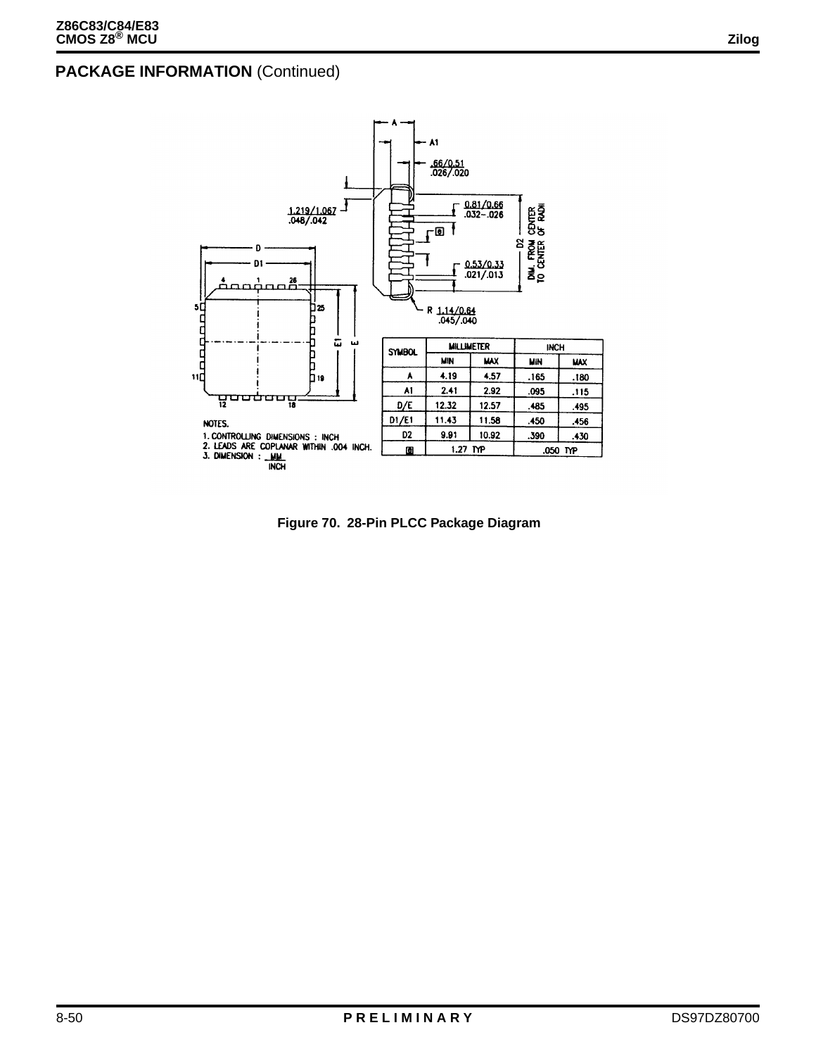## PACKAGE INFORMATION (Continued)

| SYMBOL | MILLIMETER | | INCH | |
|---|---|---|---|---|
| | MIN | MAX | MIN | MAX |
| A | 4.19 | 4.57 | .165 | .180 |
| A1 | 2.41 | 2.92 | .095 | .115 |
| D/E | 12.32 | 12.57 | .485 | .495 |
| D1/E1 | 11.43 | 11.58 | .450 | .456 |
| D2 | 9.91 | 10.92 | .390 | .430 |
| e | 1.27 TYP | | .050 TYP | |

NOTES.
1. CONTROLLING DIMENSIONS : INCH
2. LEADS ARE COPLANAR WITHIN .004 INCH.
3. DIMENSION : MM / INCH

Figure 70. 28-Pin PLCC Package Diagram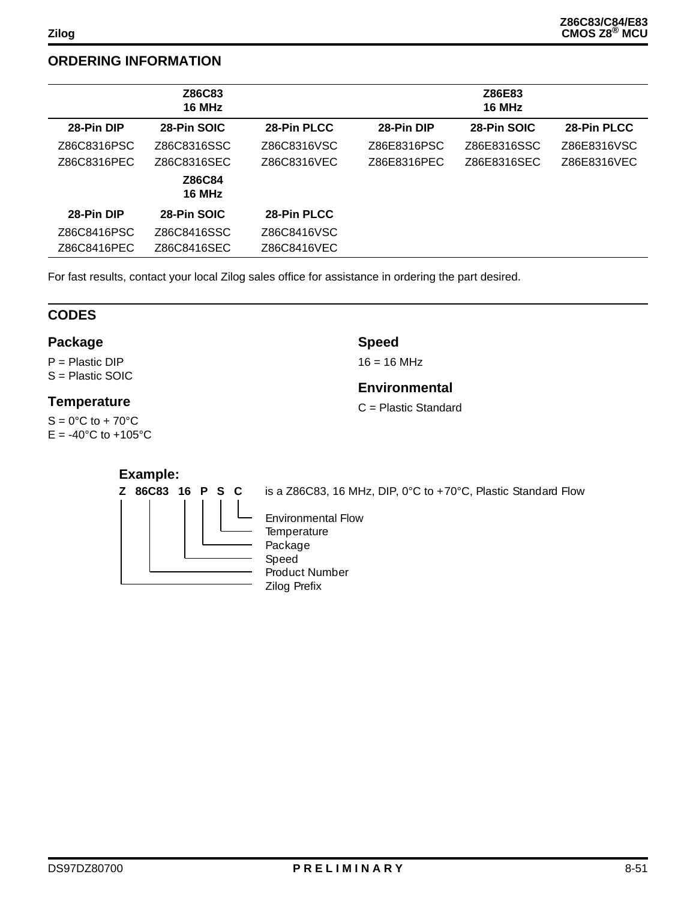## ORDERING INFORMATION

| Z86C83 16 MHz | | | Z86E83 16 MHz | | |
|---|---|---|---|---|---|
| **28-Pin DIP** | **28-Pin SOIC** | **28-Pin PLCC** | **28-Pin DIP** | **28-Pin SOIC** | **28-Pin PLCC** |
| Z86C8316PSC | Z86C8316SSC | Z86C8316VSC | Z86E8316PSC | Z86E8316SSC | Z86E8316VSC |
| Z86C8316PEC | Z86C8316SEC | Z86C8316VEC | Z86E8316PEC | Z86E8316SEC | Z86E8316VEC |
| | **Z86C84 16 MHz** | | | | |
| **28-Pin DIP** | **28-Pin SOIC** | **28-Pin PLCC** | | | |
| Z86C8416PSC | Z86C8416SSC | Z86C8416VSC | | | |
| Z86C8416PEC | Z86C8416SEC | Z86C8416VEC | | | |

For fast results, contact your local Zilog sales office for assistance in ordering the part desired.

## CODES

### Package

P = Plastic DIP
S = Plastic SOIC

### Temperature

S = 0°C to + 70°C
E = -40°C to +105°C

### Speed

16 = 16 MHz

### Environmental

C = Plastic Standard

**Example:**

**Z 86C83 16 P S C** is a Z86C83, 16 MHz, DIP, 0°C to +70°C, Plastic Standard Flow

- C — Environmental Flow
- S — Temperature
- P — Package
- 16 — Speed
- 86C83 — Product Number
- Z — Zilog Prefix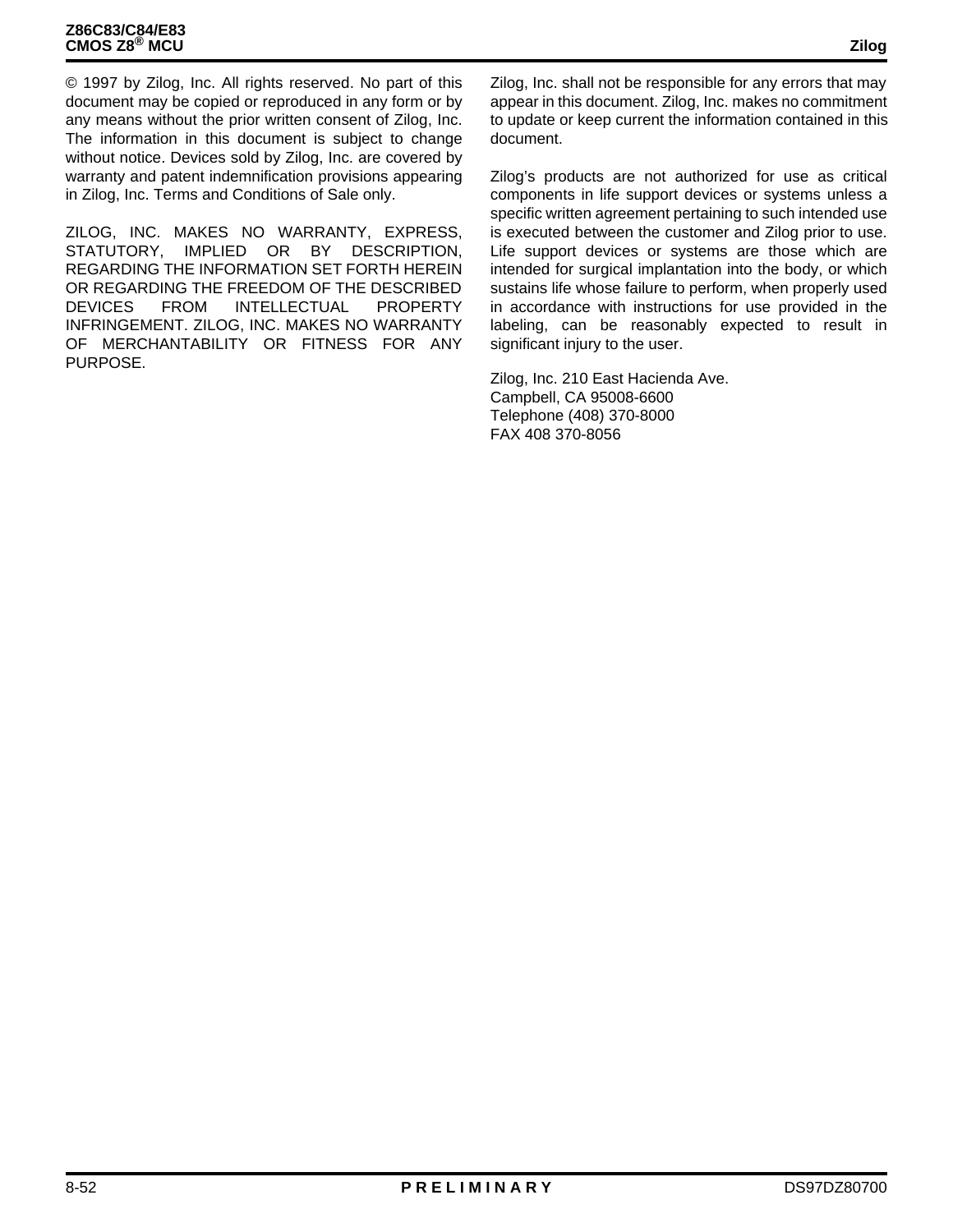© 1997 by Zilog, Inc. All rights reserved. No part of this document may be copied or reproduced in any form or by any means without the prior written consent of Zilog, Inc. The information in this document is subject to change without notice. Devices sold by Zilog, Inc. are covered by warranty and patent indemnification provisions appearing in Zilog, Inc. Terms and Conditions of Sale only.

ZILOG, INC. MAKES NO WARRANTY, EXPRESS, STATUTORY, IMPLIED OR BY DESCRIPTION, REGARDING THE INFORMATION SET FORTH HEREIN OR REGARDING THE FREEDOM OF THE DESCRIBED DEVICES FROM INTELLECTUAL PROPERTY INFRINGEMENT. ZILOG, INC. MAKES NO WARRANTY OF MERCHANTABILITY OR FITNESS FOR ANY PURPOSE.

Zilog, Inc. shall not be responsible for any errors that may appear in this document. Zilog, Inc. makes no commitment to update or keep current the information contained in this document.

Zilog's products are not authorized for use as critical components in life support devices or systems unless a specific written agreement pertaining to such intended use is executed between the customer and Zilog prior to use. Life support devices or systems are those which are intended for surgical implantation into the body, or which sustains life whose failure to perform, when properly used in accordance with instructions for use provided in the labeling, can be reasonably expected to result in significant injury to the user.

Zilog, Inc. 210 East Hacienda Ave.
Campbell, CA 95008-6600
Telephone (408) 370-8000
FAX 408 370-8056